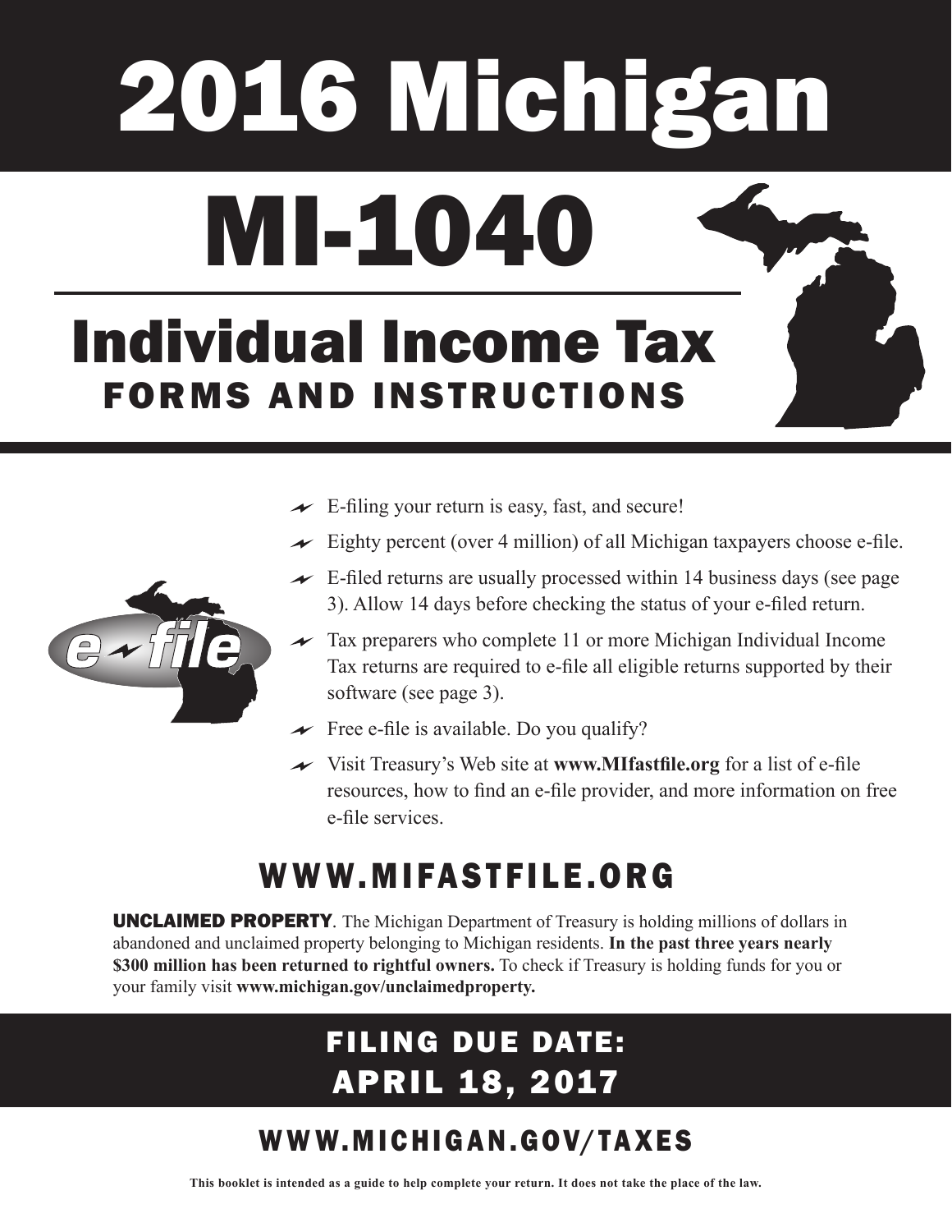# 2016 Michigan

# MI-1040

## Individual Income Tax

### FORMS AND INSTRUCTIONS

- E-filing your return is easy, fast, and secure!
- Eighty percent (over 4 million) of all Michigan taxpayers choose e-file.
- E-filed returns are usually processed within 14 business days (see page 3). Allow 14 days before checking the status of your e-filed return.
- Tax preparers who complete 11 or more Michigan Individual Income Tax returns are required to e-file all eligible returns supported by their software (see page 3).
- Free e-file is available. Do you qualify?
- Visit Treasury's Web site at **www.MIfastfile.org** for a list of e-file resources, how to find an e-file provider, and more information on free e-file services.

## WWW.MIFASTFILE.ORG

**UNCLAIMED PROPERTY**. The Michigan Department of Treasury is holding millions of dollars in abandoned and unclaimed property belonging to Michigan residents. **In the past three years nearly $300 million has been returned to rightful owners.** To check if Treasury is holding funds for you or your family visit **www.michigan.gov/unclaimedproperty.**

## FILING DUE DATE: APRIL 18, 2017

## WWW.MICHIGAN.GOV/TAXES

**This booklet is intended as a guide to help complete your return. It does not take the place of the law.**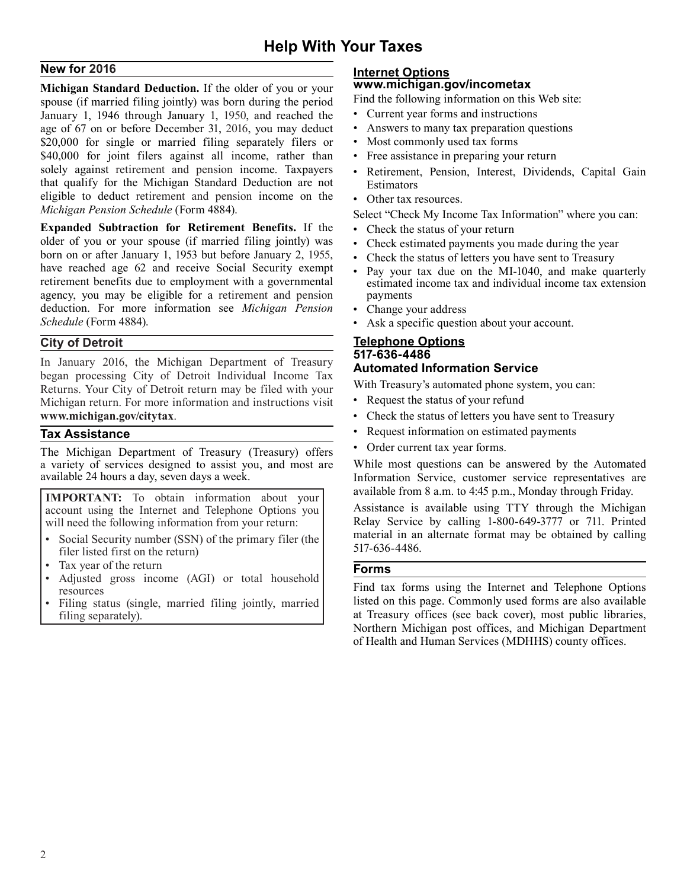# Help With Your Taxes

## New for 2016

**Michigan Standard Deduction.** If the older of you or your spouse (if married filing jointly) was born during the period January 1, 1946 through January 1, 1950, and reached the age of 67 on or before December 31, 2016, you may deduct \$20,000 for single or married filing separately filers or \$40,000 for joint filers against all income, rather than solely against retirement and pension income. Taxpayers that qualify for the Michigan Standard Deduction are not eligible to deduct retirement and pension income on the *Michigan Pension Schedule* (Form 4884).

**Expanded Subtraction for Retirement Benefits.** If the older of you or your spouse (if married filing jointly) was born on or after January 1, 1953 but before January 2, 1955, have reached age 62 and receive Social Security exempt retirement benefits due to employment with a governmental agency, you may be eligible for a retirement and pension deduction. For more information see *Michigan Pension Schedule* (Form 4884).

## City of Detroit

In January 2016, the Michigan Department of Treasury began processing City of Detroit Individual Income Tax Returns. Your City of Detroit return may be filed with your Michigan return. For more information and instructions visit **www.michigan.gov/citytax**.

## Tax Assistance

The Michigan Department of Treasury (Treasury) offers a variety of services designed to assist you, and most are available 24 hours a day, seven days a week.

**IMPORTANT:** To obtain information about your account using the Internet and Telephone Options you will need the following information from your return:

- Social Security number (SSN) of the primary filer (the filer listed first on the return)
- Tax year of the return
- Adjusted gross income (AGI) or total household resources
- Filing status (single, married filing jointly, married filing separately).

## Internet Options
### www.michigan.gov/incometax

Find the following information on this Web site:

- Current year forms and instructions
- Answers to many tax preparation questions
- Most commonly used tax forms
- Free assistance in preparing your return
- Retirement, Pension, Interest, Dividends, Capital Gain Estimators
- Other tax resources.

Select "Check My Income Tax Information" where you can:

- Check the status of your return
- Check estimated payments you made during the year
- Check the status of letters you have sent to Treasury
- Pay your tax due on the MI-1040, and make quarterly estimated income tax and individual income tax extension payments
- Change your address
- Ask a specific question about your account.

## Telephone Options
### 517-636-4486
### Automated Information Service

With Treasury's automated phone system, you can:

- Request the status of your refund
- Check the status of letters you have sent to Treasury
- Request information on estimated payments
- Order current tax year forms.

While most questions can be answered by the Automated Information Service, customer service representatives are available from 8 a.m. to 4:45 p.m., Monday through Friday.

Assistance is available using TTY through the Michigan Relay Service by calling 1-800-649-3777 or 711. Printed material in an alternate format may be obtained by calling 517-636-4486.

## Forms

Find tax forms using the Internet and Telephone Options listed on this page. Commonly used forms are also available at Treasury offices (see back cover), most public libraries, Northern Michigan post offices, and Michigan Department of Health and Human Services (MDHHS) county offices.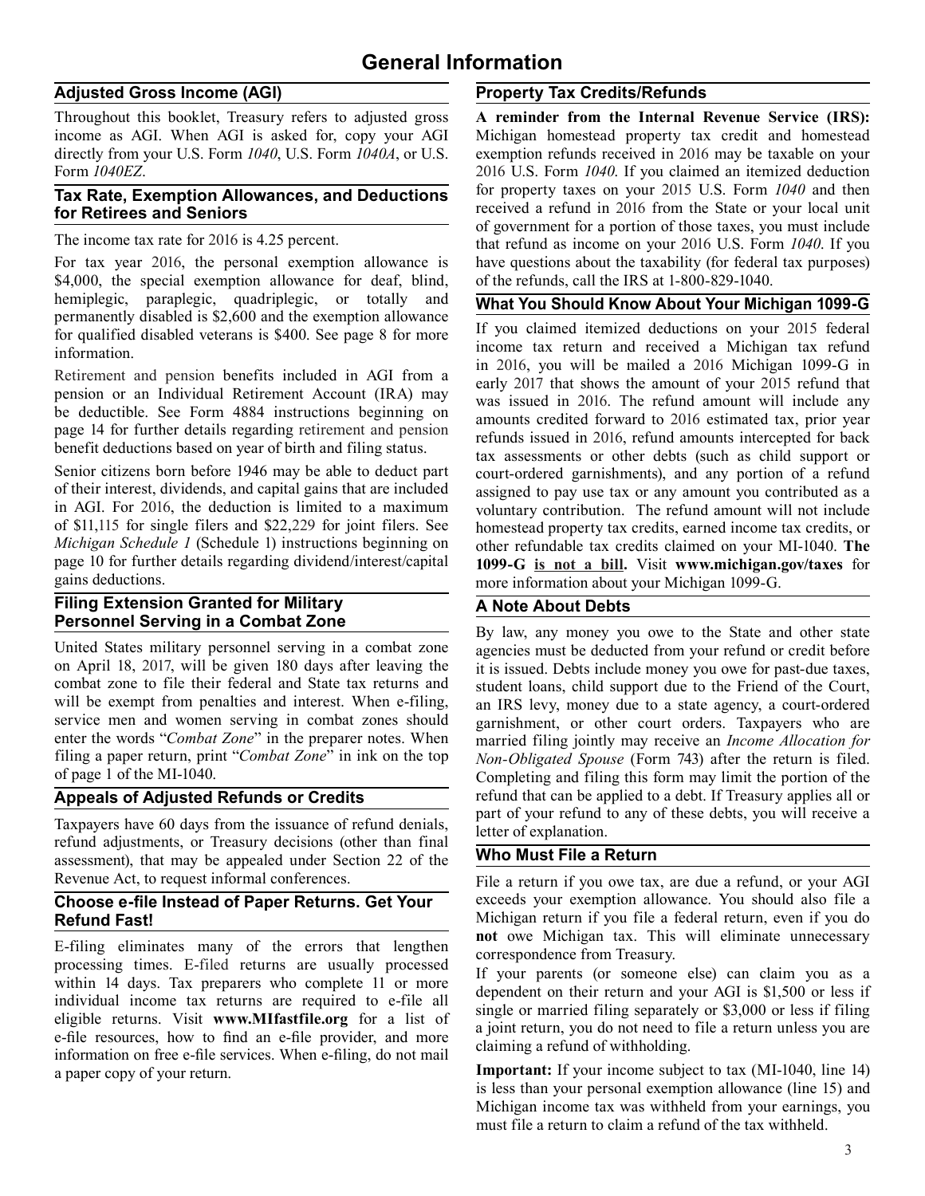# General Information

## Adjusted Gross Income (AGI)

Throughout this booklet, Treasury refers to adjusted gross income as AGI. When AGI is asked for, copy your AGI directly from your U.S. Form *1040*, U.S. Form *1040A*, or U.S. Form *1040EZ*.

## Tax Rate, Exemption Allowances, and Deductions for Retirees and Seniors

The income tax rate for 2016 is 4.25 percent.

For tax year 2016, the personal exemption allowance is $4,000, the special exemption allowance for deaf, blind, hemiplegic, paraplegic, quadriplegic, or totally and permanently disabled is $2,600 and the exemption allowance for qualified disabled veterans is $400. See page 8 for more information.

Retirement and pension benefits included in AGI from a pension or an Individual Retirement Account (IRA) may be deductible. See Form 4884 instructions beginning on page 14 for further details regarding retirement and pension benefit deductions based on year of birth and filing status.

Senior citizens born before 1946 may be able to deduct part of their interest, dividends, and capital gains that are included in AGI. For 2016, the deduction is limited to a maximum of $11,115 for single filers and $22,229 for joint filers. See *Michigan Schedule 1* (Schedule 1) instructions beginning on page 10 for further details regarding dividend/interest/capital gains deductions.

## Filing Extension Granted for Military Personnel Serving in a Combat Zone

United States military personnel serving in a combat zone on April 18, 2017, will be given 180 days after leaving the combat zone to file their federal and State tax returns and will be exempt from penalties and interest. When e-filing, service men and women serving in combat zones should enter the words "*Combat Zone*" in the preparer notes. When filing a paper return, print "*Combat Zone*" in ink on the top of page 1 of the MI-1040.

## Appeals of Adjusted Refunds or Credits

Taxpayers have 60 days from the issuance of refund denials, refund adjustments, or Treasury decisions (other than final assessment), that may be appealed under Section 22 of the Revenue Act, to request informal conferences.

## Choose e-file Instead of Paper Returns. Get Your Refund Fast!

E-filing eliminates many of the errors that lengthen processing times. E-filed returns are usually processed within 14 days. Tax preparers who complete 11 or more individual income tax returns are required to e-file all eligible returns. Visit **www.MIfastfile.org** for a list of e-file resources, how to find an e-file provider, and more information on free e-file services. When e-filing, do not mail a paper copy of your return.

## Property Tax Credits/Refunds

**A reminder from the Internal Revenue Service (IRS):** Michigan homestead property tax credit and homestead exemption refunds received in 2016 may be taxable on your 2016 U.S. Form *1040*. If you claimed an itemized deduction for property taxes on your 2015 U.S. Form *1040* and then received a refund in 2016 from the State or your local unit of government for a portion of those taxes, you must include that refund as income on your 2016 U.S. Form *1040*. If you have questions about the taxability (for federal tax purposes) of the refunds, call the IRS at 1-800-829-1040.

## What You Should Know About Your Michigan 1099-G

If you claimed itemized deductions on your 2015 federal income tax return and received a Michigan tax refund in 2016, you will be mailed a 2016 Michigan 1099-G in early 2017 that shows the amount of your 2015 refund that was issued in 2016. The refund amount will include any amounts credited forward to 2016 estimated tax, prior year refunds issued in 2016, refund amounts intercepted for back tax assessments or other debts (such as child support or court-ordered garnishments), and any portion of a refund assigned to pay use tax or any amount you contributed as a voluntary contribution. The refund amount will not include homestead property tax credits, earned income tax credits, or other refundable tax credits claimed on your MI-1040. **The 1099-G <u>is not a bill</u>.** Visit **www.michigan.gov/taxes** for more information about your Michigan 1099-G.

## A Note About Debts

By law, any money you owe to the State and other state agencies must be deducted from your refund or credit before it is issued. Debts include money you owe for past-due taxes, student loans, child support due to the Friend of the Court, an IRS levy, money due to a state agency, a court-ordered garnishment, or other court orders. Taxpayers who are married filing jointly may receive an *Income Allocation for Non-Obligated Spouse* (Form 743) after the return is filed. Completing and filing this form may limit the portion of the refund that can be applied to a debt. If Treasury applies all or part of your refund to any of these debts, you will receive a letter of explanation.

## Who Must File a Return

File a return if you owe tax, are due a refund, or your AGI exceeds your exemption allowance. You should also file a Michigan return if you file a federal return, even if you do **not** owe Michigan tax. This will eliminate unnecessary correspondence from Treasury.

If your parents (or someone else) can claim you as a dependent on their return and your AGI is $1,500 or less if single or married filing separately or $3,000 or less if filing a joint return, you do not need to file a return unless you are claiming a refund of withholding.

**Important:** If your income subject to tax (MI-1040, line 14) is less than your personal exemption allowance (line 15) and Michigan income tax was withheld from your earnings, you must file a return to claim a refund of the tax withheld.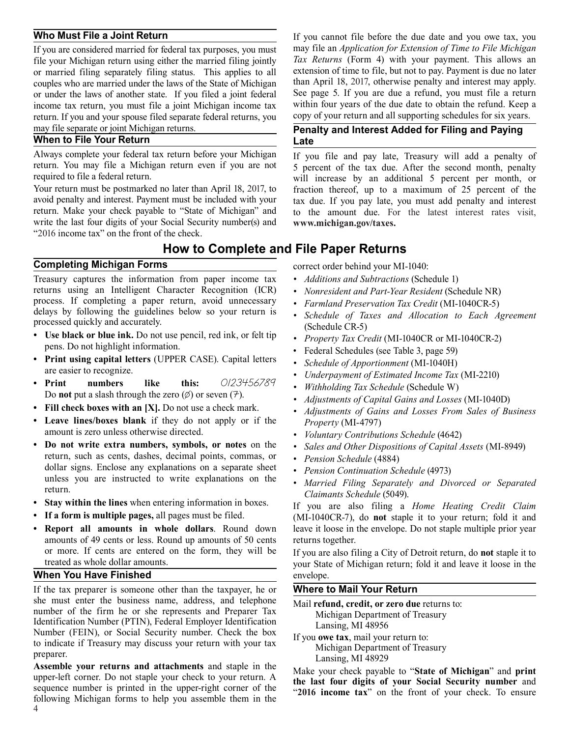### Who Must File a Joint Return

If you are considered married for federal tax purposes, you must file your Michigan return using either the married filing jointly or married filing separately filing status. This applies to all couples who are married under the laws of the State of Michigan or under the laws of another state. If you filed a joint federal income tax return, you must file a joint Michigan income tax return. If you and your spouse filed separate federal returns, you may file separate or joint Michigan returns.

### When to File Your Return

Always complete your federal tax return before your Michigan return. You may file a Michigan return even if you are not required to file a federal return.

Your return must be postmarked no later than April 18, 2017, to avoid penalty and interest. Payment must be included with your return. Make your check payable to "State of Michigan" and write the last four digits of your Social Security number(s) and "2016 income tax" on the front of the check.

If you cannot file before the due date and you owe tax, you may file an *Application for Extension of Time to File Michigan Tax Returns* (Form 4) with your payment. This allows an extension of time to file, but not to pay. Payment is due no later than April 18, 2017, otherwise penalty and interest may apply. See page 5. If you are due a refund, you must file a return within four years of the due date to obtain the refund. Keep a copy of your return and all supporting schedules for six years.

### Penalty and Interest Added for Filing and Paying Late

If you file and pay late, Treasury will add a penalty of 5 percent of the tax due. After the second month, penalty will increase by an additional 5 percent per month, or fraction thereof, up to a maximum of 25 percent of the tax due. If you pay late, you must add penalty and interest to the amount due. For the latest interest rates visit, **www.michigan.gov/taxes.**

## How to Complete and File Paper Returns

### Completing Michigan Forms

Treasury captures the information from paper income tax returns using an Intelligent Character Recognition (ICR) process. If completing a paper return, avoid unnecessary delays by following the guidelines below so your return is processed quickly and accurately.

- **Use black or blue ink.** Do not use pencil, red ink, or felt tip pens. Do not highlight information.
- **Print using capital letters** (UPPER CASE). Capital letters are easier to recognize.
- **Print numbers like this:** 0123456789 Do **not** put a slash through the zero (Ø) or seven (7).
- **Fill check boxes with an [X].** Do not use a check mark.
- **Leave lines/boxes blank** if they do not apply or if the amount is zero unless otherwise directed.
- **Do not write extra numbers, symbols, or notes** on the return, such as cents, dashes, decimal points, commas, or dollar signs. Enclose any explanations on a separate sheet unless you are instructed to write explanations on the return.
- **Stay within the lines** when entering information in boxes.
- **If a form is multiple pages,** all pages must be filed.
- **Report all amounts in whole dollars**. Round down amounts of 49 cents or less. Round up amounts of 50 cents or more. If cents are entered on the form, they will be treated as whole dollar amounts.

### When You Have Finished

If the tax preparer is someone other than the taxpayer, he or she must enter the business name, address, and telephone number of the firm he or she represents and Preparer Tax Identification Number (PTIN), Federal Employer Identification Number (FEIN), or Social Security number. Check the box to indicate if Treasury may discuss your return with your tax preparer.

**Assemble your returns and attachments** and staple in the upper-left corner. Do not staple your check to your return. A sequence number is printed in the upper-right corner of the following Michigan forms to help you assemble them in the correct order behind your MI-1040:

- *Additions and Subtractions* (Schedule 1)
- *Nonresident and Part-Year Resident* (Schedule NR)
- *Farmland Preservation Tax Credit* (MI-1040CR-5)
- *Schedule of Taxes and Allocation to Each Agreement* (Schedule CR-5)
- *Property Tax Credit* (MI-1040CR or MI-1040CR-2)
- Federal Schedules (see Table 3, page 59)
- *Schedule of Apportionment* (MI-1040H)
- *Underpayment of Estimated Income Tax* (MI-2210)
- *Withholding Tax Schedule* (Schedule W)
- *Adjustments of Capital Gains and Losses* (MI-1040D)
- *Adjustments of Gains and Losses From Sales of Business Property* (MI-4797)
- *Voluntary Contributions Schedule* (4642)
- *Sales and Other Dispositions of Capital Assets* (MI-8949)
- *Pension Schedule* (4884)
- *Pension Continuation Schedule* (4973)
- *Married Filing Separately and Divorced or Separated Claimants Schedule* (5049).

If you are also filing a *Home Heating Credit Claim* (MI-1040CR-7), do **not** staple it to your return; fold it and leave it loose in the envelope. Do not staple multiple prior year returns together.

If you are also filing a City of Detroit return, do **not** staple it to your State of Michigan return; fold it and leave it loose in the envelope.

### Where to Mail Your Return

Mail **refund, credit, or zero due** returns to:
Michigan Department of Treasury
Lansing, MI 48956

If you **owe tax**, mail your return to:
Michigan Department of Treasury
Lansing, MI 48929

Make your check payable to "**State of Michigan**" and **print the last four digits of your Social Security number** and "**2016 income tax**" on the front of your check. To ensure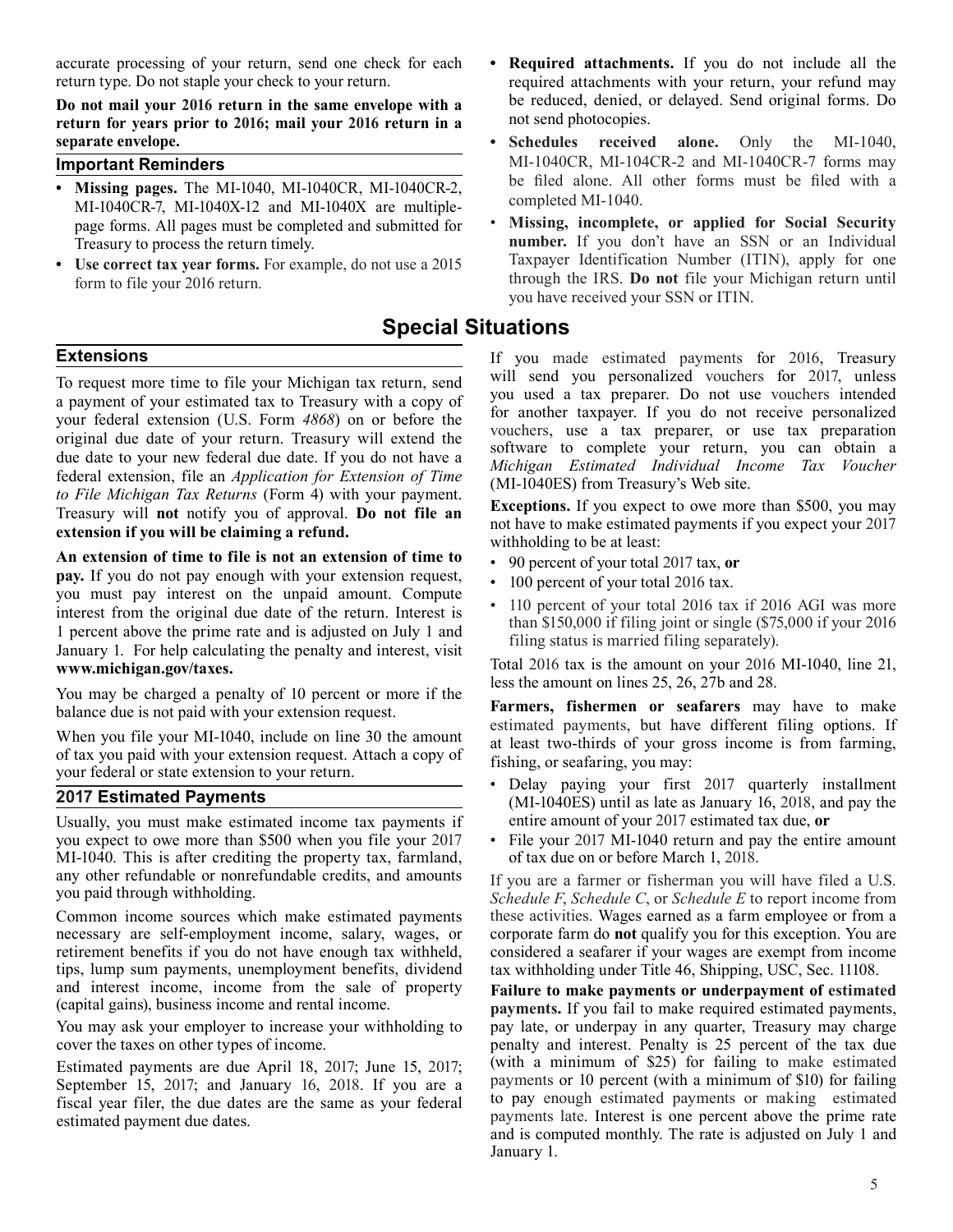accurate processing of your return, send one check for each return type. Do not staple your check to your return.

**Do not mail your 2016 return in the same envelope with a return for years prior to 2016; mail your 2016 return in a separate envelope.**

### Important Reminders

- **Missing pages.** The MI-1040, MI-1040CR, MI-1040CR-2, MI-1040CR-7, MI-1040X-12 and MI-1040X are multiple-page forms. All pages must be completed and submitted for Treasury to process the return timely.
- **Use correct tax year forms.** For example, do not use a 2015 form to file your 2016 return.
- **Required attachments.** If you do not include all the required attachments with your return, your refund may be reduced, denied, or delayed. Send original forms. Do not send photocopies.
- **Schedules received alone.** Only the MI-1040, MI-1040CR, MI-104CR-2 and MI-1040CR-7 forms may be filed alone. All other forms must be filed with a completed MI-1040.
- **Missing, incomplete, or applied for Social Security number.** If you don't have an SSN or an Individual Taxpayer Identification Number (ITIN), apply for one through the IRS. **Do not** file your Michigan return until you have received your SSN or ITIN.

## Special Situations

### Extensions

To request more time to file your Michigan tax return, send a payment of your estimated tax to Treasury with a copy of your federal extension (U.S. Form *4868*) on or before the original due date of your return. Treasury will extend the due date to your new federal due date. If you do not have a federal extension, file an *Application for Extension of Time to File Michigan Tax Returns* (Form 4) with your payment. Treasury will **not** notify you of approval. **Do not file an extension if you will be claiming a refund.**

**An extension of time to file is not an extension of time to pay.** If you do not pay enough with your extension request, you must pay interest on the unpaid amount. Compute interest from the original due date of the return. Interest is 1 percent above the prime rate and is adjusted on July 1 and January 1. For help calculating the penalty and interest, visit **www.michigan.gov/taxes.**

You may be charged a penalty of 10 percent or more if the balance due is not paid with your extension request.

When you file your MI-1040, include on line 30 the amount of tax you paid with your extension request. Attach a copy of your federal or state extension to your return.

### 2017 Estimated Payments

Usually, you must make estimated income tax payments if you expect to owe more than $500 when you file your 2017 MI-1040. This is after crediting the property tax, farmland, any other refundable or nonrefundable credits, and amounts you paid through withholding.

Common income sources which make estimated payments necessary are self-employment income, salary, wages, or retirement benefits if you do not have enough tax withheld, tips, lump sum payments, unemployment benefits, dividend and interest income, income from the sale of property (capital gains), business income and rental income.

You may ask your employer to increase your withholding to cover the taxes on other types of income.

Estimated payments are due April 18, 2017; June 15, 2017; September 15, 2017; and January 16, 2018. If you are a fiscal year filer, the due dates are the same as your federal estimated payment due dates.

If you made estimated payments for 2016, Treasury will send you personalized vouchers for 2017, unless you used a tax preparer. Do not use vouchers intended for another taxpayer. If you do not receive personalized vouchers, use a tax preparer, or use tax preparation software to complete your return, you can obtain a *Michigan Estimated Individual Income Tax Voucher* (MI-1040ES) from Treasury's Web site.

**Exceptions.** If you expect to owe more than $500, you may not have to make estimated payments if you expect your 2017 withholding to be at least:

- 90 percent of your total 2017 tax, **or**
- 100 percent of your total 2016 tax.
- 110 percent of your total 2016 tax if 2016 AGI was more than $150,000 if filing joint or single ($75,000 if your 2016 filing status is married filing separately).

Total 2016 tax is the amount on your 2016 MI-1040, line 21, less the amount on lines 25, 26, 27b and 28.

**Farmers, fishermen or seafarers** may have to make estimated payments, but have different filing options. If at least two-thirds of your gross income is from farming, fishing, or seafaring, you may:

- Delay paying your first 2017 quarterly installment (MI-1040ES) until as late as January 16, 2018, and pay the entire amount of your 2017 estimated tax due, **or**
- File your 2017 MI-1040 return and pay the entire amount of tax due on or before March 1, 2018.

If you are a farmer or fisherman you will have filed a U.S. *Schedule F*, *Schedule C*, or *Schedule E* to report income from these activities. Wages earned as a farm employee or from a corporate farm do **not** qualify you for this exception. You are considered a seafarer if your wages are exempt from income tax withholding under Title 46, Shipping, USC, Sec. 11108.

**Failure to make payments or underpayment of estimated payments.** If you fail to make required estimated payments, pay late, or underpay in any quarter, Treasury may charge penalty and interest. Penalty is 25 percent of the tax due (with a minimum of $25) for failing to make estimated payments or 10 percent (with a minimum of $10) for failing to pay enough estimated payments or making estimated payments late. Interest is one percent above the prime rate and is computed monthly. The rate is adjusted on July 1 and January 1.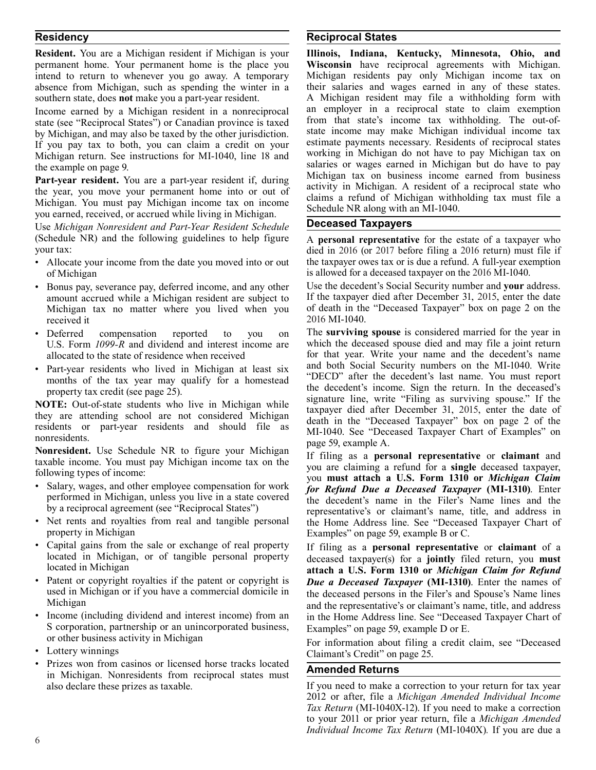## Residency

**Resident.** You are a Michigan resident if Michigan is your permanent home. Your permanent home is the place you intend to return to whenever you go away. A temporary absence from Michigan, such as spending the winter in a southern state, does **not** make you a part-year resident.

Income earned by a Michigan resident in a nonreciprocal state (see "Reciprocal States") or Canadian province is taxed by Michigan, and may also be taxed by the other jurisdiction. If you pay tax to both, you can claim a credit on your Michigan return. See instructions for MI-1040, line 18 and the example on page 9.

**Part-year resident.** You are a part-year resident if, during the year, you move your permanent home into or out of Michigan. You must pay Michigan income tax on income you earned, received, or accrued while living in Michigan.

Use *Michigan Nonresident and Part-Year Resident Schedule* (Schedule NR) and the following guidelines to help figure your tax:

- Allocate your income from the date you moved into or out of Michigan
- Bonus pay, severance pay, deferred income, and any other amount accrued while a Michigan resident are subject to Michigan tax no matter where you lived when you received it
- Deferred compensation reported to you on U.S. Form *1099-R* and dividend and interest income are allocated to the state of residence when received
- Part-year residents who lived in Michigan at least six months of the tax year may qualify for a homestead property tax credit (see page 25).

**NOTE:** Out-of-state students who live in Michigan while they are attending school are not considered Michigan residents or part-year residents and should file as nonresidents.

**Nonresident.** Use Schedule NR to figure your Michigan taxable income. You must pay Michigan income tax on the following types of income:

- Salary, wages, and other employee compensation for work performed in Michigan, unless you live in a state covered by a reciprocal agreement (see "Reciprocal States")
- Net rents and royalties from real and tangible personal property in Michigan
- Capital gains from the sale or exchange of real property located in Michigan, or of tangible personal property located in Michigan
- Patent or copyright royalties if the patent or copyright is used in Michigan or if you have a commercial domicile in Michigan
- Income (including dividend and interest income) from an S corporation, partnership or an unincorporated business, or other business activity in Michigan
- Lottery winnings
- Prizes won from casinos or licensed horse tracks located in Michigan. Nonresidents from reciprocal states must also declare these prizes as taxable.

## Reciprocal States

**Illinois, Indiana, Kentucky, Minnesota, Ohio, and Wisconsin** have reciprocal agreements with Michigan. Michigan residents pay only Michigan income tax on their salaries and wages earned in any of these states. A Michigan resident may file a withholding form with an employer in a reciprocal state to claim exemption from that state's income tax withholding. The out-of-state income may make Michigan individual income tax estimate payments necessary. Residents of reciprocal states working in Michigan do not have to pay Michigan tax on salaries or wages earned in Michigan but do have to pay Michigan tax on business income earned from business activity in Michigan. A resident of a reciprocal state who claims a refund of Michigan withholding tax must file a Schedule NR along with an MI-1040.

## Deceased Taxpayers

A **personal representative** for the estate of a taxpayer who died in 2016 (or 2017 before filing a 2016 return) must file if the taxpayer owes tax or is due a refund. A full-year exemption is allowed for a deceased taxpayer on the 2016 MI-1040.

Use the decedent's Social Security number and **your** address. If the taxpayer died after December 31, 2015, enter the date of death in the "Deceased Taxpayer" box on page 2 on the 2016 MI-1040.

The **surviving spouse** is considered married for the year in which the deceased spouse died and may file a joint return for that year. Write your name and the decedent's name and both Social Security numbers on the MI-1040. Write "DECD" after the decedent's last name. You must report the decedent's income. Sign the return. In the deceased's signature line, write "Filing as surviving spouse." If the taxpayer died after December 31, 2015, enter the date of death in the "Deceased Taxpayer" box on page 2 of the MI-1040. See "Deceased Taxpayer Chart of Examples" on page 59, example A.

If filing as a **personal representative** or **claimant** and you are claiming a refund for a **single** deceased taxpayer, you **must attach a U.S. Form 1310 or** ***Michigan Claim for Refund Due a Deceased Taxpayer*** **(MI-1310)**. Enter the decedent's name in the Filer's Name lines and the representative's or claimant's name, title, and address in the Home Address line. See "Deceased Taxpayer Chart of Examples" on page 59, example B or C.

If filing as a **personal representative** or **claimant** of a deceased taxpayer(s) for a **jointly** filed return, you **must attach a U.S. Form 1310 or** ***Michigan Claim for Refund Due a Deceased Taxpayer*** **(MI-1310)**. Enter the names of the deceased persons in the Filer's and Spouse's Name lines and the representative's or claimant's name, title, and address in the Home Address line. See "Deceased Taxpayer Chart of Examples" on page 59, example D or E.

For information about filing a credit claim, see "Deceased Claimant's Credit" on page 25.

## Amended Returns

If you need to make a correction to your return for tax year 2012 or after, file a *Michigan Amended Individual Income Tax Return* (MI-1040X-12). If you need to make a correction to your 2011 or prior year return, file a *Michigan Amended Individual Income Tax Return* (MI-1040X). If you are due a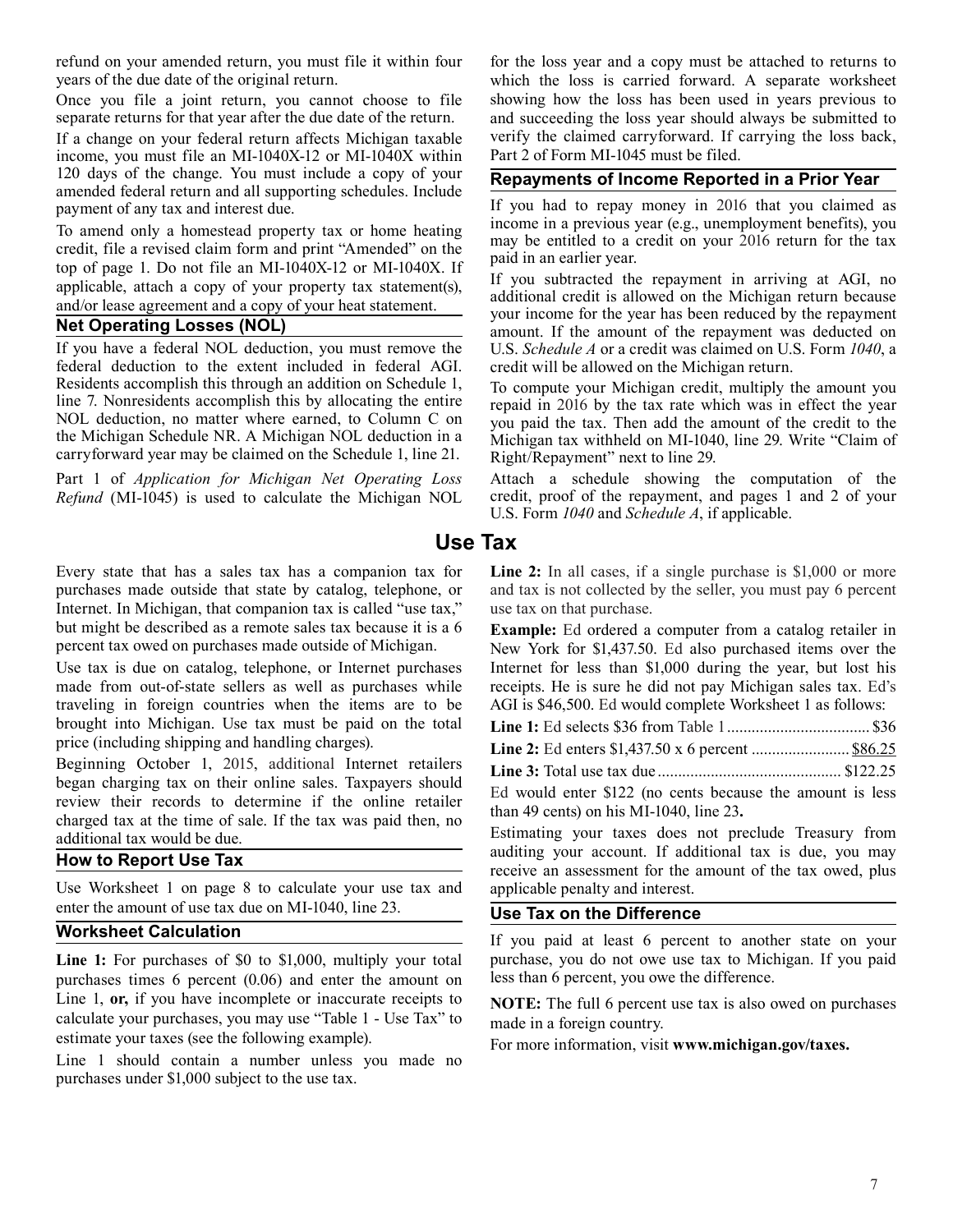refund on your amended return, you must file it within four years of the due date of the original return.

Once you file a joint return, you cannot choose to file separate returns for that year after the due date of the return.

If a change on your federal return affects Michigan taxable income, you must file an MI-1040X-12 or MI-1040X within 120 days of the change. You must include a copy of your amended federal return and all supporting schedules. Include payment of any tax and interest due.

To amend only a homestead property tax or home heating credit, file a revised claim form and print "Amended" on the top of page 1. Do not file an MI-1040X-12 or MI-1040X. If applicable, attach a copy of your property tax statement(s), and/or lease agreement and a copy of your heat statement.

### Net Operating Losses (NOL)

If you have a federal NOL deduction, you must remove the federal deduction to the extent included in federal AGI. Residents accomplish this through an addition on Schedule 1, line 7. Nonresidents accomplish this by allocating the entire NOL deduction, no matter where earned, to Column C on the Michigan Schedule NR. A Michigan NOL deduction in a carryforward year may be claimed on the Schedule 1, line 21.

Part 1 of *Application for Michigan Net Operating Loss Refund* (MI-1045) is used to calculate the Michigan NOL for the loss year and a copy must be attached to returns to which the loss is carried forward. A separate worksheet showing how the loss has been used in years previous to and succeeding the loss year should always be submitted to verify the claimed carryforward. If carrying the loss back, Part 2 of Form MI-1045 must be filed.

### Repayments of Income Reported in a Prior Year

If you had to repay money in 2016 that you claimed as income in a previous year (e.g., unemployment benefits), you may be entitled to a credit on your 2016 return for the tax paid in an earlier year.

If you subtracted the repayment in arriving at AGI, no additional credit is allowed on the Michigan return because your income for the year has been reduced by the repayment amount. If the amount of the repayment was deducted on U.S. *Schedule A* or a credit was claimed on U.S. Form *1040*, a credit will be allowed on the Michigan return.

To compute your Michigan credit, multiply the amount you repaid in 2016 by the tax rate which was in effect the year you paid the tax. Then add the amount of the credit to the Michigan tax withheld on MI-1040, line 29. Write "Claim of Right/Repayment" next to line 29.

Attach a schedule showing the computation of the credit, proof of the repayment, and pages 1 and 2 of your U.S. Form *1040* and *Schedule A*, if applicable.

## Use Tax

Every state that has a sales tax has a companion tax for purchases made outside that state by catalog, telephone, or Internet. In Michigan, that companion tax is called "use tax," but might be described as a remote sales tax because it is a 6 percent tax owed on purchases made outside of Michigan.

Use tax is due on catalog, telephone, or Internet purchases made from out-of-state sellers as well as purchases while traveling in foreign countries when the items are to be brought into Michigan. Use tax must be paid on the total price (including shipping and handling charges).

Beginning October 1, 2015, additional Internet retailers began charging tax on their online sales. Taxpayers should review their records to determine if the online retailer charged tax at the time of sale. If the tax was paid then, no additional tax would be due.

### How to Report Use Tax

Use Worksheet 1 on page 8 to calculate your use tax and enter the amount of use tax due on MI-1040, line 23.

### Worksheet Calculation

**Line 1:** For purchases of $0 to $1,000, multiply your total purchases times 6 percent (0.06) and enter the amount on Line 1, **or,** if you have incomplete or inaccurate receipts to calculate your purchases, you may use "Table 1 - Use Tax" to estimate your taxes (see the following example).

Line 1 should contain a number unless you made no purchases under $1,000 subject to the use tax.

**Line 2:** In all cases, if a single purchase is $1,000 or more and tax is not collected by the seller, you must pay 6 percent use tax on that purchase.

**Example:** Ed ordered a computer from a catalog retailer in New York for $1,437.50. Ed also purchased items over the Internet for less than $1,000 during the year, but lost his receipts. He is sure he did not pay Michigan sales tax. Ed's AGI is $46,500. Ed would complete Worksheet 1 as follows:

**Line 1:** Ed selects $36 from Table 1 .................................. $36

**Line 2:** Ed enters $1,437.50 x 6 percent ........................ $86.25

**Line 3:** Total use tax due ............................................ $122.25

Ed would enter $122 (no cents because the amount is less than 49 cents) on his MI-1040, line 23**.**

Estimating your taxes does not preclude Treasury from auditing your account. If additional tax is due, you may receive an assessment for the amount of the tax owed, plus applicable penalty and interest.

### Use Tax on the Difference

If you paid at least 6 percent to another state on your purchase, you do not owe use tax to Michigan. If you paid less than 6 percent, you owe the difference.

**NOTE:** The full 6 percent use tax is also owed on purchases made in a foreign country.

For more information, visit **www.michigan.gov/taxes.**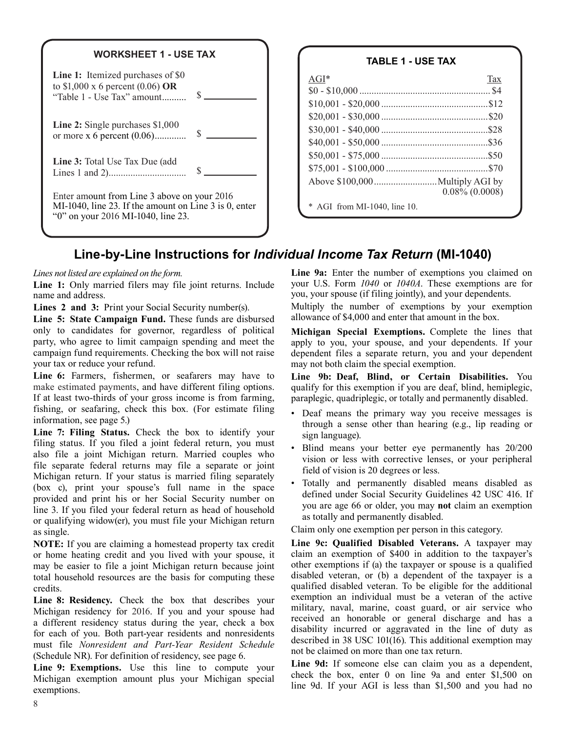### WORKSHEET 1 - USE TAX

**Line 1:** Itemized purchases of $0 to $1,000 x 6 percent (0.06) **OR** "Table 1 - Use Tax" amount.......... $ __________

**Line 2:** Single purchases $1,000 or more x 6 percent (0.06)............. $ __________

**Line 3:** Total Use Tax Due (add Lines 1 and 2)................................ $ __________

Enter amount from Line 3 above on your 2016 MI-1040, line 23. If the amount on Line 3 is 0, enter "0" on your 2016 MI-1040, line 23.

### TABLE 1 - USE TAX

| AGI* | Tax |
|---|---|
| $0 - $10,000 | $4 |
| $10,001 - $20,000 | $12 |
| $20,001 - $30,000 | $20 |
| $30,001 - $40,000 | $28 |
| $40,001 - $50,000 | $36 |
| $50,001 - $75,000 | $50 |
| $75,001 - $100,000 | $70 |
| Above $100,000 | Multiply AGI by 0.08% (0.0008) |

\* AGI from MI-1040, line 10.

## Line-by-Line Instructions for *Individual Income Tax Return* (MI-1040)

*Lines not listed are explained on the form.*

**Line 1:** Only married filers may file joint returns. Include name and address.

**Lines 2 and 3:** Print your Social Security number(s).

**Line 5: State Campaign Fund.** These funds are disbursed only to candidates for governor, regardless of political party, who agree to limit campaign spending and meet the campaign fund requirements. Checking the box will not raise your tax or reduce your refund.

**Line 6:** Farmers, fishermen, or seafarers may have to make estimated payments, and have different filing options. If at least two-thirds of your gross income is from farming, fishing, or seafaring, check this box. (For estimate filing information, see page 5.)

**Line 7: Filing Status.** Check the box to identify your filing status. If you filed a joint federal return, you must also file a joint Michigan return. Married couples who file separate federal returns may file a separate or joint Michigan return. If your status is married filing separately (box c), print your spouse's full name in the space provided and print his or her Social Security number on line 3. If you filed your federal return as head of household or qualifying widow(er), you must file your Michigan return as single.

**NOTE:** If you are claiming a homestead property tax credit or home heating credit and you lived with your spouse, it may be easier to file a joint Michigan return because joint total household resources are the basis for computing these credits.

**Line 8: Residency.** Check the box that describes your Michigan residency for 2016. If you and your spouse had a different residency status during the year, check a box for each of you. Both part-year residents and nonresidents must file *Nonresident and Part-Year Resident Schedule* (Schedule NR). For definition of residency, see page 6.

**Line 9: Exemptions.** Use this line to compute your Michigan exemption amount plus your Michigan special exemptions.

**Line 9a:** Enter the number of exemptions you claimed on your U.S. Form *1040* or *1040A*. These exemptions are for you, your spouse (if filing jointly), and your dependents.

Multiply the number of exemptions by your exemption allowance of $4,000 and enter that amount in the box.

**Michigan Special Exemptions.** Complete the lines that apply to you, your spouse, and your dependents. If your dependent files a separate return, you and your dependent may not both claim the special exemption.

**Line 9b: Deaf, Blind, or Certain Disabilities.** You qualify for this exemption if you are deaf, blind, hemiplegic, paraplegic, quadriplegic, or totally and permanently disabled.

- Deaf means the primary way you receive messages is through a sense other than hearing (e.g., lip reading or sign language).
- Blind means your better eye permanently has 20/200 vision or less with corrective lenses, or your peripheral field of vision is 20 degrees or less.
- Totally and permanently disabled means disabled as defined under Social Security Guidelines 42 USC 416. If you are age 66 or older, you may **not** claim an exemption as totally and permanently disabled.

Claim only one exemption per person in this category.

**Line 9c: Qualified Disabled Veterans.** A taxpayer may claim an exemption of $400 in addition to the taxpayer's other exemptions if (a) the taxpayer or spouse is a qualified disabled veteran, or (b) a dependent of the taxpayer is a qualified disabled veteran. To be eligible for the additional exemption an individual must be a veteran of the active military, naval, marine, coast guard, or air service who received an honorable or general discharge and has a disability incurred or aggravated in the line of duty as described in 38 USC 101(16). This additional exemption may not be claimed on more than one tax return.

**Line 9d:** If someone else can claim you as a dependent, check the box, enter 0 on line 9a and enter $1,500 on line 9d. If your AGI is less than $1,500 and you had no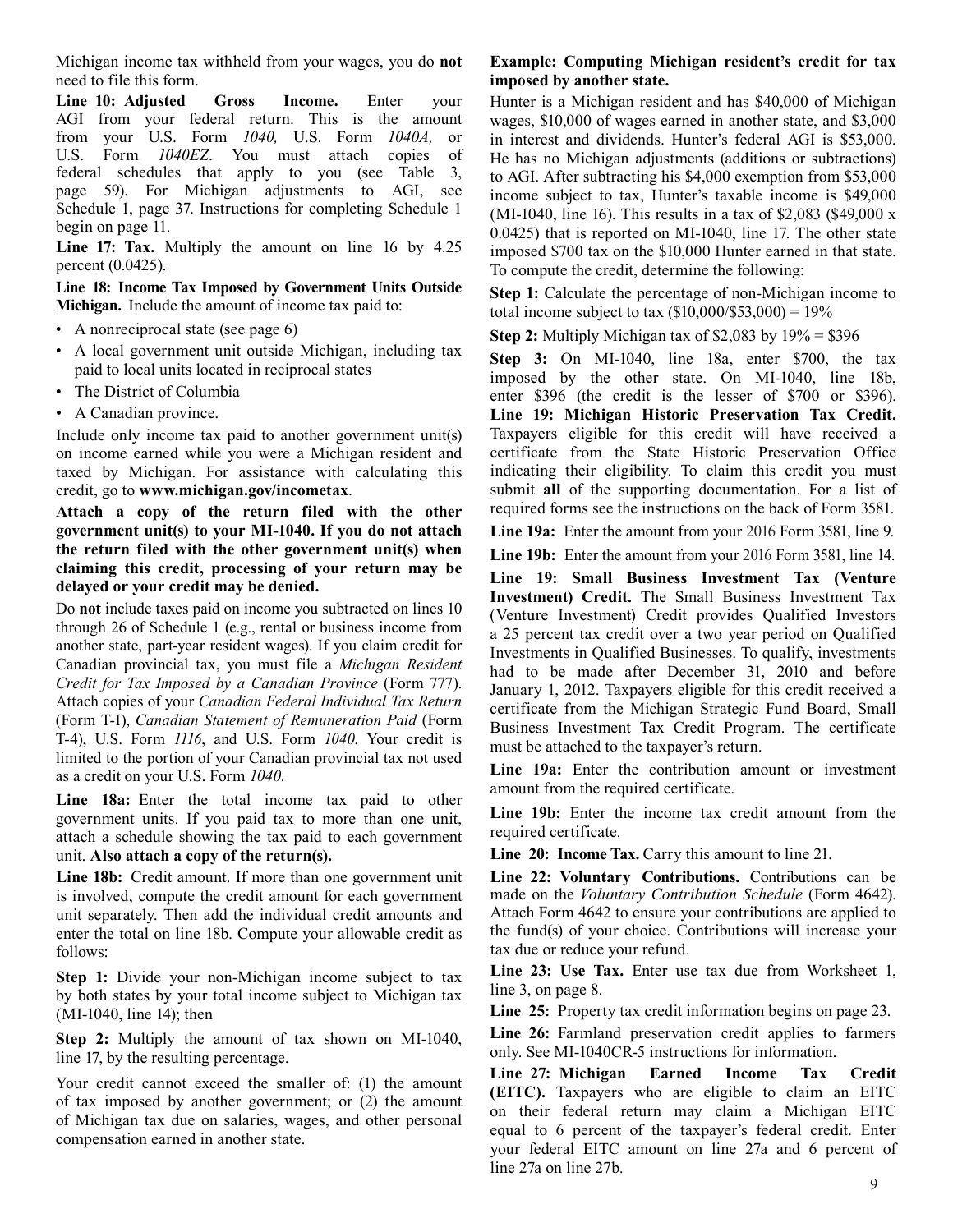Michigan income tax withheld from your wages, you do **not** need to file this form.

**Line 10: Adjusted Gross Income.** Enter your AGI from your federal return. This is the amount from your U.S. Form *1040,* U.S. Form *1040A,* or U.S. Form *1040EZ*. You must attach copies of federal schedules that apply to you (see Table 3, page 59). For Michigan adjustments to AGI, see Schedule 1, page 37. Instructions for completing Schedule 1 begin on page 11.

**Line 17: Tax.** Multiply the amount on line 16 by 4.25 percent (0.0425).

**Line 18: Income Tax Imposed by Government Units Outside Michigan.** Include the amount of income tax paid to:

- A nonreciprocal state (see page 6)
- A local government unit outside Michigan, including tax paid to local units located in reciprocal states
- The District of Columbia
- A Canadian province.

Include only income tax paid to another government unit(s) on income earned while you were a Michigan resident and taxed by Michigan. For assistance with calculating this credit, go to **www.michigan.gov/incometax**.

**Attach a copy of the return filed with the other government unit(s) to your MI-1040. If you do not attach the return filed with the other government unit(s) when claiming this credit, processing of your return may be delayed or your credit may be denied.**

Do **not** include taxes paid on income you subtracted on lines 10 through 26 of Schedule 1 (e.g., rental or business income from another state, part-year resident wages). If you claim credit for Canadian provincial tax, you must file a *Michigan Resident Credit for Tax Imposed by a Canadian Province* (Form 777). Attach copies of your *Canadian Federal Individual Tax Return* (Form T-1), *Canadian Statement of Remuneration Paid* (Form T-4), U.S. Form *1116*, and U.S. Form *1040.* Your credit is limited to the portion of your Canadian provincial tax not used as a credit on your U.S. Form *1040*.

**Line 18a:** Enter the total income tax paid to other government units. If you paid tax to more than one unit, attach a schedule showing the tax paid to each government unit. **Also attach a copy of the return(s).**

**Line 18b:** Credit amount. If more than one government unit is involved, compute the credit amount for each government unit separately. Then add the individual credit amounts and enter the total on line 18b. Compute your allowable credit as follows:

**Step 1:** Divide your non-Michigan income subject to tax by both states by your total income subject to Michigan tax (MI-1040, line 14); then

**Step 2:** Multiply the amount of tax shown on MI-1040, line 17, by the resulting percentage.

Your credit cannot exceed the smaller of: (1) the amount of tax imposed by another government; or (2) the amount of Michigan tax due on salaries, wages, and other personal compensation earned in another state.

**Example: Computing Michigan resident's credit for tax imposed by another state.**

Hunter is a Michigan resident and has $40,000 of Michigan wages, $10,000 of wages earned in another state, and $3,000 in interest and dividends. Hunter's federal AGI is $53,000. He has no Michigan adjustments (additions or subtractions) to AGI. After subtracting his $4,000 exemption from $53,000 income subject to tax, Hunter's taxable income is $49,000 (MI-1040, line 16). This results in a tax of $2,083 ($49,000 x 0.0425) that is reported on MI-1040, line 17. The other state imposed $700 tax on the $10,000 Hunter earned in that state. To compute the credit, determine the following:

**Step 1:** Calculate the percentage of non-Michigan income to total income subject to tax ($10,000/$53,000) = 19%

**Step 2:** Multiply Michigan tax of $2,083 by 19% = $396

**Step 3:** On MI-1040, line 18a, enter $700, the tax imposed by the other state. On MI-1040, line 18b, enter $396 (the credit is the lesser of $700 or $396).

**Line 19: Michigan Historic Preservation Tax Credit.** Taxpayers eligible for this credit will have received a certificate from the State Historic Preservation Office indicating their eligibility. To claim this credit you must submit **all** of the supporting documentation. For a list of required forms see the instructions on the back of Form 3581.

**Line 19a:** Enter the amount from your 2016 Form 3581, line 9.

**Line 19b:** Enter the amount from your 2016 Form 3581, line 14.

**Line 19: Small Business Investment Tax (Venture Investment) Credit.** The Small Business Investment Tax (Venture Investment) Credit provides Qualified Investors a 25 percent tax credit over a two year period on Qualified Investments in Qualified Businesses. To qualify, investments had to be made after December 31, 2010 and before January 1, 2012. Taxpayers eligible for this credit received a certificate from the Michigan Strategic Fund Board, Small Business Investment Tax Credit Program. The certificate must be attached to the taxpayer's return.

**Line 19a:** Enter the contribution amount or investment amount from the required certificate.

**Line 19b:** Enter the income tax credit amount from the required certificate.

**Line 20: Income Tax.** Carry this amount to line 21.

**Line 22: Voluntary Contributions.** Contributions can be made on the *Voluntary Contribution Schedule* (Form 4642). Attach Form 4642 to ensure your contributions are applied to the fund(s) of your choice. Contributions will increase your tax due or reduce your refund.

**Line 23: Use Tax.** Enter use tax due from Worksheet 1, line 3, on page 8.

**Line 25:** Property tax credit information begins on page 23.

**Line 26:** Farmland preservation credit applies to farmers only. See MI-1040CR-5 instructions for information.

**Line 27: Michigan Earned Income Tax Credit (EITC).** Taxpayers who are eligible to claim an EITC on their federal return may claim a Michigan EITC equal to 6 percent of the taxpayer's federal credit. Enter your federal EITC amount on line 27a and 6 percent of line 27a on line 27b.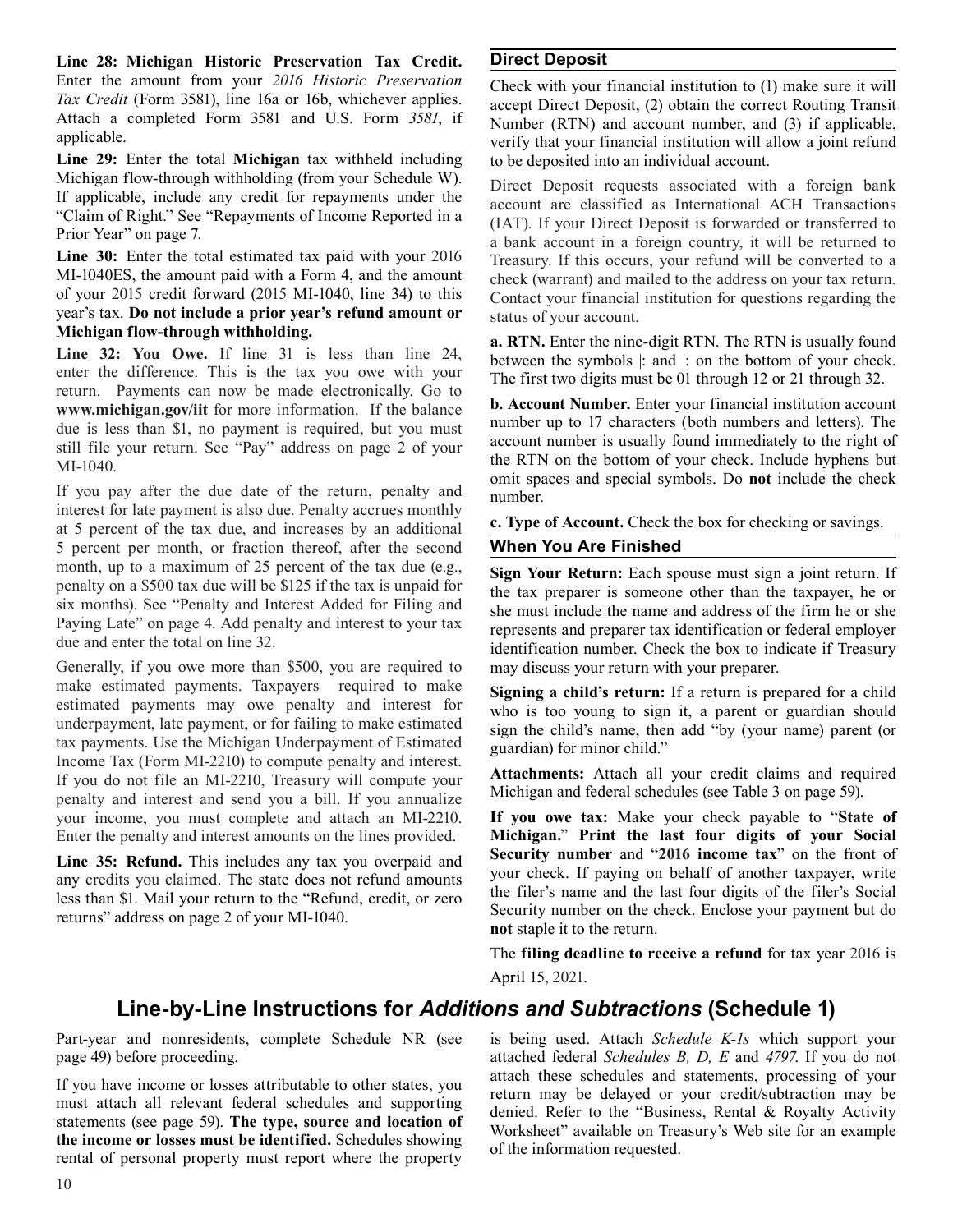**Line 28: Michigan Historic Preservation Tax Credit.** Enter the amount from your *2016 Historic Preservation Tax Credit* (Form 3581), line 16a or 16b, whichever applies. Attach a completed Form 3581 and U.S. Form *3581*, if applicable.

**Line 29:** Enter the total **Michigan** tax withheld including Michigan flow-through withholding (from your Schedule W). If applicable, include any credit for repayments under the "Claim of Right." See "Repayments of Income Reported in a Prior Year" on page 7.

**Line 30:** Enter the total estimated tax paid with your 2016 MI-1040ES, the amount paid with a Form 4, and the amount of your 2015 credit forward (2015 MI-1040, line 34) to this year's tax. **Do not include a prior year's refund amount or Michigan flow-through withholding.**

**Line 32: You Owe.** If line 31 is less than line 24, enter the difference. This is the tax you owe with your return. Payments can now be made electronically. Go to **www.michigan.gov/iit** for more information. If the balance due is less than $1, no payment is required, but you must still file your return. See "Pay" address on page 2 of your MI-1040.

If you pay after the due date of the return, penalty and interest for late payment is also due. Penalty accrues monthly at 5 percent of the tax due, and increases by an additional 5 percent per month, or fraction thereof, after the second month, up to a maximum of 25 percent of the tax due (e.g., penalty on a $500 tax due will be $125 if the tax is unpaid for six months). See "Penalty and Interest Added for Filing and Paying Late" on page 4. Add penalty and interest to your tax due and enter the total on line 32.

Generally, if you owe more than $500, you are required to make estimated payments. Taxpayers required to make estimated payments may owe penalty and interest for underpayment, late payment, or for failing to make estimated tax payments. Use the Michigan Underpayment of Estimated Income Tax (Form MI-2210) to compute penalty and interest. If you do not file an MI-2210, Treasury will compute your penalty and interest and send you a bill. If you annualize your income, you must complete and attach an MI-2210. Enter the penalty and interest amounts on the lines provided.

**Line 35: Refund.** This includes any tax you overpaid and any credits you claimed. The state does not refund amounts less than $1. Mail your return to the "Refund, credit, or zero returns" address on page 2 of your MI-1040.

### Direct Deposit

Check with your financial institution to (1) make sure it will accept Direct Deposit, (2) obtain the correct Routing Transit Number (RTN) and account number, and (3) if applicable, verify that your financial institution will allow a joint refund to be deposited into an individual account.

Direct Deposit requests associated with a foreign bank account are classified as International ACH Transactions (IAT). If your Direct Deposit is forwarded or transferred to a bank account in a foreign country, it will be returned to Treasury. If this occurs, your refund will be converted to a check (warrant) and mailed to the address on your tax return. Contact your financial institution for questions regarding the status of your account.

**a. RTN.** Enter the nine-digit RTN. The RTN is usually found between the symbols |: and |: on the bottom of your check. The first two digits must be 01 through 12 or 21 through 32.

**b. Account Number.** Enter your financial institution account number up to 17 characters (both numbers and letters). The account number is usually found immediately to the right of the RTN on the bottom of your check. Include hyphens but omit spaces and special symbols. Do **not** include the check number.

**c. Type of Account.** Check the box for checking or savings.

### When You Are Finished

**Sign Your Return:** Each spouse must sign a joint return. If the tax preparer is someone other than the taxpayer, he or she must include the name and address of the firm he or she represents and preparer tax identification or federal employer identification number. Check the box to indicate if Treasury may discuss your return with your preparer.

**Signing a child's return:** If a return is prepared for a child who is too young to sign it, a parent or guardian should sign the child's name, then add "by (your name) parent (or guardian) for minor child."

**Attachments:** Attach all your credit claims and required Michigan and federal schedules (see Table 3 on page 59).

**If you owe tax:** Make your check payable to "**State of Michigan.**" **Print the last four digits of your Social Security number** and "**2016 income tax**" on the front of your check. If paying on behalf of another taxpayer, write the filer's name and the last four digits of the filer's Social Security number on the check. Enclose your payment but do **not** staple it to the return.

The **filing deadline to receive a refund** for tax year 2016 is April 15, 2021.

## Line-by-Line Instructions for *Additions and Subtractions* (Schedule 1)

Part-year and nonresidents, complete Schedule NR (see page 49) before proceeding.

If you have income or losses attributable to other states, you must attach all relevant federal schedules and supporting statements (see page 59). **The type, source and location of the income or losses must be identified.** Schedules showing rental of personal property must report where the property is being used. Attach *Schedule K-1s* which support your attached federal *Schedules B, D, E* and *4797*. If you do not attach these schedules and statements, processing of your return may be delayed or your credit/subtraction may be denied. Refer to the "Business, Rental & Royalty Activity Worksheet" available on Treasury's Web site for an example of the information requested.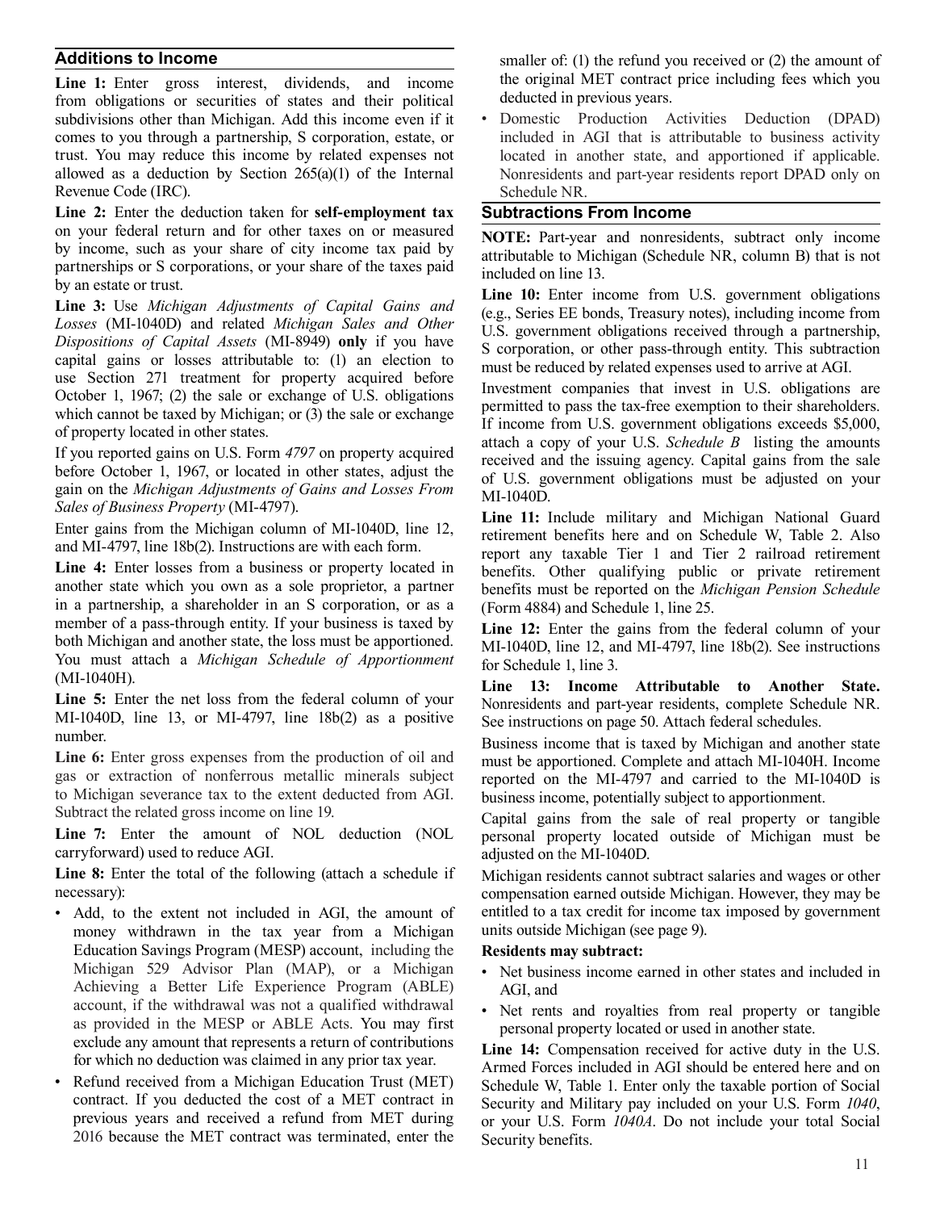## Additions to Income

**Line 1:** Enter gross interest, dividends, and income from obligations or securities of states and their political subdivisions other than Michigan. Add this income even if it comes to you through a partnership, S corporation, estate, or trust. You may reduce this income by related expenses not allowed as a deduction by Section 265(a)(1) of the Internal Revenue Code (IRC).

**Line 2:** Enter the deduction taken for **self-employment tax** on your federal return and for other taxes on or measured by income, such as your share of city income tax paid by partnerships or S corporations, or your share of the taxes paid by an estate or trust.

**Line 3:** Use *Michigan Adjustments of Capital Gains and Losses* (MI-1040D) and related *Michigan Sales and Other Dispositions of Capital Assets* (MI-8949) **only** if you have capital gains or losses attributable to: (1) an election to use Section 271 treatment for property acquired before October 1, 1967; (2) the sale or exchange of U.S. obligations which cannot be taxed by Michigan; or (3) the sale or exchange of property located in other states.

If you reported gains on U.S. Form *4797* on property acquired before October 1, 1967, or located in other states, adjust the gain on the *Michigan Adjustments of Gains and Losses From Sales of Business Property* (MI-4797).

Enter gains from the Michigan column of MI-1040D, line 12, and MI-4797, line 18b(2). Instructions are with each form.

**Line 4:** Enter losses from a business or property located in another state which you own as a sole proprietor, a partner in a partnership, a shareholder in an S corporation, or as a member of a pass-through entity. If your business is taxed by both Michigan and another state, the loss must be apportioned. You must attach a *Michigan Schedule of Apportionment* (MI-1040H).

**Line 5:** Enter the net loss from the federal column of your MI-1040D, line 13, or MI-4797, line 18b(2) as a positive number.

**Line 6:** Enter gross expenses from the production of oil and gas or extraction of nonferrous metallic minerals subject to Michigan severance tax to the extent deducted from AGI. Subtract the related gross income on line 19.

**Line 7:** Enter the amount of NOL deduction (NOL carryforward) used to reduce AGI.

**Line 8:** Enter the total of the following (attach a schedule if necessary):

- Add, to the extent not included in AGI, the amount of money withdrawn in the tax year from a Michigan Education Savings Program (MESP) account, including the Michigan 529 Advisor Plan (MAP), or a Michigan Achieving a Better Life Experience Program (ABLE) account, if the withdrawal was not a qualified withdrawal as provided in the MESP or ABLE Acts. You may first exclude any amount that represents a return of contributions for which no deduction was claimed in any prior tax year.
- Refund received from a Michigan Education Trust (MET) contract. If you deducted the cost of a MET contract in previous years and received a refund from MET during 2016 because the MET contract was terminated, enter the smaller of: (1) the refund you received or (2) the amount of the original MET contract price including fees which you deducted in previous years.
- Domestic Production Activities Deduction (DPAD) included in AGI that is attributable to business activity located in another state, and apportioned if applicable. Nonresidents and part-year residents report DPAD only on Schedule NR.

## Subtractions From Income

**NOTE:** Part-year and nonresidents, subtract only income attributable to Michigan (Schedule NR, column B) that is not included on line 13.

**Line 10:** Enter income from U.S. government obligations (e.g., Series EE bonds, Treasury notes), including income from U.S. government obligations received through a partnership, S corporation, or other pass-through entity. This subtraction must be reduced by related expenses used to arrive at AGI.

Investment companies that invest in U.S. obligations are permitted to pass the tax-free exemption to their shareholders. If income from U.S. government obligations exceeds $5,000, attach a copy of your U.S. *Schedule B* listing the amounts received and the issuing agency. Capital gains from the sale of U.S. government obligations must be adjusted on your MI-1040D.

**Line 11:** Include military and Michigan National Guard retirement benefits here and on Schedule W, Table 2. Also report any taxable Tier 1 and Tier 2 railroad retirement benefits. Other qualifying public or private retirement benefits must be reported on the *Michigan Pension Schedule* (Form 4884) and Schedule 1, line 25.

**Line 12:** Enter the gains from the federal column of your MI-1040D, line 12, and MI-4797, line 18b(2). See instructions for Schedule 1, line 3.

**Line 13: Income Attributable to Another State.** Nonresidents and part-year residents, complete Schedule NR. See instructions on page 50. Attach federal schedules.

Business income that is taxed by Michigan and another state must be apportioned. Complete and attach MI-1040H. Income reported on the MI-4797 and carried to the MI-1040D is business income, potentially subject to apportionment.

Capital gains from the sale of real property or tangible personal property located outside of Michigan must be adjusted on the MI-1040D.

Michigan residents cannot subtract salaries and wages or other compensation earned outside Michigan. However, they may be entitled to a tax credit for income tax imposed by government units outside Michigan (see page 9).

**Residents may subtract:**

- Net business income earned in other states and included in AGI, and
- Net rents and royalties from real property or tangible personal property located or used in another state.

**Line 14:** Compensation received for active duty in the U.S. Armed Forces included in AGI should be entered here and on Schedule W, Table 1. Enter only the taxable portion of Social Security and Military pay included on your U.S. Form *1040*, or your U.S. Form *1040A*. Do not include your total Social Security benefits.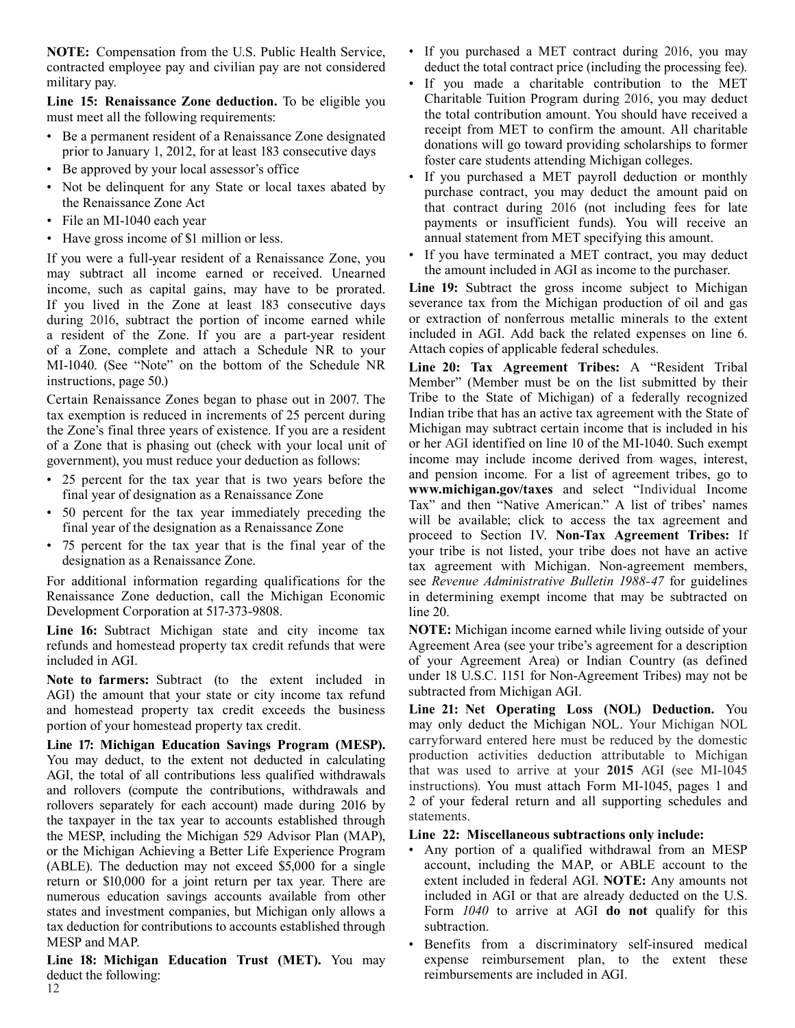**NOTE:** Compensation from the U.S. Public Health Service, contracted employee pay and civilian pay are not considered military pay.

**Line 15: Renaissance Zone deduction.** To be eligible you must meet all the following requirements:

- Be a permanent resident of a Renaissance Zone designated prior to January 1, 2012, for at least 183 consecutive days
- Be approved by your local assessor's office
- Not be delinquent for any State or local taxes abated by the Renaissance Zone Act
- File an MI-1040 each year
- Have gross income of $1 million or less.

If you were a full-year resident of a Renaissance Zone, you may subtract all income earned or received. Unearned income, such as capital gains, may have to be prorated. If you lived in the Zone at least 183 consecutive days during 2016, subtract the portion of income earned while a resident of the Zone. If you are a part-year resident of a Zone, complete and attach a Schedule NR to your MI-1040. (See "Note" on the bottom of the Schedule NR instructions, page 50.)

Certain Renaissance Zones began to phase out in 2007. The tax exemption is reduced in increments of 25 percent during the Zone's final three years of existence. If you are a resident of a Zone that is phasing out (check with your local unit of government), you must reduce your deduction as follows:

- 25 percent for the tax year that is two years before the final year of designation as a Renaissance Zone
- 50 percent for the tax year immediately preceding the final year of the designation as a Renaissance Zone
- 75 percent for the tax year that is the final year of the designation as a Renaissance Zone.

For additional information regarding qualifications for the Renaissance Zone deduction, call the Michigan Economic Development Corporation at 517-373-9808.

**Line 16:** Subtract Michigan state and city income tax refunds and homestead property tax credit refunds that were included in AGI.

**Note to farmers:** Subtract (to the extent included in AGI) the amount that your state or city income tax refund and homestead property tax credit exceeds the business portion of your homestead property tax credit.

**Line 17: Michigan Education Savings Program (MESP).** You may deduct, to the extent not deducted in calculating AGI, the total of all contributions less qualified withdrawals and rollovers (compute the contributions, withdrawals and rollovers separately for each account) made during 2016 by the taxpayer in the tax year to accounts established through the MESP, including the Michigan 529 Advisor Plan (MAP), or the Michigan Achieving a Better Life Experience Program (ABLE). The deduction may not exceed $5,000 for a single return or $10,000 for a joint return per tax year. There are numerous education savings accounts available from other states and investment companies, but Michigan only allows a tax deduction for contributions to accounts established through MESP and MAP.

**Line 18: Michigan Education Trust (MET).** You may deduct the following:

- If you purchased a MET contract during 2016, you may deduct the total contract price (including the processing fee).
- If you made a charitable contribution to the MET Charitable Tuition Program during 2016, you may deduct the total contribution amount. You should have received a receipt from MET to confirm the amount. All charitable donations will go toward providing scholarships to former foster care students attending Michigan colleges.
- If you purchased a MET payroll deduction or monthly purchase contract, you may deduct the amount paid on that contract during 2016 (not including fees for late payments or insufficient funds). You will receive an annual statement from MET specifying this amount.
- If you have terminated a MET contract, you may deduct the amount included in AGI as income to the purchaser.

**Line 19:** Subtract the gross income subject to Michigan severance tax from the Michigan production of oil and gas or extraction of nonferrous metallic minerals to the extent included in AGI. Add back the related expenses on line 6. Attach copies of applicable federal schedules.

**Line 20: Tax Agreement Tribes:** A "Resident Tribal Member" (Member must be on the list submitted by their Tribe to the State of Michigan) of a federally recognized Indian tribe that has an active tax agreement with the State of Michigan may subtract certain income that is included in his or her AGI identified on line 10 of the MI-1040. Such exempt income may include income derived from wages, interest, and pension income. For a list of agreement tribes, go to **www.michigan.gov/taxes** and select "Individual Income Tax" and then "Native American." A list of tribes' names will be available; click to access the tax agreement and proceed to Section IV. **Non-Tax Agreement Tribes:** If your tribe is not listed, your tribe does not have an active tax agreement with Michigan. Non-agreement members, see *Revenue Administrative Bulletin 1988-47* for guidelines in determining exempt income that may be subtracted on line 20.

**NOTE:** Michigan income earned while living outside of your Agreement Area (see your tribe's agreement for a description of your Agreement Area) or Indian Country (as defined under 18 U.S.C. 1151 for Non-Agreement Tribes) may not be subtracted from Michigan AGI.

**Line 21: Net Operating Loss (NOL) Deduction.** You may only deduct the Michigan NOL. Your Michigan NOL carryforward entered here must be reduced by the domestic production activities deduction attributable to Michigan that was used to arrive at your **2015** AGI (see MI-1045 instructions). You must attach Form MI-1045, pages 1 and 2 of your federal return and all supporting schedules and statements.

**Line 22: Miscellaneous subtractions only include:**

- Any portion of a qualified withdrawal from an MESP account, including the MAP, or ABLE account to the extent included in federal AGI. **NOTE:** Any amounts not included in AGI or that are already deducted on the U.S. Form *1040* to arrive at AGI **do not** qualify for this subtraction.
- Benefits from a discriminatory self-insured medical expense reimbursement plan, to the extent these reimbursements are included in AGI.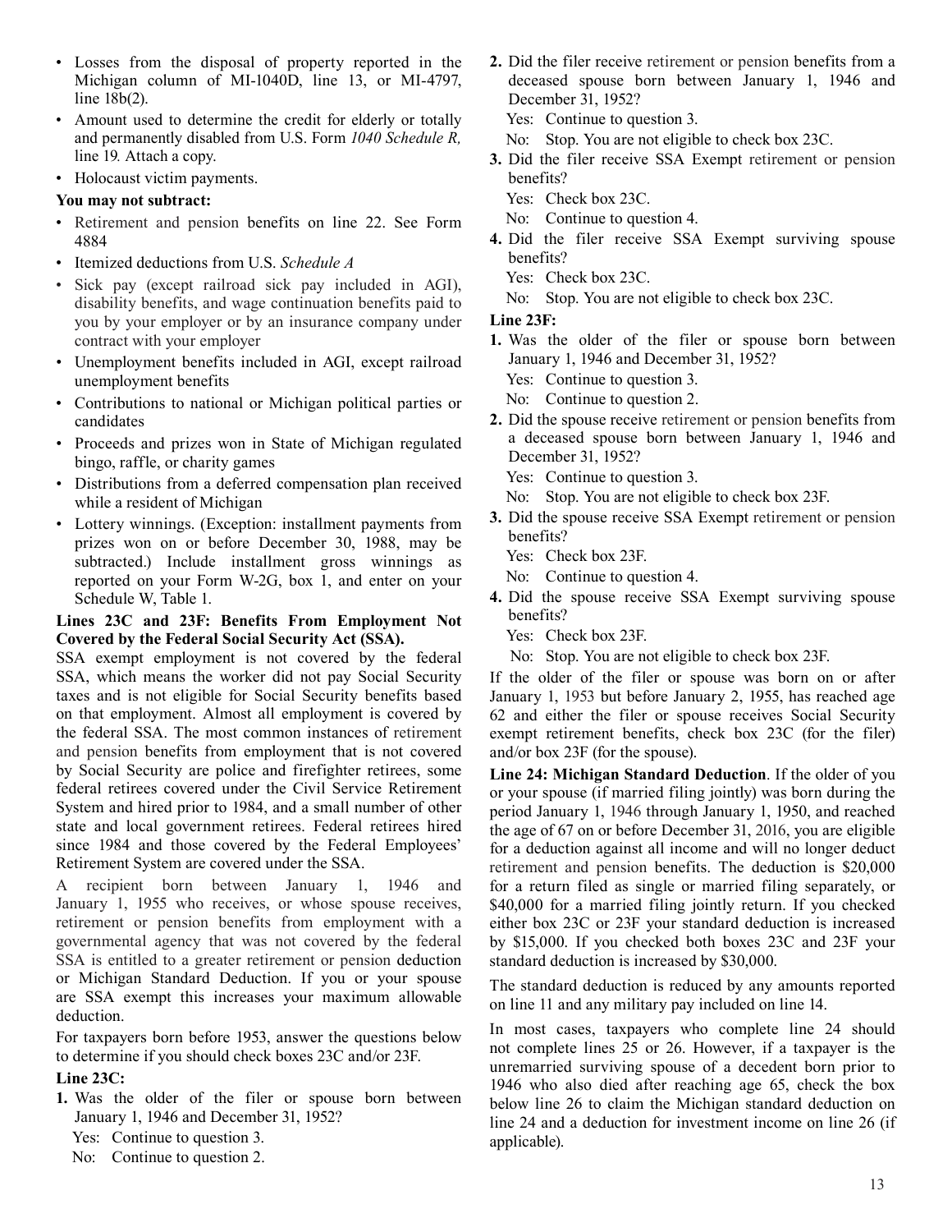- Losses from the disposal of property reported in the Michigan column of MI-1040D, line 13, or MI-4797, line 18b(2).
- Amount used to determine the credit for elderly or totally and permanently disabled from U.S. Form *1040 Schedule R,* line 19*.* Attach a copy.
- Holocaust victim payments.

**You may not subtract:**

- Retirement and pension benefits on line 22. See Form 4884
- Itemized deductions from U.S. *Schedule A*
- Sick pay (except railroad sick pay included in AGI), disability benefits, and wage continuation benefits paid to you by your employer or by an insurance company under contract with your employer
- Unemployment benefits included in AGI, except railroad unemployment benefits
- Contributions to national or Michigan political parties or candidates
- Proceeds and prizes won in State of Michigan regulated bingo, raffle, or charity games
- Distributions from a deferred compensation plan received while a resident of Michigan
- Lottery winnings. (Exception: installment payments from prizes won on or before December 30, 1988, may be subtracted.) Include installment gross winnings as reported on your Form W-2G, box 1, and enter on your Schedule W, Table 1.

**Lines 23C and 23F: Benefits From Employment Not Covered by the Federal Social Security Act (SSA).**

SSA exempt employment is not covered by the federal SSA, which means the worker did not pay Social Security taxes and is not eligible for Social Security benefits based on that employment. Almost all employment is covered by the federal SSA. The most common instances of retirement and pension benefits from employment that is not covered by Social Security are police and firefighter retirees, some federal retirees covered under the Civil Service Retirement System and hired prior to 1984, and a small number of other state and local government retirees. Federal retirees hired since 1984 and those covered by the Federal Employees' Retirement System are covered under the SSA.

A recipient born between January 1, 1946 and January 1, 1955 who receives, or whose spouse receives, retirement or pension benefits from employment with a governmental agency that was not covered by the federal SSA is entitled to a greater retirement or pension deduction or Michigan Standard Deduction. If you or your spouse are SSA exempt this increases your maximum allowable deduction.

For taxpayers born before 1953, answer the questions below to determine if you should check boxes 23C and/or 23F.

**Line 23C:**

**1.** Was the older of the filer or spouse born between January 1, 1946 and December 31, 1952?
   Yes: Continue to question 3.
   No: Continue to question 2.

**2.** Did the filer receive retirement or pension benefits from a deceased spouse born between January 1, 1946 and December 31, 1952?
   Yes: Continue to question 3.
   No: Stop. You are not eligible to check box 23C.

**3.** Did the filer receive SSA Exempt retirement or pension benefits?
   Yes: Check box 23C.
   No: Continue to question 4.

**4.** Did the filer receive SSA Exempt surviving spouse benefits?
   Yes: Check box 23C.
   No: Stop. You are not eligible to check box 23C.

**Line 23F:**

**1.** Was the older of the filer or spouse born between January 1, 1946 and December 31, 1952?
   Yes: Continue to question 3.
   No: Continue to question 2.

**2.** Did the spouse receive retirement or pension benefits from a deceased spouse born between January 1, 1946 and December 31, 1952?
   Yes: Continue to question 3.
   No: Stop. You are not eligible to check box 23F.

**3.** Did the spouse receive SSA Exempt retirement or pension benefits?
   Yes: Check box 23F.
   No: Continue to question 4.

**4.** Did the spouse receive SSA Exempt surviving spouse benefits?
   Yes: Check box 23F.
   No: Stop. You are not eligible to check box 23F.

If the older of the filer or spouse was born on or after January 1, 1953 but before January 2, 1955, has reached age 62 and either the filer or spouse receives Social Security exempt retirement benefits, check box 23C (for the filer) and/or box 23F (for the spouse).

**Line 24: Michigan Standard Deduction**. If the older of you or your spouse (if married filing jointly) was born during the period January 1, 1946 through January 1, 1950, and reached the age of 67 on or before December 31, 2016, you are eligible for a deduction against all income and will no longer deduct retirement and pension benefits. The deduction is $20,000 for a return filed as single or married filing separately, or $40,000 for a married filing jointly return. If you checked either box 23C or 23F your standard deduction is increased by $15,000. If you checked both boxes 23C and 23F your standard deduction is increased by $30,000.

The standard deduction is reduced by any amounts reported on line 11 and any military pay included on line 14.

In most cases, taxpayers who complete line 24 should not complete lines 25 or 26. However, if a taxpayer is the unremarried surviving spouse of a decedent born prior to 1946 who also died after reaching age 65, check the box below line 26 to claim the Michigan standard deduction on line 24 and a deduction for investment income on line 26 (if applicable).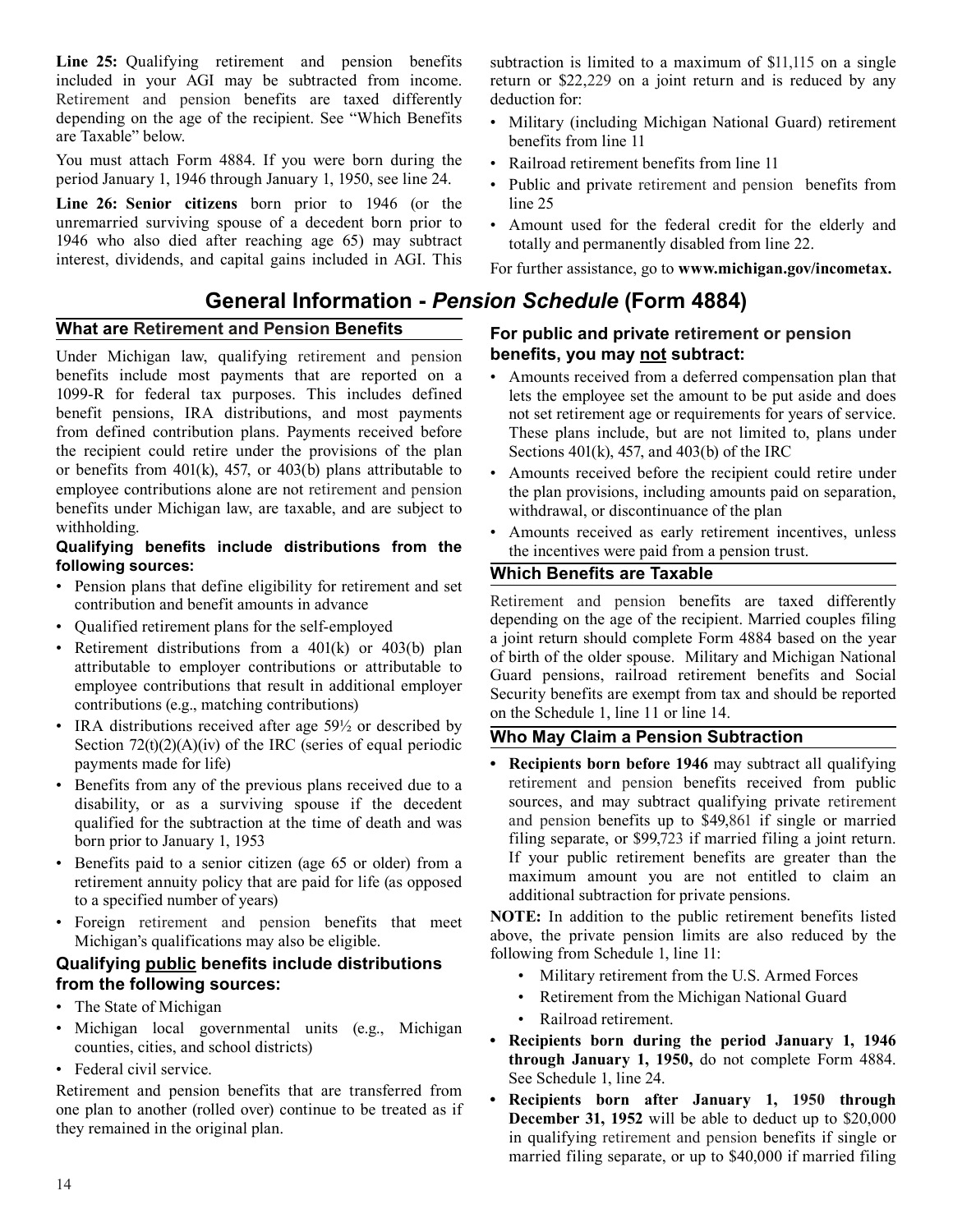**Line 25:** Qualifying retirement and pension benefits included in your AGI may be subtracted from income. Retirement and pension benefits are taxed differently depending on the age of the recipient. See "Which Benefits are Taxable" below.

You must attach Form 4884. If you were born during the period January 1, 1946 through January 1, 1950, see line 24.

**Line 26: Senior citizens** born prior to 1946 (or the unremarried surviving spouse of a decedent born prior to 1946 who also died after reaching age 65) may subtract interest, dividends, and capital gains included in AGI. This subtraction is limited to a maximum of $11,115 on a single return or $22,229 on a joint return and is reduced by any deduction for:

- Military (including Michigan National Guard) retirement benefits from line 11
- Railroad retirement benefits from line 11
- Public and private retirement and pension benefits from line 25
- Amount used for the federal credit for the elderly and totally and permanently disabled from line 22.

For further assistance, go to **www.michigan.gov/incometax.**

# General Information - *Pension Schedule* (Form 4884)

## What are Retirement and Pension Benefits

Under Michigan law, qualifying retirement and pension benefits include most payments that are reported on a 1099-R for federal tax purposes. This includes defined benefit pensions, IRA distributions, and most payments from defined contribution plans. Payments received before the recipient could retire under the provisions of the plan or benefits from 401(k), 457, or 403(b) plans attributable to employee contributions alone are not retirement and pension benefits under Michigan law, are taxable, and are subject to withholding.

### Qualifying benefits include distributions from the following sources:

- Pension plans that define eligibility for retirement and set contribution and benefit amounts in advance
- Qualified retirement plans for the self-employed
- Retirement distributions from a 401(k) or 403(b) plan attributable to employer contributions or attributable to employee contributions that result in additional employer contributions (e.g., matching contributions)
- IRA distributions received after age 59½ or described by Section 72(t)(2)(A)(iv) of the IRC (series of equal periodic payments made for life)
- Benefits from any of the previous plans received due to a disability, or as a surviving spouse if the decedent qualified for the subtraction at the time of death and was born prior to January 1, 1953
- Benefits paid to a senior citizen (age 65 or older) from a retirement annuity policy that are paid for life (as opposed to a specified number of years)
- Foreign retirement and pension benefits that meet Michigan's qualifications may also be eligible.

### Qualifying <u>public</u> benefits include distributions from the following sources:

- The State of Michigan
- Michigan local governmental units (e.g., Michigan counties, cities, and school districts)
- Federal civil service.

Retirement and pension benefits that are transferred from one plan to another (rolled over) continue to be treated as if they remained in the original plan.

### For public and private retirement or pension benefits, you may <u>not</u> subtract:

- Amounts received from a deferred compensation plan that lets the employee set the amount to be put aside and does not set retirement age or requirements for years of service. These plans include, but are not limited to, plans under Sections 401(k), 457, and 403(b) of the IRC
- Amounts received before the recipient could retire under the plan provisions, including amounts paid on separation, withdrawal, or discontinuance of the plan
- Amounts received as early retirement incentives, unless the incentives were paid from a pension trust.

## Which Benefits are Taxable

Retirement and pension benefits are taxed differently depending on the age of the recipient. Married couples filing a joint return should complete Form 4884 based on the year of birth of the older spouse. Military and Michigan National Guard pensions, railroad retirement benefits and Social Security benefits are exempt from tax and should be reported on the Schedule 1, line 11 or line 14.

## Who May Claim a Pension Subtraction

- **Recipients born before 1946** may subtract all qualifying retirement and pension benefits received from public sources, and may subtract qualifying private retirement and pension benefits up to $49,861 if single or married filing separate, or $99,723 if married filing a joint return. If your public retirement benefits are greater than the maximum amount you are not entitled to claim an additional subtraction for private pensions.

**NOTE:** In addition to the public retirement benefits listed above, the private pension limits are also reduced by the following from Schedule 1, line 11:

- Military retirement from the U.S. Armed Forces
- Retirement from the Michigan National Guard
- Railroad retirement.

- **Recipients born during the period January 1, 1946 through January 1, 1950,** do not complete Form 4884. See Schedule 1, line 24.
- **Recipients born after January 1, 1950 through December 31, 1952** will be able to deduct up to $20,000 in qualifying retirement and pension benefits if single or married filing separate, or up to $40,000 if married filing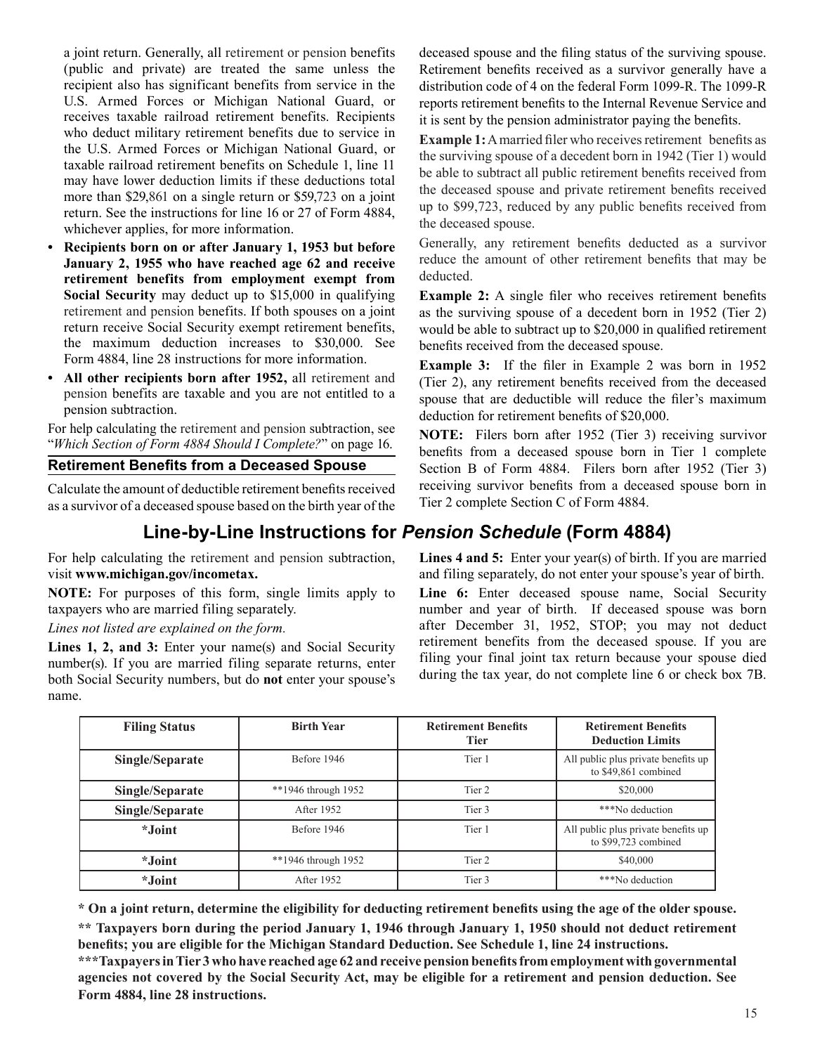a joint return. Generally, all retirement or pension benefits (public and private) are treated the same unless the recipient also has significant benefits from service in the U.S. Armed Forces or Michigan National Guard, or receives taxable railroad retirement benefits. Recipients who deduct military retirement benefits due to service in the U.S. Armed Forces or Michigan National Guard, or taxable railroad retirement benefits on Schedule 1, line 11 may have lower deduction limits if these deductions total more than $29,861 on a single return or $59,723 on a joint return. See the instructions for line 16 or 27 of Form 4884, whichever applies, for more information.

- **Recipients born on or after January 1, 1953 but before January 2, 1955 who have reached age 62 and receive retirement benefits from employment exempt from Social Security** may deduct up to $15,000 in qualifying retirement and pension benefits. If both spouses on a joint return receive Social Security exempt retirement benefits, the maximum deduction increases to $30,000. See Form 4884, line 28 instructions for more information.
- **All other recipients born after 1952,** all retirement and pension benefits are taxable and you are not entitled to a pension subtraction.

For help calculating the retirement and pension subtraction, see "*Which Section of Form 4884 Should I Complete?*" on page 16.

### Retirement Benefits from a Deceased Spouse

Calculate the amount of deductible retirement benefits received as a survivor of a deceased spouse based on the birth year of the deceased spouse and the filing status of the surviving spouse. Retirement benefits received as a survivor generally have a distribution code of 4 on the federal Form 1099-R. The 1099-R reports retirement benefits to the Internal Revenue Service and it is sent by the pension administrator paying the benefits.

**Example 1:** A married filer who receives retirement benefits as the surviving spouse of a decedent born in 1942 (Tier 1) would be able to subtract all public retirement benefits received from the deceased spouse and private retirement benefits received up to $99,723, reduced by any public benefits received from the deceased spouse.

Generally, any retirement benefits deducted as a survivor reduce the amount of other retirement benefits that may be deducted.

**Example 2:** A single filer who receives retirement benefits as the surviving spouse of a decedent born in 1952 (Tier 2) would be able to subtract up to $20,000 in qualified retirement benefits received from the deceased spouse.

**Example 3:** If the filer in Example 2 was born in 1952 (Tier 2), any retirement benefits received from the deceased spouse that are deductible will reduce the filer's maximum deduction for retirement benefits of $20,000.

**NOTE:** Filers born after 1952 (Tier 3) receiving survivor benefits from a deceased spouse born in Tier 1 complete Section B of Form 4884. Filers born after 1952 (Tier 3) receiving survivor benefits from a deceased spouse born in Tier 2 complete Section C of Form 4884.

## Line-by-Line Instructions for *Pension Schedule* (Form 4884)

For help calculating the retirement and pension subtraction, visit **www.michigan.gov/incometax.**

**NOTE:** For purposes of this form, single limits apply to taxpayers who are married filing separately.

*Lines not listed are explained on the form.*

**Lines 1, 2, and 3:** Enter your name(s) and Social Security number(s). If you are married filing separate returns, enter both Social Security numbers, but do **not** enter your spouse's name.

**Lines 4 and 5:** Enter your year(s) of birth. If you are married and filing separately, do not enter your spouse's year of birth.

**Line 6:** Enter deceased spouse name, Social Security number and year of birth. If deceased spouse was born after December 31, 1952, STOP; you may not deduct retirement benefits from the deceased spouse. If you are filing your final joint tax return because your spouse died during the tax year, do not complete line 6 or check box 7B.

| Filing Status | Birth Year | Retirement Benefits Tier | Retirement Benefits Deduction Limits |
|---|---|---|---|
| **Single/Separate** | Before 1946 | Tier 1 | All public plus private benefits up to $49,861 combined |
| **Single/Separate** | **1946 through 1952 | Tier 2 | $20,000 |
| **Single/Separate** | After 1952 | Tier 3 | ***No deduction |
| ***Joint** | Before 1946 | Tier 1 | All public plus private benefits up to $99,723 combined |
| ***Joint** | **1946 through 1952 | Tier 2 | $40,000 |
| ***Joint** | After 1952 | Tier 3 | ***No deduction |

**\* On a joint return, determine the eligibility for deducting retirement benefits using the age of the older spouse.**

**\*\* Taxpayers born during the period January 1, 1946 through January 1, 1950 should not deduct retirement benefits; you are eligible for the Michigan Standard Deduction. See Schedule 1, line 24 instructions.**

**\*\*\*Taxpayers in Tier 3 who have reached age 62 and receive pension benefits from employment with governmental agencies not covered by the Social Security Act, may be eligible for a retirement and pension deduction. See Form 4884, line 28 instructions.**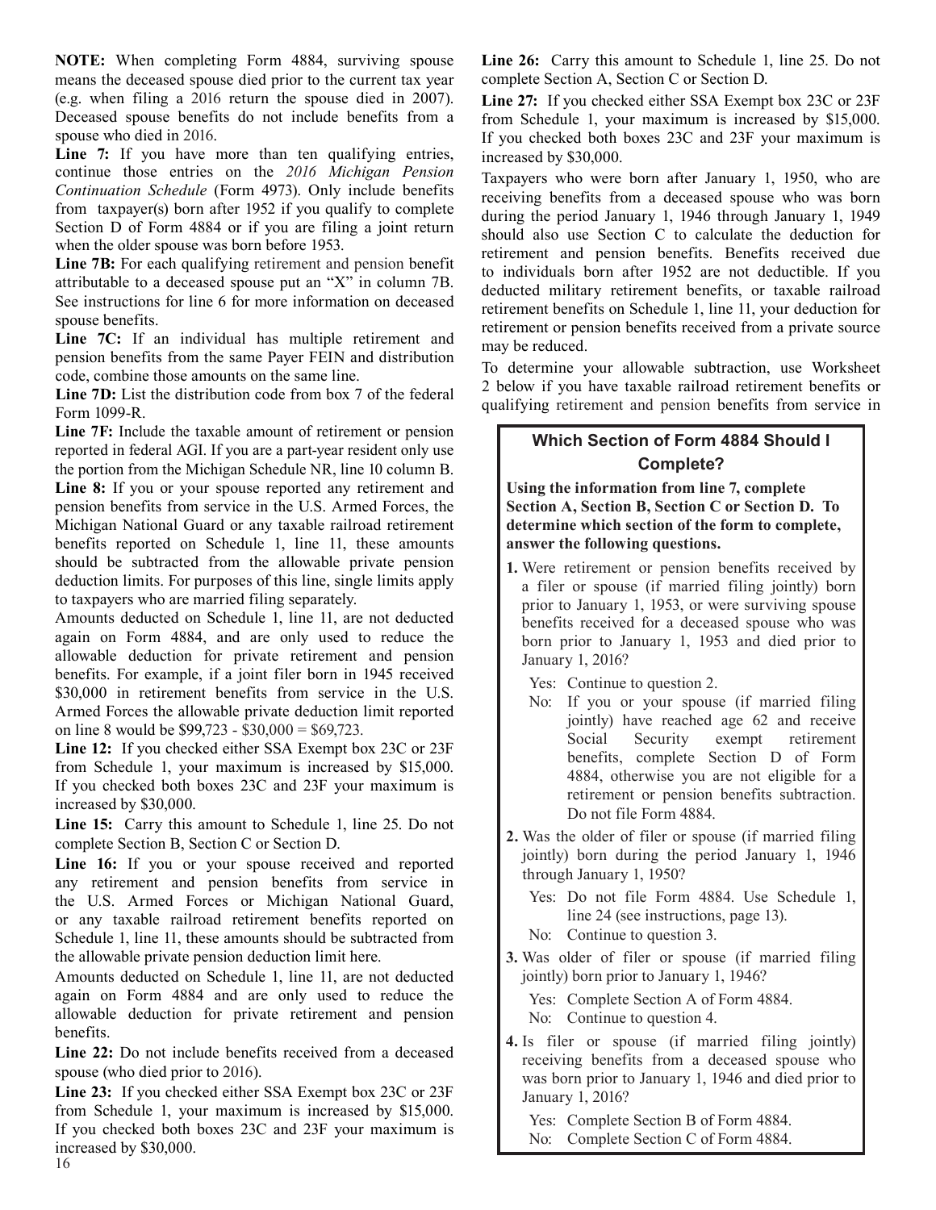**NOTE:** When completing Form 4884, surviving spouse means the deceased spouse died prior to the current tax year (e.g. when filing a 2016 return the spouse died in 2007). Deceased spouse benefits do not include benefits from a spouse who died in 2016.

**Line 7:** If you have more than ten qualifying entries, continue those entries on the *2016 Michigan Pension Continuation Schedule* (Form 4973). Only include benefits from taxpayer(s) born after 1952 if you qualify to complete Section D of Form 4884 or if you are filing a joint return when the older spouse was born before 1953.

**Line 7B:** For each qualifying retirement and pension benefit attributable to a deceased spouse put an "X" in column 7B. See instructions for line 6 for more information on deceased spouse benefits.

**Line 7C:** If an individual has multiple retirement and pension benefits from the same Payer FEIN and distribution code, combine those amounts on the same line.

**Line 7D:** List the distribution code from box 7 of the federal Form 1099-R.

**Line 7F:** Include the taxable amount of retirement or pension reported in federal AGI. If you are a part-year resident only use the portion from the Michigan Schedule NR, line 10 column B.

**Line 8:** If you or your spouse reported any retirement and pension benefits from service in the U.S. Armed Forces, the Michigan National Guard or any taxable railroad retirement benefits reported on Schedule 1, line 11, these amounts should be subtracted from the allowable private pension deduction limits. For purposes of this line, single limits apply to taxpayers who are married filing separately.

Amounts deducted on Schedule 1, line 11, are not deducted again on Form 4884, and are only used to reduce the allowable deduction for private retirement and pension benefits. For example, if a joint filer born in 1945 received $30,000 in retirement benefits from service in the U.S. Armed Forces the allowable private deduction limit reported on line 8 would be $99,723 - $30,000 = $69,723.

**Line 12:** If you checked either SSA Exempt box 23C or 23F from Schedule 1, your maximum is increased by $15,000. If you checked both boxes 23C and 23F your maximum is increased by $30,000.

**Line 15:** Carry this amount to Schedule 1, line 25. Do not complete Section B, Section C or Section D.

**Line 16:** If you or your spouse received and reported any retirement and pension benefits from service in the U.S. Armed Forces or Michigan National Guard, or any taxable railroad retirement benefits reported on Schedule 1, line 11, these amounts should be subtracted from the allowable private pension deduction limit here.

Amounts deducted on Schedule 1, line 11, are not deducted again on Form 4884 and are only used to reduce the allowable deduction for private retirement and pension benefits.

**Line 22:** Do not include benefits received from a deceased spouse (who died prior to 2016).

**Line 23:** If you checked either SSA Exempt box 23C or 23F from Schedule 1, your maximum is increased by $15,000. If you checked both boxes 23C and 23F your maximum is increased by $30,000.

**Line 26:** Carry this amount to Schedule 1, line 25. Do not complete Section A, Section C or Section D.

**Line 27:** If you checked either SSA Exempt box 23C or 23F from Schedule 1, your maximum is increased by $15,000. If you checked both boxes 23C and 23F your maximum is increased by $30,000.

Taxpayers who were born after January 1, 1950, who are receiving benefits from a deceased spouse who was born during the period January 1, 1946 through January 1, 1949 should also use Section C to calculate the deduction for retirement and pension benefits. Benefits received due to individuals born after 1952 are not deductible. If you deducted military retirement benefits, or taxable railroad retirement benefits on Schedule 1, line 11, your deduction for retirement or pension benefits received from a private source may be reduced.

To determine your allowable subtraction, use Worksheet 2 below if you have taxable railroad retirement benefits or qualifying retirement and pension benefits from service in

### Which Section of Form 4884 Should I Complete?

**Using the information from line 7, complete Section A, Section B, Section C or Section D. To determine which section of the form to complete, answer the following questions.**

**1.** Were retirement or pension benefits received by a filer or spouse (if married filing jointly) born prior to January 1, 1953, or were surviving spouse benefits received for a deceased spouse who was born prior to January 1, 1953 and died prior to January 1, 2016?

Yes: Continue to question 2.

No: If you or your spouse (if married filing jointly) have reached age 62 and receive Social Security exempt retirement benefits, complete Section D of Form 4884, otherwise you are not eligible for a retirement or pension benefits subtraction. Do not file Form 4884.

**2.** Was the older of filer or spouse (if married filing jointly) born during the period January 1, 1946 through January 1, 1950?

Yes: Do not file Form 4884. Use Schedule 1, line 24 (see instructions, page 13).

No: Continue to question 3.

**3.** Was older of filer or spouse (if married filing jointly) born prior to January 1, 1946?

Yes: Complete Section A of Form 4884.

No: Continue to question 4.

**4.** Is filer or spouse (if married filing jointly) receiving benefits from a deceased spouse who was born prior to January 1, 1946 and died prior to January 1, 2016?

Yes: Complete Section B of Form 4884.

No: Complete Section C of Form 4884.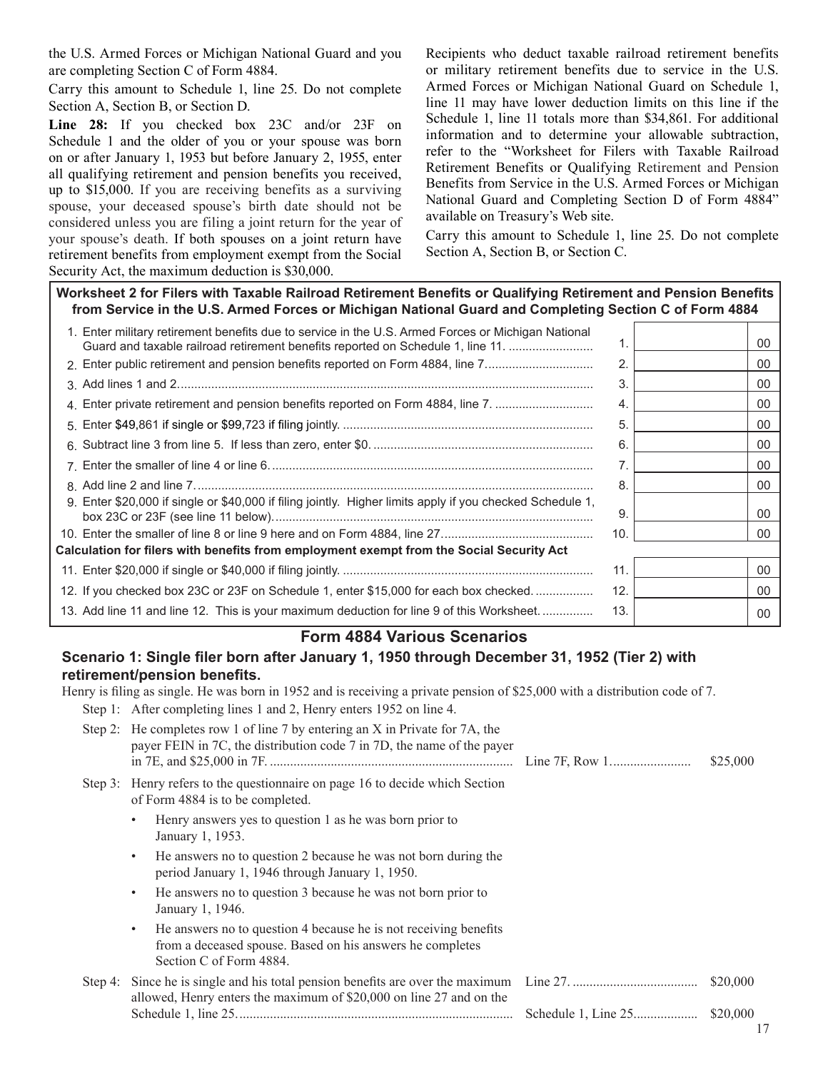the U.S. Armed Forces or Michigan National Guard and you are completing Section C of Form 4884.

Carry this amount to Schedule 1, line 25. Do not complete Section A, Section B, or Section D.

**Line 28:** If you checked box 23C and/or 23F on Schedule 1 and the older of you or your spouse was born on or after January 1, 1953 but before January 2, 1955, enter all qualifying retirement and pension benefits you received, up to $15,000. If you are receiving benefits as a surviving spouse, your deceased spouse's birth date should not be considered unless you are filing a joint return for the year of your spouse's death. If both spouses on a joint return have retirement benefits from employment exempt from the Social Security Act, the maximum deduction is $30,000.

Recipients who deduct taxable railroad retirement benefits or military retirement benefits due to service in the U.S. Armed Forces or Michigan National Guard on Schedule 1, line 11 may have lower deduction limits on this line if the Schedule 1, line 11 totals more than $34,861. For additional information and to determine your allowable subtraction, refer to the "Worksheet for Filers with Taxable Railroad Retirement Benefits or Qualifying Retirement and Pension Benefits from Service in the U.S. Armed Forces or Michigan National Guard and Completing Section D of Form 4884" available on Treasury's Web site.

Carry this amount to Schedule 1, line 25. Do not complete Section A, Section B, or Section C.

**Worksheet 2 for Filers with Taxable Railroad Retirement Benefits or Qualifying Retirement and Pension Benefits from Service in the U.S. Armed Forces or Michigan National Guard and Completing Section C of Form 4884**

| | Line | Amount |
|---|---|---|
| 1. Enter military retirement benefits due to service in the U.S. Armed Forces or Michigan National Guard and taxable railroad retirement benefits reported on Schedule 1, line 11. | 1. | 00 |
| 2. Enter public retirement and pension benefits reported on Form 4884, line 7. | 2. | 00 |
| 3. Add lines 1 and 2. | 3. | 00 |
| 4. Enter private retirement and pension benefits reported on Form 4884, line 7. | 4. | 00 |
| 5. Enter $49,861 if single or $99,723 if filing jointly. | 5. | 00 |
| 6. Subtract line 3 from line 5. If less than zero, enter $0. | 6. | 00 |
| 7. Enter the smaller of line 4 or line 6. | 7. | 00 |
| 8. Add line 2 and line 7. | 8. | 00 |
| 9. Enter $20,000 if single or $40,000 if filing jointly. Higher limits apply if you checked Schedule 1, box 23C or 23F (see line 11 below). | 9. | 00 |
| 10. Enter the smaller of line 8 or line 9 here and on Form 4884, line 27. | 10. | 00 |
| **Calculation for filers with benefits from employment exempt from the Social Security Act** | | |
| 11. Enter $20,000 if single or $40,000 if filing jointly. | 11. | 00 |
| 12. If you checked box 23C or 23F on Schedule 1, enter $15,000 for each box checked. | 12. | 00 |
| 13. Add line 11 and line 12. This is your maximum deduction for line 9 of this Worksheet. | 13. | 00 |

## Form 4884 Various Scenarios

### Scenario 1: Single filer born after January 1, 1950 through December 31, 1952 (Tier 2) with retirement/pension benefits.

Henry is filing as single. He was born in 1952 and is receiving a private pension of $25,000 with a distribution code of 7.

Step 1: After completing lines 1 and 2, Henry enters 1952 on line 4.

Step 2: He completes row 1 of line 7 by entering an X in Private for 7A, the payer FEIN in 7C, the distribution code 7 in 7D, the name of the payer in 7E, and $25,000 in 7F. ........ Line 7F, Row 1........ $25,000

Step 3: Henry refers to the questionnaire on page 16 to decide which Section of Form 4884 is to be completed.

- Henry answers yes to question 1 as he was born prior to January 1, 1953.
- He answers no to question 2 because he was not born during the period January 1, 1946 through January 1, 1950.
- He answers no to question 3 because he was not born prior to January 1, 1946.
- He answers no to question 4 because he is not receiving benefits from a deceased spouse. Based on his answers he completes Section C of Form 4884.

Step 4: Since he is single and his total pension benefits are over the maximum allowed, Henry enters the maximum of $20,000 on line 27 and on the Schedule 1, line 25. ........ Line 27........ $20,000 ........ Schedule 1, Line 25........ $20,000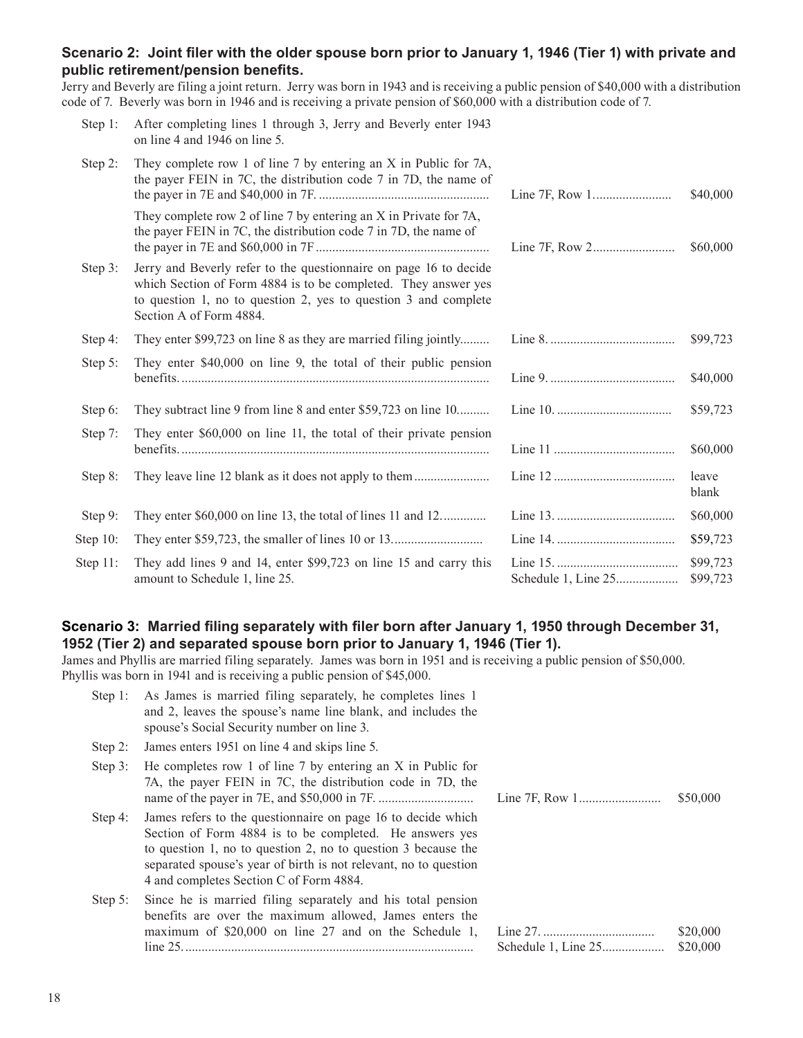### Scenario 2: Joint filer with the older spouse born prior to January 1, 1946 (Tier 1) with private and public retirement/pension benefits.

Jerry and Beverly are filing a joint return. Jerry was born in 1943 and is receiving a public pension of $40,000 with a distribution code of 7. Beverly was born in 1946 and is receiving a private pension of $60,000 with a distribution code of 7.

| Step | Description | Line | Amount |
|---|---|---|---|
| Step 1: | After completing lines 1 through 3, Jerry and Beverly enter 1943 on line 4 and 1946 on line 5. | | |
| Step 2: | They complete row 1 of line 7 by entering an X in Public for 7A, the payer FEIN in 7C, the distribution code 7 in 7D, the name of the payer in 7E and $40,000 in 7F. | Line 7F, Row 1 | $40,000 |
| | They complete row 2 of line 7 by entering an X in Private for 7A, the payer FEIN in 7C, the distribution code 7 in 7D, the name of the payer in 7E and $60,000 in 7F | Line 7F, Row 2 | $60,000 |
| Step 3: | Jerry and Beverly refer to the questionnaire on page 16 to decide which Section of Form 4884 is to be completed. They answer yes to question 1, no to question 2, yes to question 3 and complete Section A of Form 4884. | | |
| Step 4: | They enter $99,723 on line 8 as they are married filing jointly | Line 8. | $99,723 |
| Step 5: | They enter $40,000 on line 9, the total of their public pension benefits. | Line 9. | $40,000 |
| Step 6: | They subtract line 9 from line 8 and enter $59,723 on line 10 | Line 10. | $59,723 |
| Step 7: | They enter $60,000 on line 11, the total of their private pension benefits. | Line 11 | $60,000 |
| Step 8: | They leave line 12 blank as it does not apply to them | Line 12 | leave blank |
| Step 9: | They enter $60,000 on line 13, the total of lines 11 and 12. | Line 13. | $60,000 |
| Step 10: | They enter $59,723, the smaller of lines 10 or 13. | Line 14. | $59,723 |
| Step 11: | They add lines 9 and 14, enter $99,723 on line 15 and carry this amount to Schedule 1, line 25. | Line 15.<br>Schedule 1, Line 25 | $99,723<br>$99,723 |

### Scenario 3: Married filing separately with filer born after January 1, 1950 through December 31, 1952 (Tier 2) and separated spouse born prior to January 1, 1946 (Tier 1).

James and Phyllis are married filing separately. James was born in 1951 and is receiving a public pension of $50,000. Phyllis was born in 1941 and is receiving a public pension of $45,000.

| Step | Description | Line | Amount |
|---|---|---|---|
| Step 1: | As James is married filing separately, he completes lines 1 and 2, leaves the spouse's name line blank, and includes the spouse's Social Security number on line 3. | | |
| Step 2: | James enters 1951 on line 4 and skips line 5. | | |
| Step 3: | He completes row 1 of line 7 by entering an X in Public for 7A, the payer FEIN in 7C, the distribution code in 7D, the name of the payer in 7E, and $50,000 in 7F. | Line 7F, Row 1 | $50,000 |
| Step 4: | James refers to the questionnaire on page 16 to decide which Section of Form 4884 is to be completed. He answers yes to question 1, no to question 2, no to question 3 because the separated spouse's year of birth is not relevant, no to question 4 and completes Section C of Form 4884. | | |
| Step 5: | Since he is married filing separately and his total pension benefits are over the maximum allowed, James enters the maximum of $20,000 on line 27 and on the Schedule 1, line 25. | Line 27.<br>Schedule 1, Line 25 | $20,000<br>$20,000 |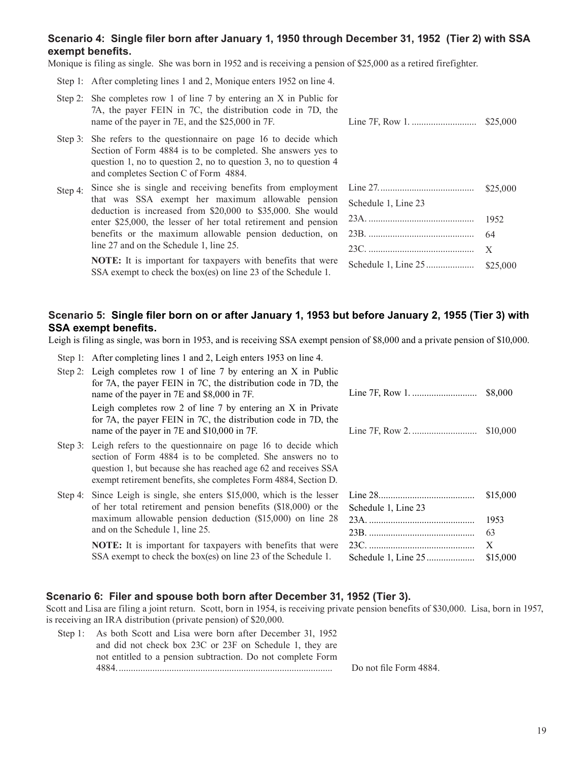### Scenario 4: Single filer born after January 1, 1950 through December 31, 1952 (Tier 2) with SSA exempt benefits.

Monique is filing as single. She was born in 1952 and is receiving a pension of $25,000 as a retired firefighter.

| Step | Instructions | Line | Amount |
|---|---|---|---|
| Step 1: | After completing lines 1 and 2, Monique enters 1952 on line 4. | | |
| Step 2: | She completes row 1 of line 7 by entering an X in Public for 7A, the payer FEIN in 7C, the distribution code in 7D, the name of the payer in 7E, and the $25,000 in 7F. | Line 7F, Row 1. .......................... | $25,000 |
| Step 3: | She refers to the questionnaire on page 16 to decide which Section of Form 4884 is to be completed. She answers yes to question 1, no to question 2, no to question 3, no to question 4 and completes Section C of Form 4884. | | |
| Step 4: | Since she is single and receiving benefits from employment that was SSA exempt her maximum allowable pension deduction is increased from $20,000 to $35,000. She would enter $25,000, the lesser of her total retirement and pension benefits or the maximum allowable pension deduction, on line 27 and on the Schedule 1, line 25. | Line 27. ...................................... | $25,000 |
| | | Schedule 1, Line 23 | |
| | | 23A. ........................................... | 1952 |
| | | 23B. ........................................... | 64 |
| | | 23C. ........................................... | X |
| | **NOTE:** It is important for taxpayers with benefits that were SSA exempt to check the box(es) on line 23 of the Schedule 1. | Schedule 1, Line 25 .................... | $25,000 |

### Scenario 5: Single filer born on or after January 1, 1953 but before January 2, 1955 (Tier 3) with SSA exempt benefits.

Leigh is filing as single, was born in 1953, and is receiving SSA exempt pension of $8,000 and a private pension of $10,000.

| Step | Instructions | Line | Amount |
|---|---|---|---|
| Step 1: | After completing lines 1 and 2, Leigh enters 1953 on line 4. | | |
| Step 2: | Leigh completes row 1 of line 7 by entering an X in Public for 7A, the payer FEIN in 7C, the distribution code in 7D, the name of the payer in 7E and $8,000 in 7F. | Line 7F, Row 1. .......................... | $8,000 |
| | Leigh completes row 2 of line 7 by entering an X in Private for 7A, the payer FEIN in 7C, the distribution code in 7D, the name of the payer in 7E and $10,000 in 7F. | Line 7F, Row 2. .......................... | $10,000 |
| Step 3: | Leigh refers to the questionnaire on page 16 to decide which section of Form 4884 is to be completed. She answers no to question 1, but because she has reached age 62 and receives SSA exempt retirement benefits, she completes Form 4884, Section D. | | |
| Step 4: | Since Leigh is single, she enters $15,000, which is the lesser of her total retirement and pension benefits ($18,000) or the maximum allowable pension deduction ($15,000) on line 28 and on the Schedule 1, line 25. | Line 28. ...................................... | $15,000 |
| | | Schedule 1, Line 23 | |
| | | 23A. ........................................... | 1953 |
| | | 23B. ........................................... | 63 |
| | **NOTE:** It is important for taxpayers with benefits that were SSA exempt to check the box(es) on line 23 of the Schedule 1. | 23C. ........................................... | X |
| | | Schedule 1, Line 25 .................... | $15,000 |

### Scenario 6: Filer and spouse both born after December 31, 1952 (Tier 3).

Scott and Lisa are filing a joint return. Scott, born in 1954, is receiving private pension benefits of $30,000. Lisa, born in 1957, is receiving an IRA distribution (private pension) of $20,000.

| Step | Instructions | Result |
|---|---|---|
| Step 1: | As both Scott and Lisa were born after December 31, 1952 and did not check box 23C or 23F on Schedule 1, they are not entitled to a pension subtraction. Do not complete Form 4884. ....................................................................................... | Do not file Form 4884. |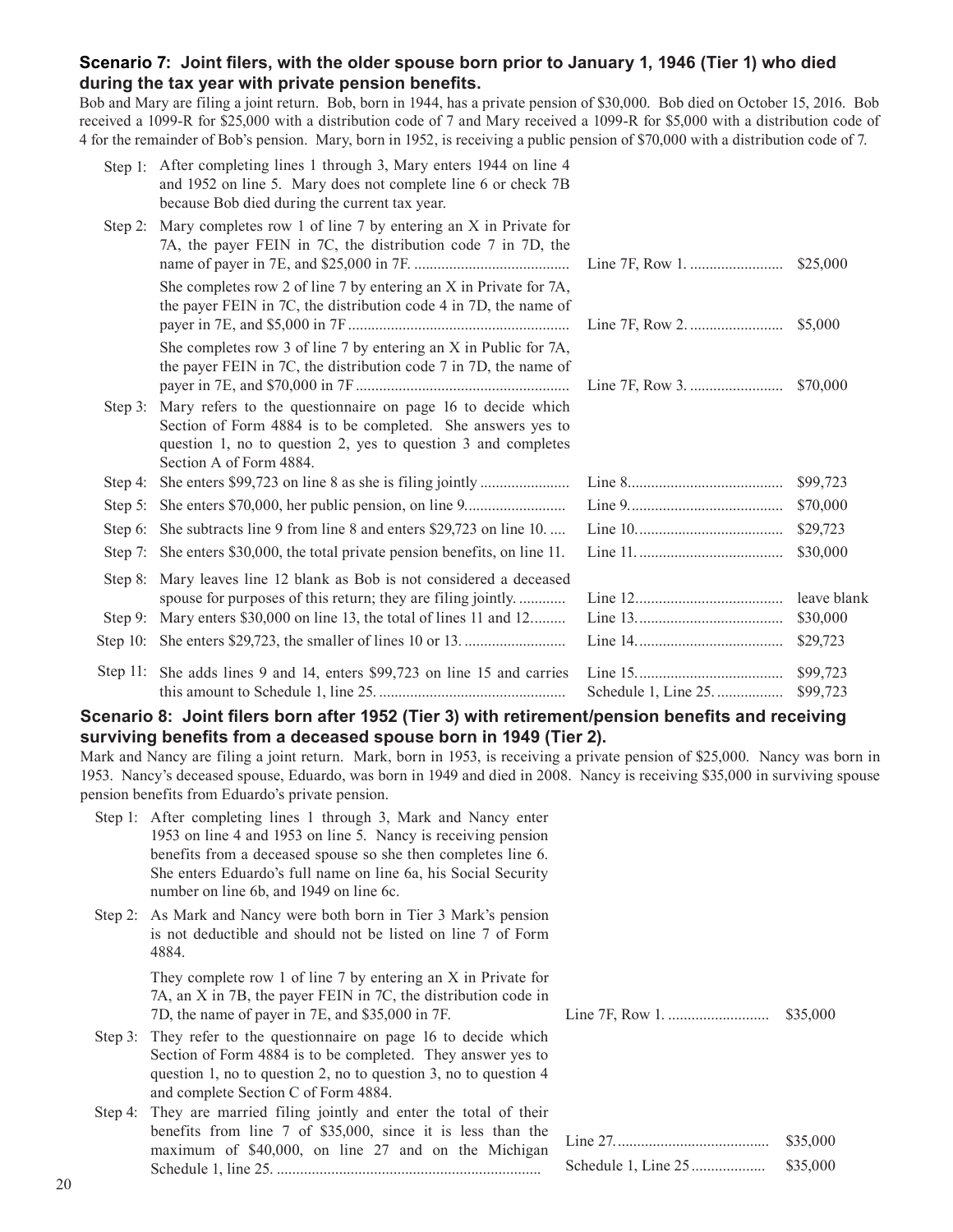### Scenario 7: Joint filers, with the older spouse born prior to January 1, 1946 (Tier 1) who died during the tax year with private pension benefits.

Bob and Mary are filing a joint return. Bob, born in 1944, has a private pension of $30,000. Bob died on October 15, 2016. Bob received a 1099-R for $25,000 with a distribution code of 7 and Mary received a 1099-R for $5,000 with a distribution code of 4 for the remainder of Bob's pension. Mary, born in 1952, is receiving a public pension of $70,000 with a distribution code of 7.

| Step | Description | Line | Amount |
|---|---|---|---|
| Step 1: | After completing lines 1 through 3, Mary enters 1944 on line 4 and 1952 on line 5. Mary does not complete line 6 or check 7B because Bob died during the current tax year. | | |
| Step 2: | Mary completes row 1 of line 7 by entering an X in Private for 7A, the payer FEIN in 7C, the distribution code 7 in 7D, the name of payer in 7E, and $25,000 in 7F. | Line 7F, Row 1. | $25,000 |
| | She completes row 2 of line 7 by entering an X in Private for 7A, the payer FEIN in 7C, the distribution code 4 in 7D, the name of payer in 7E, and $5,000 in 7F | Line 7F, Row 2. | $5,000 |
| | She completes row 3 of line 7 by entering an X in Public for 7A, the payer FEIN in 7C, the distribution code 7 in 7D, the name of payer in 7E, and $70,000 in 7F | Line 7F, Row 3. | $70,000 |
| Step 3: | Mary refers to the questionnaire on page 16 to decide which Section of Form 4884 is to be completed. She answers yes to question 1, no to question 2, yes to question 3 and completes Section A of Form 4884. | | |
| Step 4: | She enters $99,723 on line 8 as she is filing jointly | Line 8. | $99,723 |
| Step 5: | She enters $70,000, her public pension, on line 9. | Line 9. | $70,000 |
| Step 6: | She subtracts line 9 from line 8 and enters $29,723 on line 10. | Line 10. | $29,723 |
| Step 7: | She enters $30,000, the total private pension benefits, on line 11. | Line 11. | $30,000 |
| Step 8: | Mary leaves line 12 blank as Bob is not considered a deceased spouse for purposes of this return; they are filing jointly. | Line 12. | leave blank |
| Step 9: | Mary enters $30,000 on line 13, the total of lines 11 and 12. | Line 13. | $30,000 |
| Step 10: | She enters $29,723, the smaller of lines 10 or 13. | Line 14. | $29,723 |
| Step 11: | She adds lines 9 and 14, enters $99,723 on line 15 and carries this amount to Schedule 1, line 25. | Line 15. | $99,723 |
| | | Schedule 1, Line 25. | $99,723 |

### Scenario 8: Joint filers born after 1952 (Tier 3) with retirement/pension benefits and receiving surviving benefits from a deceased spouse born in 1949 (Tier 2).

Mark and Nancy are filing a joint return. Mark, born in 1953, is receiving a private pension of $25,000. Nancy was born in 1953. Nancy's deceased spouse, Eduardo, was born in 1949 and died in 2008. Nancy is receiving $35,000 in surviving spouse pension benefits from Eduardo's private pension.

| Step | Description | Line | Amount |
|---|---|---|---|
| Step 1: | After completing lines 1 through 3, Mark and Nancy enter 1953 on line 4 and 1953 on line 5. Nancy is receiving pension benefits from a deceased spouse so she then completes line 6. She enters Eduardo's full name on line 6a, his Social Security number on line 6b, and 1949 on line 6c. | | |
| Step 2: | As Mark and Nancy were both born in Tier 3 Mark's pension is not deductible and should not be listed on line 7 of Form 4884. | | |
| | They complete row 1 of line 7 by entering an X in Private for 7A, an X in 7B, the payer FEIN in 7C, the distribution code in 7D, the name of payer in 7E, and $35,000 in 7F. | Line 7F, Row 1. | $35,000 |
| Step 3: | They refer to the questionnaire on page 16 to decide which Section of Form 4884 is to be completed. They answer yes to question 1, no to question 2, no to question 3, no to question 4 and complete Section C of Form 4884. | | |
| Step 4: | They are married filing jointly and enter the total of their benefits from line 7 of $35,000, since it is less than the maximum of $40,000, on line 27 and on the Michigan Schedule 1, line 25. | Line 27. | $35,000 |
| | | Schedule 1, Line 25 | $35,000 |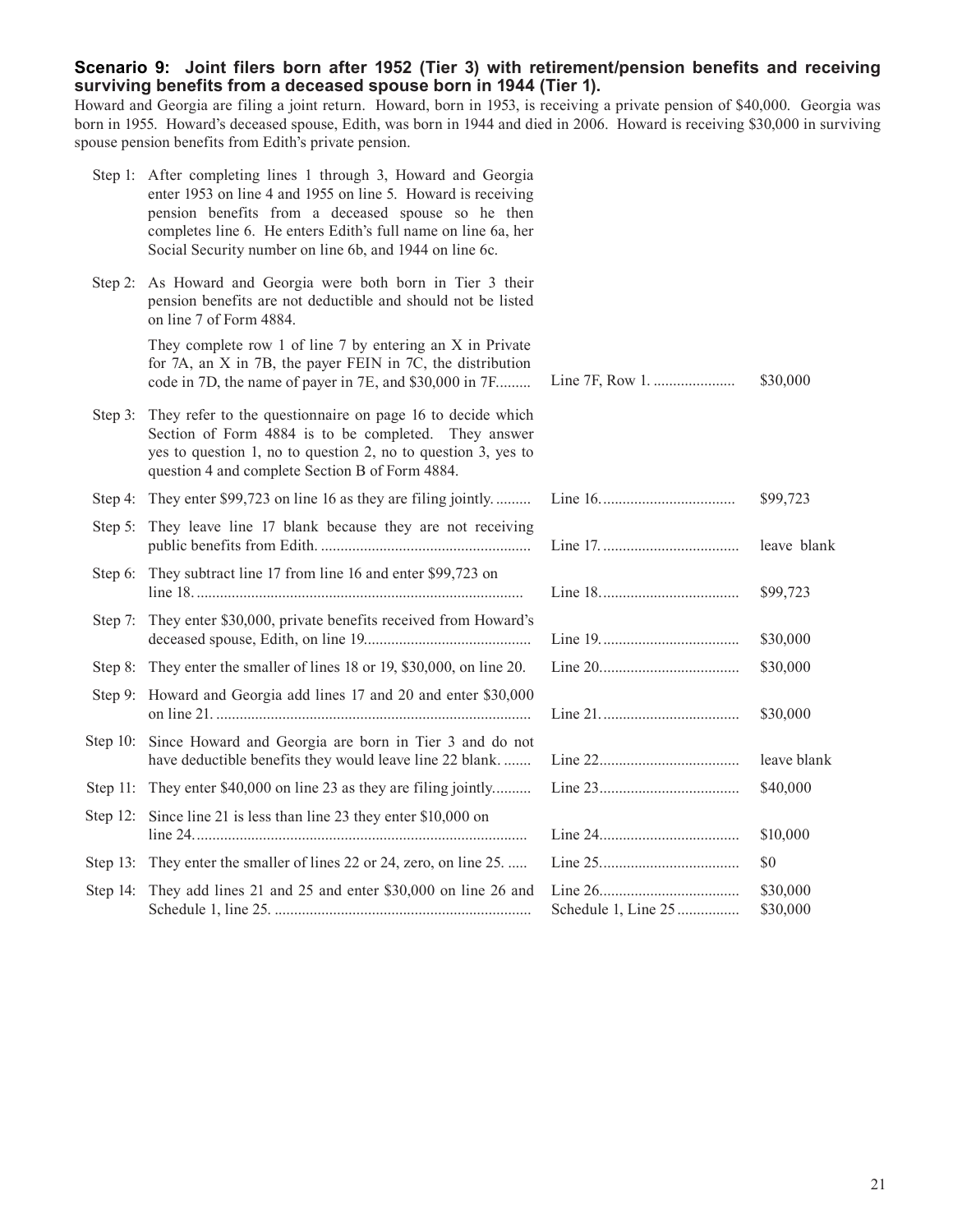**Scenario 9: Joint filers born after 1952 (Tier 3) with retirement/pension benefits and receiving surviving benefits from a deceased spouse born in 1944 (Tier 1).**

Howard and Georgia are filing a joint return. Howard, born in 1953, is receiving a private pension of $40,000. Georgia was born in 1955. Howard's deceased spouse, Edith, was born in 1944 and died in 2006. Howard is receiving $30,000 in surviving spouse pension benefits from Edith's private pension.

| Step | Description | Line | Amount |
|---|---|---|---|
| Step 1: | After completing lines 1 through 3, Howard and Georgia enter 1953 on line 4 and 1955 on line 5. Howard is receiving pension benefits from a deceased spouse so he then completes line 6. He enters Edith's full name on line 6a, her Social Security number on line 6b, and 1944 on line 6c. | | |
| Step 2: | As Howard and Georgia were both born in Tier 3 their pension benefits are not deductible and should not be listed on line 7 of Form 4884. They complete row 1 of line 7 by entering an X in Private for 7A, an X in 7B, the payer FEIN in 7C, the distribution code in 7D, the name of payer in 7E, and $30,000 in 7F......... | Line 7F, Row 1. ..................... | $30,000 |
| Step 3: | They refer to the questionnaire on page 16 to decide which Section of Form 4884 is to be completed. They answer yes to question 1, no to question 2, no to question 3, yes to question 4 and complete Section B of Form 4884. | | |
| Step 4: | They enter $99,723 on line 16 as they are filing jointly. ......... | Line 16. ................................. | $99,723 |
| Step 5: | They leave line 17 blank because they are not receiving public benefits from Edith. ...................................................... | Line 17. ................................. | leave blank |
| Step 6: | They subtract line 17 from line 16 and enter $99,723 on line 18. ..................................................................................... | Line 18. ................................. | $99,723 |
| Step 7: | They enter $30,000, private benefits received from Howard's deceased spouse, Edith, on line 19. .......................................... | Line 19. ................................. | $30,000 |
| Step 8: | They enter the smaller of lines 18 or 19, $30,000, on line 20. | Line 20. ................................. | $30,000 |
| Step 9: | Howard and Georgia add lines 17 and 20 and enter $30,000 on line 21. ................................................................................ | Line 21. ................................. | $30,000 |
| Step 10: | Since Howard and Georgia are born in Tier 3 and do not have deductible benefits they would leave line 22 blank. ....... | Line 22. ................................. | leave blank |
| Step 11: | They enter $40,000 on line 23 as they are filing jointly.......... | Line 23. ................................. | $40,000 |
| Step 12: | Since line 21 is less than line 23 they enter $10,000 on line 24. ..................................................................................... | Line 24. ................................. | $10,000 |
| Step 13: | They enter the smaller of lines 22 or 24, zero, on line 25. ..... | Line 25. ................................. | $0 |
| Step 14: | They add lines 21 and 25 and enter $30,000 on line 26 and Schedule 1, line 25. ................................................................. | Line 26. ................................. Schedule 1, Line 25 ............... | $30,000 $30,000 |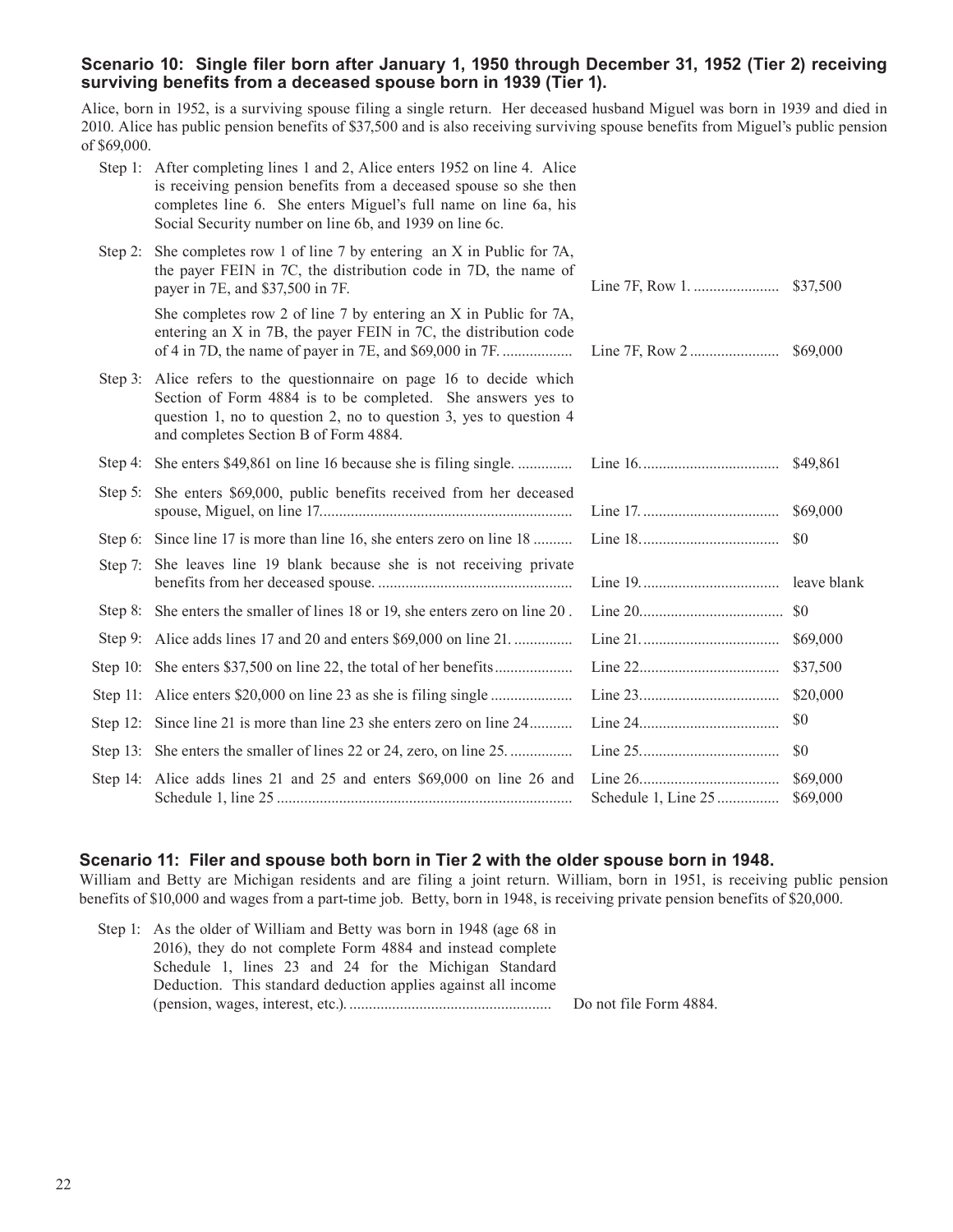### Scenario 10: Single filer born after January 1, 1950 through December 31, 1952 (Tier 2) receiving surviving benefits from a deceased spouse born in 1939 (Tier 1).

Alice, born in 1952, is a surviving spouse filing a single return. Her deceased husband Miguel was born in 1939 and died in 2010. Alice has public pension benefits of $37,500 and is also receiving surviving spouse benefits from Miguel's public pension of $69,000.

| Step | Description | Line | Amount |
|---|---|---|---|
| Step 1: | After completing lines 1 and 2, Alice enters 1952 on line 4. Alice is receiving pension benefits from a deceased spouse so she then completes line 6. She enters Miguel's full name on line 6a, his Social Security number on line 6b, and 1939 on line 6c. | | |
| Step 2: | She completes row 1 of line 7 by entering an X in Public for 7A, the payer FEIN in 7C, the distribution code in 7D, the name of payer in 7E, and $37,500 in 7F. | Line 7F, Row 1. | $37,500 |
| | She completes row 2 of line 7 by entering an X in Public for 7A, entering an X in 7B, the payer FEIN in 7C, the distribution code of 4 in 7D, the name of payer in 7E, and $69,000 in 7F. | Line 7F, Row 2 | $69,000 |
| Step 3: | Alice refers to the questionnaire on page 16 to decide which Section of Form 4884 is to be completed. She answers yes to question 1, no to question 2, no to question 3, yes to question 4 and completes Section B of Form 4884. | | |
| Step 4: | She enters $49,861 on line 16 because she is filing single. | Line 16. | $49,861 |
| Step 5: | She enters $69,000, public benefits received from her deceased spouse, Miguel, on line 17. | Line 17. | $69,000 |
| Step 6: | Since line 17 is more than line 16, she enters zero on line 18 | Line 18. | $0 |
| Step 7: | She leaves line 19 blank because she is not receiving private benefits from her deceased spouse. | Line 19. | leave blank |
| Step 8: | She enters the smaller of lines 18 or 19, she enters zero on line 20 . | Line 20. | $0 |
| Step 9: | Alice adds lines 17 and 20 and enters $69,000 on line 21. | Line 21. | $69,000 |
| Step 10: | She enters $37,500 on line 22, the total of her benefits | Line 22. | $37,500 |
| Step 11: | Alice enters $20,000 on line 23 as she is filing single | Line 23. | $20,000 |
| Step 12: | Since line 21 is more than line 23 she enters zero on line 24 | Line 24. | $0 |
| Step 13: | She enters the smaller of lines 22 or 24, zero, on line 25. | Line 25. | $0 |
| Step 14: | Alice adds lines 21 and 25 and enters $69,000 on line 26 and Schedule 1, line 25 | Line 26.<br>Schedule 1, Line 25 | $69,000<br>$69,000 |

### Scenario 11: Filer and spouse both born in Tier 2 with the older spouse born in 1948.

William and Betty are Michigan residents and are filing a joint return. William, born in 1951, is receiving public pension benefits of $10,000 and wages from a part-time job. Betty, born in 1948, is receiving private pension benefits of $20,000.

| Step | Description | Result |
|---|---|---|
| Step 1: | As the older of William and Betty was born in 1948 (age 68 in 2016), they do not complete Form 4884 and instead complete Schedule 1, lines 23 and 24 for the Michigan Standard Deduction. This standard deduction applies against all income (pension, wages, interest, etc.). | Do not file Form 4884. |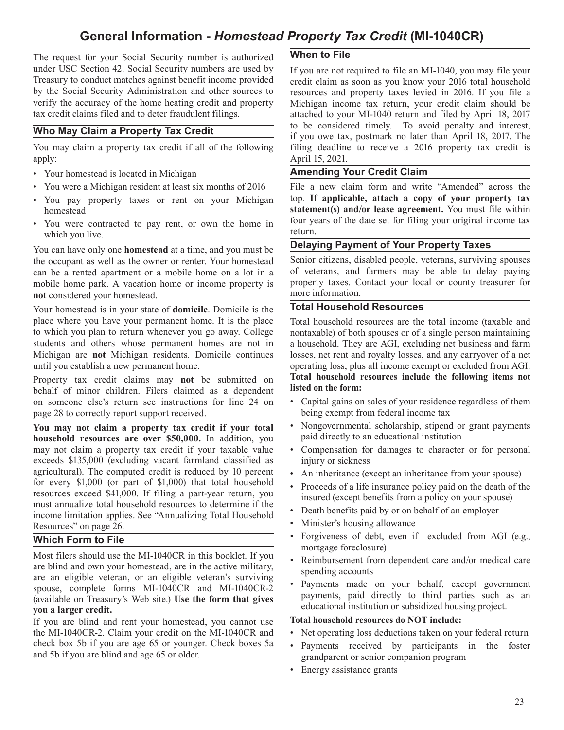# General Information - *Homestead Property Tax Credit* (MI-1040CR)

The request for your Social Security number is authorized under USC Section 42. Social Security numbers are used by Treasury to conduct matches against benefit income provided by the Social Security Administration and other sources to verify the accuracy of the home heating credit and property tax credit claims filed and to deter fraudulent filings.

## Who May Claim a Property Tax Credit

You may claim a property tax credit if all of the following apply:

- Your homestead is located in Michigan
- You were a Michigan resident at least six months of 2016
- You pay property taxes or rent on your Michigan homestead
- You were contracted to pay rent, or own the home in which you live.

You can have only one **homestead** at a time, and you must be the occupant as well as the owner or renter. Your homestead can be a rented apartment or a mobile home on a lot in a mobile home park. A vacation home or income property is **not** considered your homestead.

Your homestead is in your state of **domicile**. Domicile is the place where you have your permanent home. It is the place to which you plan to return whenever you go away. College students and others whose permanent homes are not in Michigan are **not** Michigan residents. Domicile continues until you establish a new permanent home.

Property tax credit claims may **not** be submitted on behalf of minor children. Filers claimed as a dependent on someone else's return see instructions for line 24 on page 28 to correctly report support received.

**You may not claim a property tax credit if your total household resources are over $50,000.** In addition, you may not claim a property tax credit if your taxable value exceeds $135,000 (excluding vacant farmland classified as agricultural). The computed credit is reduced by 10 percent for every $1,000 (or part of $1,000) that total household resources exceed $41,000. If filing a part-year return, you must annualize total household resources to determine if the income limitation applies. See "Annualizing Total Household Resources" on page 26.

## Which Form to File

Most filers should use the MI-1040CR in this booklet. If you are blind and own your homestead, are in the active military, are an eligible veteran, or an eligible veteran's surviving spouse, complete forms MI-1040CR and MI-1040CR-2 (available on Treasury's Web site.) **Use the form that gives you a larger credit.**

If you are blind and rent your homestead, you cannot use the MI-1040CR-2. Claim your credit on the MI-1040CR and check box 5b if you are age 65 or younger. Check boxes 5a and 5b if you are blind and age 65 or older.

## When to File

If you are not required to file an MI-1040, you may file your credit claim as soon as you know your 2016 total household resources and property taxes levied in 2016. If you file a Michigan income tax return, your credit claim should be attached to your MI-1040 return and filed by April 18, 2017 to be considered timely. To avoid penalty and interest, if you owe tax, postmark no later than April 18, 2017. The filing deadline to receive a 2016 property tax credit is April 15, 2021.

## Amending Your Credit Claim

File a new claim form and write "Amended" across the top. **If applicable, attach a copy of your property tax statement(s) and/or lease agreement.** You must file within four years of the date set for filing your original income tax return.

## Delaying Payment of Your Property Taxes

Senior citizens, disabled people, veterans, surviving spouses of veterans, and farmers may be able to delay paying property taxes. Contact your local or county treasurer for more information.

## Total Household Resources

Total household resources are the total income (taxable and nontaxable) of both spouses or of a single person maintaining a household. They are AGI, excluding net business and farm losses, net rent and royalty losses, and any carryover of a net operating loss, plus all income exempt or excluded from AGI. **Total household resources include the following items not listed on the form:**

- Capital gains on sales of your residence regardless of them being exempt from federal income tax
- Nongovernmental scholarship, stipend or grant payments paid directly to an educational institution
- Compensation for damages to character or for personal injury or sickness
- An inheritance (except an inheritance from your spouse)
- Proceeds of a life insurance policy paid on the death of the insured (except benefits from a policy on your spouse)
- Death benefits paid by or on behalf of an employer
- Minister's housing allowance
- Forgiveness of debt, even if excluded from AGI (e.g., mortgage foreclosure)
- Reimbursement from dependent care and/or medical care spending accounts
- Payments made on your behalf, except government payments, paid directly to third parties such as an educational institution or subsidized housing project.

**Total household resources do NOT include:**

- Net operating loss deductions taken on your federal return
- Payments received by participants in the foster grandparent or senior companion program
- Energy assistance grants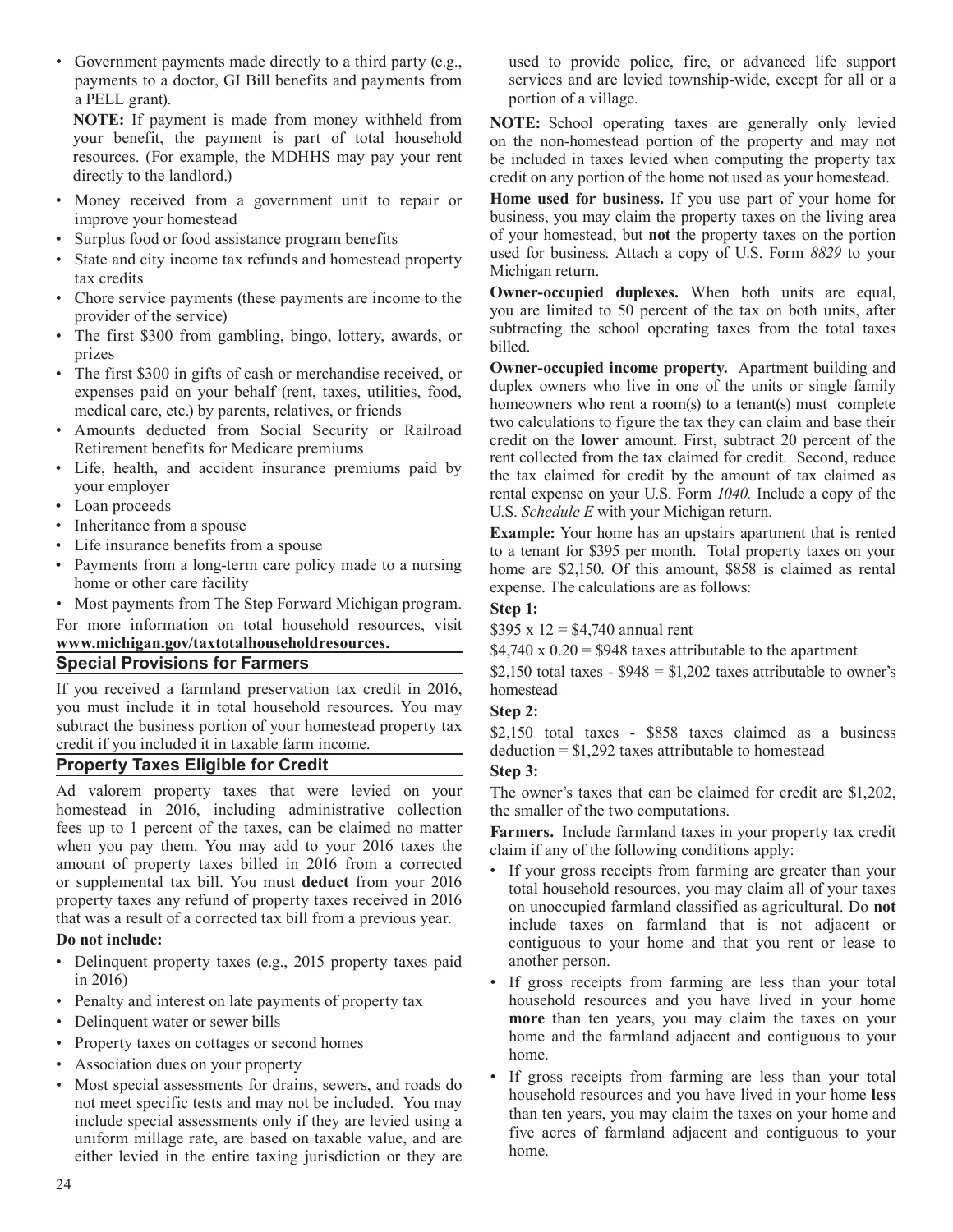- Government payments made directly to a third party (e.g., payments to a doctor, GI Bill benefits and payments from a PELL grant).

  **NOTE:** If payment is made from money withheld from your benefit, the payment is part of total household resources. (For example, the MDHHS may pay your rent directly to the landlord.)
- Money received from a government unit to repair or improve your homestead
- Surplus food or food assistance program benefits
- State and city income tax refunds and homestead property tax credits
- Chore service payments (these payments are income to the provider of the service)
- The first $300 from gambling, bingo, lottery, awards, or prizes
- The first $300 in gifts of cash or merchandise received, or expenses paid on your behalf (rent, taxes, utilities, food, medical care, etc.) by parents, relatives, or friends
- Amounts deducted from Social Security or Railroad Retirement benefits for Medicare premiums
- Life, health, and accident insurance premiums paid by your employer
- Loan proceeds
- Inheritance from a spouse
- Life insurance benefits from a spouse
- Payments from a long-term care policy made to a nursing home or other care facility
- Most payments from The Step Forward Michigan program.

For more information on total household resources, visit **www.michigan.gov/taxtotalhouseholdresources.**

## Special Provisions for Farmers

If you received a farmland preservation tax credit in 2016, you must include it in total household resources. You may subtract the business portion of your homestead property tax credit if you included it in taxable farm income.

## Property Taxes Eligible for Credit

Ad valorem property taxes that were levied on your homestead in 2016, including administrative collection fees up to 1 percent of the taxes, can be claimed no matter when you pay them. You may add to your 2016 taxes the amount of property taxes billed in 2016 from a corrected or supplemental tax bill. You must **deduct** from your 2016 property taxes any refund of property taxes received in 2016 that was a result of a corrected tax bill from a previous year.

**Do not include:**

- Delinquent property taxes (e.g., 2015 property taxes paid in 2016)
- Penalty and interest on late payments of property tax
- Delinquent water or sewer bills
- Property taxes on cottages or second homes
- Association dues on your property
- Most special assessments for drains, sewers, and roads do not meet specific tests and may not be included. You may include special assessments only if they are levied using a uniform millage rate, are based on taxable value, and are either levied in the entire taxing jurisdiction or they are used to provide police, fire, or advanced life support services and are levied township-wide, except for all or a portion of a village.

**NOTE:** School operating taxes are generally only levied on the non-homestead portion of the property and may not be included in taxes levied when computing the property tax credit on any portion of the home not used as your homestead.

**Home used for business.** If you use part of your home for business, you may claim the property taxes on the living area of your homestead, but **not** the property taxes on the portion used for business. Attach a copy of U.S. Form *8829* to your Michigan return.

**Owner-occupied duplexes.** When both units are equal, you are limited to 50 percent of the tax on both units, after subtracting the school operating taxes from the total taxes billed.

**Owner-occupied income property.** Apartment building and duplex owners who live in one of the units or single family homeowners who rent a room(s) to a tenant(s) must complete two calculations to figure the tax they can claim and base their credit on the **lower** amount. First, subtract 20 percent of the rent collected from the tax claimed for credit. Second, reduce the tax claimed for credit by the amount of tax claimed as rental expense on your U.S. Form *1040.* Include a copy of the U.S. *Schedule E* with your Michigan return.

**Example:** Your home has an upstairs apartment that is rented to a tenant for $395 per month. Total property taxes on your home are $2,150. Of this amount, $858 is claimed as rental expense. The calculations are as follows:

**Step 1:**

$395 x 12 = $4,740 annual rent

$4,740 x 0.20 = $948 taxes attributable to the apartment

$2,150 total taxes - $948 = $1,202 taxes attributable to owner's homestead

**Step 2:**

$2,150 total taxes - $858 taxes claimed as a business deduction = $1,292 taxes attributable to homestead

**Step 3:**

The owner's taxes that can be claimed for credit are $1,202, the smaller of the two computations.

**Farmers.** Include farmland taxes in your property tax credit claim if any of the following conditions apply:

- If your gross receipts from farming are greater than your total household resources, you may claim all of your taxes on unoccupied farmland classified as agricultural. Do **not** include taxes on farmland that is not adjacent or contiguous to your home and that you rent or lease to another person.
- If gross receipts from farming are less than your total household resources and you have lived in your home **more** than ten years, you may claim the taxes on your home and the farmland adjacent and contiguous to your home.
- If gross receipts from farming are less than your total household resources and you have lived in your home **less** than ten years, you may claim the taxes on your home and five acres of farmland adjacent and contiguous to your home.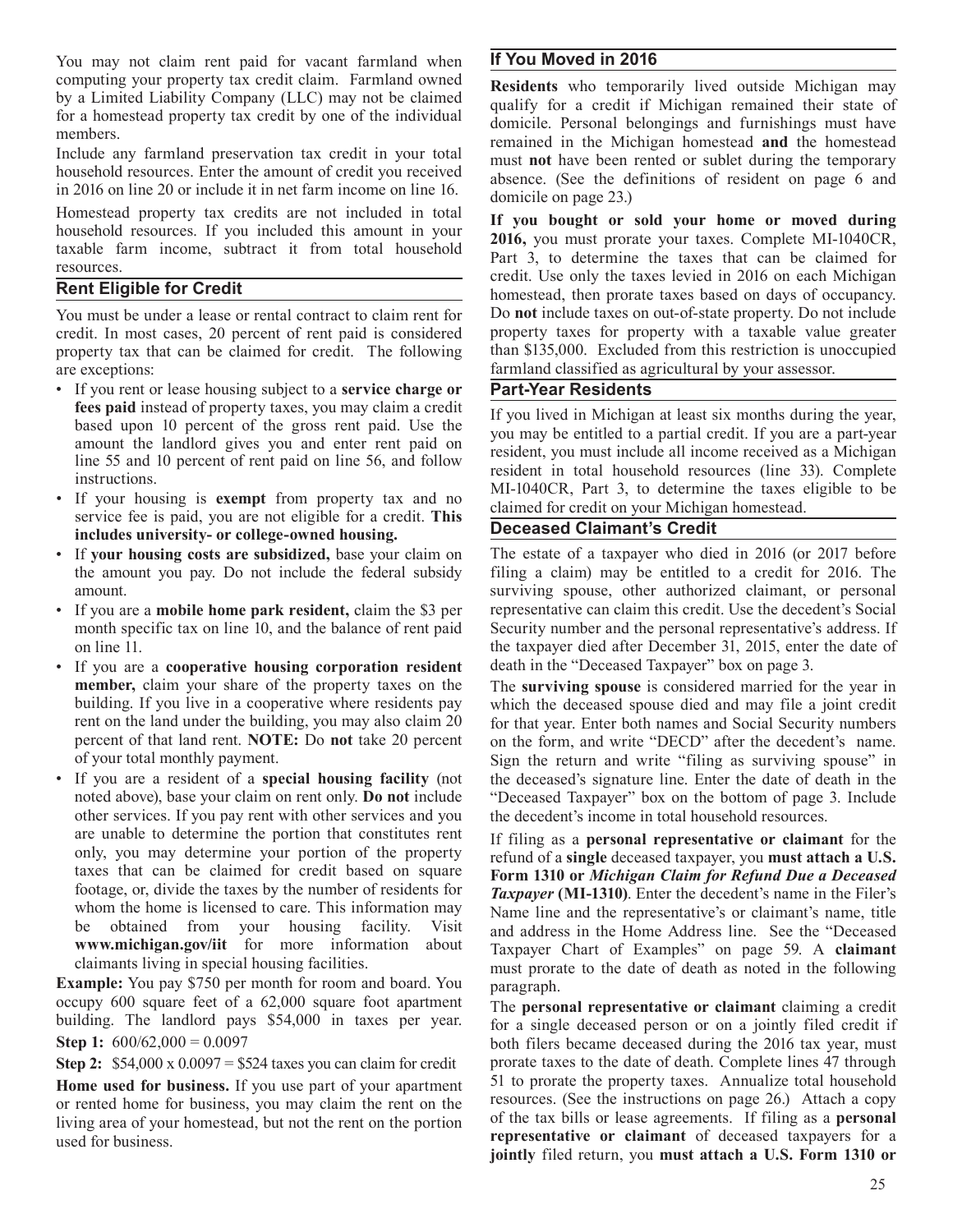You may not claim rent paid for vacant farmland when computing your property tax credit claim. Farmland owned by a Limited Liability Company (LLC) may not be claimed for a homestead property tax credit by one of the individual members.

Include any farmland preservation tax credit in your total household resources. Enter the amount of credit you received in 2016 on line 20 or include it in net farm income on line 16.

Homestead property tax credits are not included in total household resources. If you included this amount in your taxable farm income, subtract it from total household resources.

## Rent Eligible for Credit

You must be under a lease or rental contract to claim rent for credit. In most cases, 20 percent of rent paid is considered property tax that can be claimed for credit. The following are exceptions:

- If you rent or lease housing subject to a **service charge or fees paid** instead of property taxes, you may claim a credit based upon 10 percent of the gross rent paid. Use the amount the landlord gives you and enter rent paid on line 55 and 10 percent of rent paid on line 56, and follow instructions.
- If your housing is **exempt** from property tax and no service fee is paid, you are not eligible for a credit. **This includes university- or college-owned housing.**
- If **your housing costs are subsidized,** base your claim on the amount you pay. Do not include the federal subsidy amount.
- If you are a **mobile home park resident,** claim the $3 per month specific tax on line 10, and the balance of rent paid on line 11.
- If you are a **cooperative housing corporation resident member,** claim your share of the property taxes on the building. If you live in a cooperative where residents pay rent on the land under the building, you may also claim 20 percent of that land rent. **NOTE:** Do **not** take 20 percent of your total monthly payment.
- If you are a resident of a **special housing facility** (not noted above), base your claim on rent only. **Do not** include other services. If you pay rent with other services and you are unable to determine the portion that constitutes rent only, you may determine your portion of the property taxes that can be claimed for credit based on square footage, or, divide the taxes by the number of residents for whom the home is licensed to care. This information may be obtained from your housing facility. Visit **www.michigan.gov/iit** for more information about claimants living in special housing facilities.

**Example:** You pay $750 per month for room and board. You occupy 600 square feet of a 62,000 square foot apartment building. The landlord pays $54,000 in taxes per year.

**Step 1:** 600/62,000 = 0.0097

**Step 2:** $54,000 x 0.0097 = $524 taxes you can claim for credit

**Home used for business.** If you use part of your apartment or rented home for business, you may claim the rent on the living area of your homestead, but not the rent on the portion used for business.

## If You Moved in 2016

**Residents** who temporarily lived outside Michigan may qualify for a credit if Michigan remained their state of domicile. Personal belongings and furnishings must have remained in the Michigan homestead **and** the homestead must **not** have been rented or sublet during the temporary absence. (See the definitions of resident on page 6 and domicile on page 23.)

**If you bought or sold your home or moved during 2016,** you must prorate your taxes. Complete MI-1040CR, Part 3, to determine the taxes that can be claimed for credit. Use only the taxes levied in 2016 on each Michigan homestead, then prorate taxes based on days of occupancy. Do **not** include taxes on out-of-state property. Do not include property taxes for property with a taxable value greater than $135,000. Excluded from this restriction is unoccupied farmland classified as agricultural by your assessor.

## Part-Year Residents

If you lived in Michigan at least six months during the year, you may be entitled to a partial credit. If you are a part-year resident, you must include all income received as a Michigan resident in total household resources (line 33). Complete MI-1040CR, Part 3, to determine the taxes eligible to be claimed for credit on your Michigan homestead.

## Deceased Claimant's Credit

The estate of a taxpayer who died in 2016 (or 2017 before filing a claim) may be entitled to a credit for 2016. The surviving spouse, other authorized claimant, or personal representative can claim this credit. Use the decedent's Social Security number and the personal representative's address. If the taxpayer died after December 31, 2015, enter the date of death in the "Deceased Taxpayer" box on page 3.

The **surviving spouse** is considered married for the year in which the deceased spouse died and may file a joint credit for that year. Enter both names and Social Security numbers on the form, and write "DECD" after the decedent's name. Sign the return and write "filing as surviving spouse" in the deceased's signature line. Enter the date of death in the "Deceased Taxpayer" box on the bottom of page 3. Include the decedent's income in total household resources.

If filing as a **personal representative or claimant** for the refund of a **single** deceased taxpayer, you **must attach a U.S. Form 1310 or** ***Michigan Claim for Refund Due a Deceased Taxpayer*** **(MI-1310)**. Enter the decedent's name in the Filer's Name line and the representative's or claimant's name, title and address in the Home Address line. See the "Deceased Taxpayer Chart of Examples" on page 59. A **claimant** must prorate to the date of death as noted in the following paragraph.

The **personal representative or claimant** claiming a credit for a single deceased person or on a jointly filed credit if both filers became deceased during the 2016 tax year, must prorate taxes to the date of death. Complete lines 47 through 51 to prorate the property taxes. Annualize total household resources. (See the instructions on page 26.) Attach a copy of the tax bills or lease agreements. If filing as a **personal representative or claimant** of deceased taxpayers for a **jointly** filed return, you **must attach a U.S. Form 1310 or**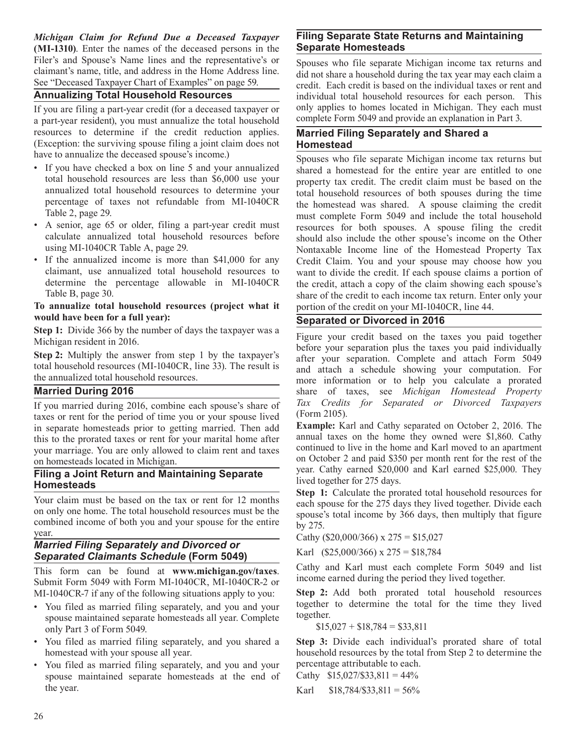*Michigan Claim for Refund Due a Deceased Taxpayer* **(MI-1310)**. Enter the names of the deceased persons in the Filer's and Spouse's Name lines and the representative's or claimant's name, title, and address in the Home Address line. See "Deceased Taxpayer Chart of Examples" on page 59.

## Annualizing Total Household Resources

If you are filing a part-year credit (for a deceased taxpayer or a part-year resident), you must annualize the total household resources to determine if the credit reduction applies. (Exception: the surviving spouse filing a joint claim does not have to annualize the deceased spouse's income.)

- If you have checked a box on line 5 and your annualized total household resources are less than $6,000 use your annualized total household resources to determine your percentage of taxes not refundable from MI-1040CR Table 2, page 29.
- A senior, age 65 or older, filing a part-year credit must calculate annualized total household resources before using MI-1040CR Table A, page 29.
- If the annualized income is more than $41,000 for any claimant, use annualized total household resources to determine the percentage allowable in MI-1040CR Table B, page 30.

**To annualize total household resources (project what it would have been for a full year):**

**Step 1:** Divide 366 by the number of days the taxpayer was a Michigan resident in 2016.

**Step 2:** Multiply the answer from step 1 by the taxpayer's total household resources (MI-1040CR, line 33). The result is the annualized total household resources.

## Married During 2016

If you married during 2016, combine each spouse's share of taxes or rent for the period of time you or your spouse lived in separate homesteads prior to getting married. Then add this to the prorated taxes or rent for your marital home after your marriage. You are only allowed to claim rent and taxes on homesteads located in Michigan.

## Filing a Joint Return and Maintaining Separate Homesteads

Your claim must be based on the tax or rent for 12 months on only one home. The total household resources must be the combined income of both you and your spouse for the entire year.

## *Married Filing Separately and Divorced or Separated Claimants Schedule* (Form 5049)

This form can be found at **www.michigan.gov/taxes**. Submit Form 5049 with Form MI-1040CR, MI-1040CR-2 or MI-1040CR-7 if any of the following situations apply to you:

- You filed as married filing separately, and you and your spouse maintained separate homesteads all year. Complete only Part 3 of Form 5049.
- You filed as married filing separately, and you shared a homestead with your spouse all year.
- You filed as married filing separately, and you and your spouse maintained separate homesteads at the end of the year.

## Filing Separate State Returns and Maintaining Separate Homesteads

Spouses who file separate Michigan income tax returns and did not share a household during the tax year may each claim a credit. Each credit is based on the individual taxes or rent and individual total household resources for each person. This only applies to homes located in Michigan. They each must complete Form 5049 and provide an explanation in Part 3.

## Married Filing Separately and Shared a Homestead

Spouses who file separate Michigan income tax returns but shared a homestead for the entire year are entitled to one property tax credit. The credit claim must be based on the total household resources of both spouses during the time the homestead was shared. A spouse claiming the credit must complete Form 5049 and include the total household resources for both spouses. A spouse filing the credit should also include the other spouse's income on the Other Nontaxable Income line of the Homestead Property Tax Credit Claim. You and your spouse may choose how you want to divide the credit. If each spouse claims a portion of the credit, attach a copy of the claim showing each spouse's share of the credit to each income tax return. Enter only your portion of the credit on your MI-1040CR, line 44.

## Separated or Divorced in 2016

Figure your credit based on the taxes you paid together before your separation plus the taxes you paid individually after your separation. Complete and attach Form 5049 and attach a schedule showing your computation. For more information or to help you calculate a prorated share of taxes, see *Michigan Homestead Property Tax Credits for Separated or Divorced Taxpayers* (Form 2105).

**Example:** Karl and Cathy separated on October 2, 2016. The annual taxes on the home they owned were $1,860. Cathy continued to live in the home and Karl moved to an apartment on October 2 and paid $350 per month rent for the rest of the year. Cathy earned $20,000 and Karl earned $25,000. They lived together for 275 days.

**Step 1:** Calculate the prorated total household resources for each spouse for the 275 days they lived together. Divide each spouse's total income by 366 days, then multiply that figure by 275.

Cathy ($20,000/366) x 275 = $15,027

Karl ($25,000/366) x 275 = $18,784

Cathy and Karl must each complete Form 5049 and list income earned during the period they lived together.

**Step 2:** Add both prorated total household resources together to determine the total for the time they lived together.

$15,027 + $18,784 = $33,811

**Step 3:** Divide each individual's prorated share of total household resources by the total from Step 2 to determine the percentage attributable to each.

Cathy $15,027/$33,811 = 44%

Karl $18,784/$33,811 = 56%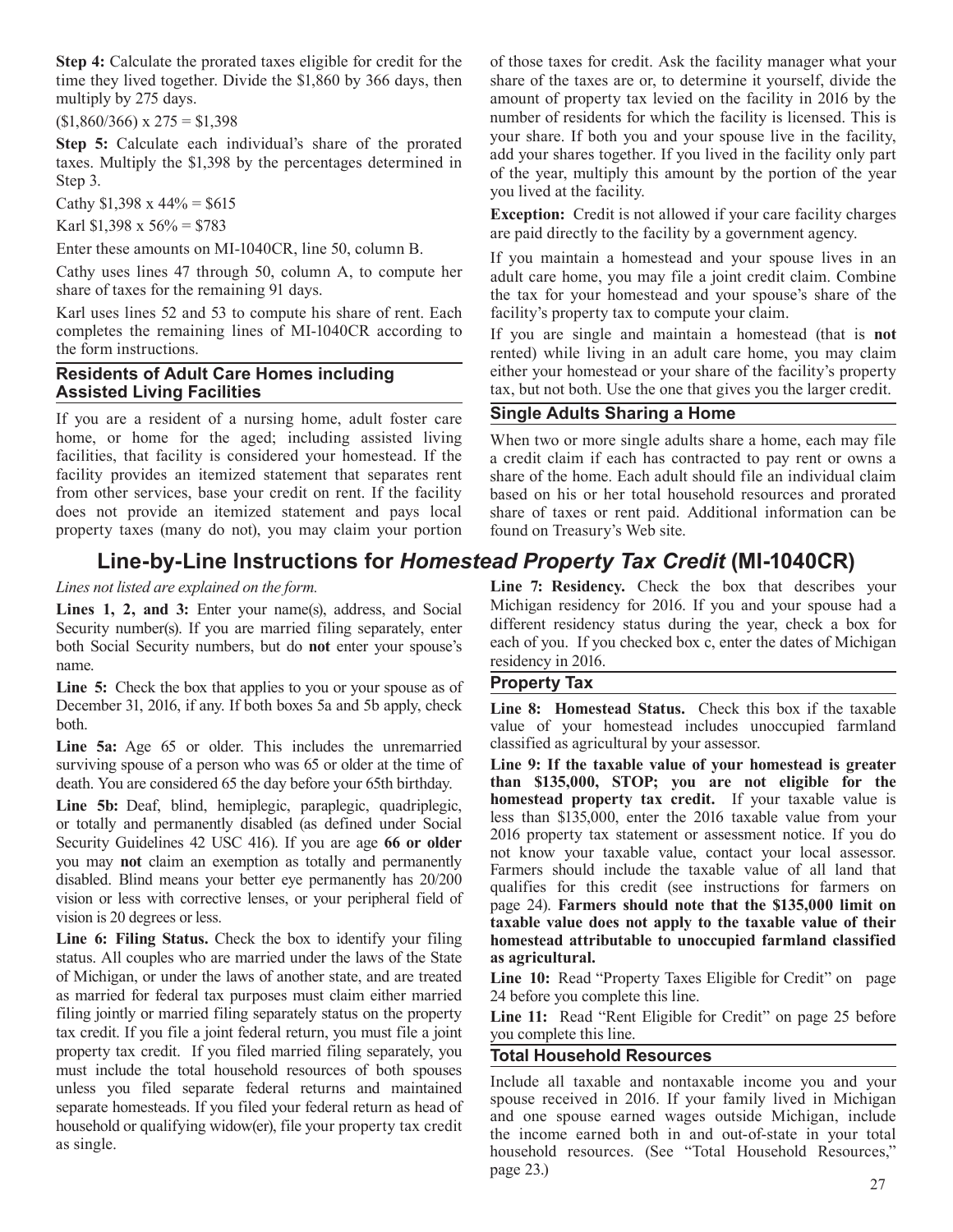**Step 4:** Calculate the prorated taxes eligible for credit for the time they lived together. Divide the $1,860 by 366 days, then multiply by 275 days.

($1,860/366) x 275 = $1,398

**Step 5:** Calculate each individual's share of the prorated taxes. Multiply the $1,398 by the percentages determined in Step 3.

Cathy $1,398 x 44% = $615

Karl $1,398 x 56% = $783

Enter these amounts on MI-1040CR, line 50, column B.

Cathy uses lines 47 through 50, column A, to compute her share of taxes for the remaining 91 days.

Karl uses lines 52 and 53 to compute his share of rent. Each completes the remaining lines of MI-1040CR according to the form instructions.

### Residents of Adult Care Homes including Assisted Living Facilities

If you are a resident of a nursing home, adult foster care home, or home for the aged; including assisted living facilities, that facility is considered your homestead. If the facility provides an itemized statement that separates rent from other services, base your credit on rent. If the facility does not provide an itemized statement and pays local property taxes (many do not), you may claim your portion of those taxes for credit. Ask the facility manager what your share of the taxes are or, to determine it yourself, divide the amount of property tax levied on the facility in 2016 by the number of residents for which the facility is licensed. This is your share. If both you and your spouse live in the facility, add your shares together. If you lived in the facility only part of the year, multiply this amount by the portion of the year you lived at the facility.

**Exception:** Credit is not allowed if your care facility charges are paid directly to the facility by a government agency.

If you maintain a homestead and your spouse lives in an adult care home, you may file a joint credit claim. Combine the tax for your homestead and your spouse's share of the facility's property tax to compute your claim.

If you are single and maintain a homestead (that is **not** rented) while living in an adult care home, you may claim either your homestead or your share of the facility's property tax, but not both. Use the one that gives you the larger credit.

### Single Adults Sharing a Home

When two or more single adults share a home, each may file a credit claim if each has contracted to pay rent or owns a share of the home. Each adult should file an individual claim based on his or her total household resources and prorated share of taxes or rent paid. Additional information can be found on Treasury's Web site.

## Line-by-Line Instructions for *Homestead Property Tax Credit* (MI-1040CR)

*Lines not listed are explained on the form.*

**Lines 1, 2, and 3:** Enter your name(s), address, and Social Security number(s). If you are married filing separately, enter both Social Security numbers, but do **not** enter your spouse's name.

**Line 5:** Check the box that applies to you or your spouse as of December 31, 2016, if any. If both boxes 5a and 5b apply, check both.

**Line 5a:** Age 65 or older. This includes the unremarried surviving spouse of a person who was 65 or older at the time of death. You are considered 65 the day before your 65th birthday.

**Line 5b:** Deaf, blind, hemiplegic, paraplegic, quadriplegic, or totally and permanently disabled (as defined under Social Security Guidelines 42 USC 416). If you are age **66 or older** you may **not** claim an exemption as totally and permanently disabled. Blind means your better eye permanently has 20/200 vision or less with corrective lenses, or your peripheral field of vision is 20 degrees or less.

**Line 6: Filing Status.** Check the box to identify your filing status. All couples who are married under the laws of the State of Michigan, or under the laws of another state, and are treated as married for federal tax purposes must claim either married filing jointly or married filing separately status on the property tax credit. If you file a joint federal return, you must file a joint property tax credit. If you filed married filing separately, you must include the total household resources of both spouses unless you filed separate federal returns and maintained separate homesteads. If you filed your federal return as head of household or qualifying widow(er), file your property tax credit as single.

**Line 7: Residency.** Check the box that describes your Michigan residency for 2016. If you and your spouse had a different residency status during the year, check a box for each of you. If you checked box c, enter the dates of Michigan residency in 2016.

### Property Tax

**Line 8: Homestead Status.** Check this box if the taxable value of your homestead includes unoccupied farmland classified as agricultural by your assessor.

**Line 9: If the taxable value of your homestead is greater than $135,000, STOP; you are not eligible for the homestead property tax credit.** If your taxable value is less than $135,000, enter the 2016 taxable value from your 2016 property tax statement or assessment notice. If you do not know your taxable value, contact your local assessor. Farmers should include the taxable value of all land that qualifies for this credit (see instructions for farmers on page 24). **Farmers should note that the $135,000 limit on taxable value does not apply to the taxable value of their homestead attributable to unoccupied farmland classified as agricultural.**

**Line 10:** Read "Property Taxes Eligible for Credit" on page 24 before you complete this line.

**Line 11:** Read "Rent Eligible for Credit" on page 25 before you complete this line.

### Total Household Resources

Include all taxable and nontaxable income you and your spouse received in 2016. If your family lived in Michigan and one spouse earned wages outside Michigan, include the income earned both in and out-of-state in your total household resources. (See "Total Household Resources," page 23.)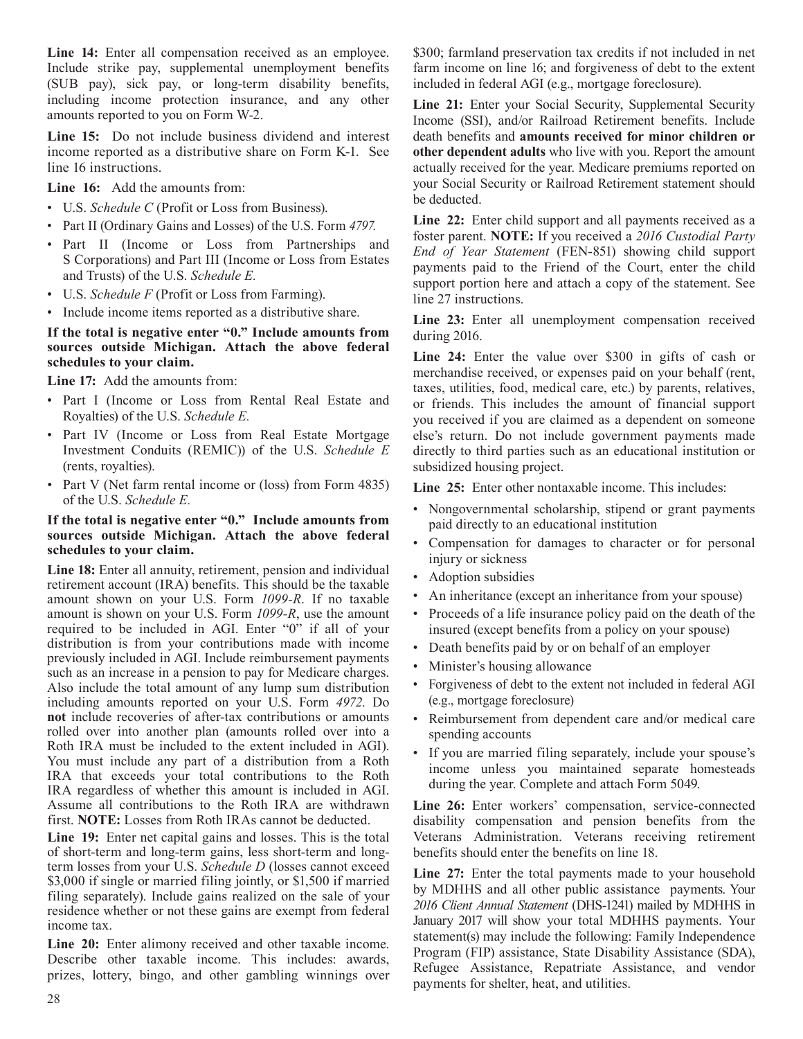**Line 14:** Enter all compensation received as an employee. Include strike pay, supplemental unemployment benefits (SUB pay), sick pay, or long-term disability benefits, including income protection insurance, and any other amounts reported to you on Form W-2.

**Line 15:** Do not include business dividend and interest income reported as a distributive share on Form K-1. See line 16 instructions.

**Line 16:** Add the amounts from:

- U.S. *Schedule C* (Profit or Loss from Business).
- Part II (Ordinary Gains and Losses) of the U.S. Form *4797.*
- Part II (Income or Loss from Partnerships and S Corporations) and Part III (Income or Loss from Estates and Trusts) of the U.S. *Schedule E.*
- U.S. *Schedule F* (Profit or Loss from Farming).
- Include income items reported as a distributive share.

**If the total is negative enter "0." Include amounts from sources outside Michigan. Attach the above federal schedules to your claim.**

**Line 17:** Add the amounts from:

- Part I (Income or Loss from Rental Real Estate and Royalties) of the U.S. *Schedule E.*
- Part IV (Income or Loss from Real Estate Mortgage Investment Conduits (REMIC)) of the U.S. *Schedule E* (rents, royalties).
- Part V (Net farm rental income or (loss) from Form 4835) of the U.S. *Schedule E.*

**If the total is negative enter "0." Include amounts from sources outside Michigan. Attach the above federal schedules to your claim.**

**Line 18:** Enter all annuity, retirement, pension and individual retirement account (IRA) benefits. This should be the taxable amount shown on your U.S. Form *1099-R*. If no taxable amount is shown on your U.S. Form *1099-R*, use the amount required to be included in AGI. Enter "0" if all of your distribution is from your contributions made with income previously included in AGI. Include reimbursement payments such as an increase in a pension to pay for Medicare charges. Also include the total amount of any lump sum distribution including amounts reported on your U.S. Form *4972.* Do **not** include recoveries of after-tax contributions or amounts rolled over into another plan (amounts rolled over into a Roth IRA must be included to the extent included in AGI). You must include any part of a distribution from a Roth IRA that exceeds your total contributions to the Roth IRA regardless of whether this amount is included in AGI. Assume all contributions to the Roth IRA are withdrawn first. **NOTE:** Losses from Roth IRAs cannot be deducted.

**Line 19:** Enter net capital gains and losses. This is the total of short-term and long-term gains, less short-term and long-term losses from your U.S. *Schedule D* (losses cannot exceed $3,000 if single or married filing jointly, or $1,500 if married filing separately). Include gains realized on the sale of your residence whether or not these gains are exempt from federal income tax.

**Line 20:** Enter alimony received and other taxable income. Describe other taxable income. This includes: awards, prizes, lottery, bingo, and other gambling winnings over $300; farmland preservation tax credits if not included in net farm income on line 16; and forgiveness of debt to the extent included in federal AGI (e.g., mortgage foreclosure).

**Line 21:** Enter your Social Security, Supplemental Security Income (SSI), and/or Railroad Retirement benefits. Include death benefits and **amounts received for minor children or other dependent adults** who live with you. Report the amount actually received for the year. Medicare premiums reported on your Social Security or Railroad Retirement statement should be deducted.

**Line 22:** Enter child support and all payments received as a foster parent. **NOTE:** If you received a *2016 Custodial Party End of Year Statement* (FEN-851) showing child support payments paid to the Friend of the Court, enter the child support portion here and attach a copy of the statement. See line 27 instructions.

**Line 23:** Enter all unemployment compensation received during 2016.

**Line 24:** Enter the value over $300 in gifts of cash or merchandise received, or expenses paid on your behalf (rent, taxes, utilities, food, medical care, etc.) by parents, relatives, or friends. This includes the amount of financial support you received if you are claimed as a dependent on someone else's return. Do not include government payments made directly to third parties such as an educational institution or subsidized housing project.

**Line 25:** Enter other nontaxable income. This includes:

- Nongovernmental scholarship, stipend or grant payments paid directly to an educational institution
- Compensation for damages to character or for personal injury or sickness
- Adoption subsidies
- An inheritance (except an inheritance from your spouse)
- Proceeds of a life insurance policy paid on the death of the insured (except benefits from a policy on your spouse)
- Death benefits paid by or on behalf of an employer
- Minister's housing allowance
- Forgiveness of debt to the extent not included in federal AGI (e.g., mortgage foreclosure)
- Reimbursement from dependent care and/or medical care spending accounts
- If you are married filing separately, include your spouse's income unless you maintained separate homesteads during the year. Complete and attach Form 5049.

**Line 26:** Enter workers' compensation, service-connected disability compensation and pension benefits from the Veterans Administration. Veterans receiving retirement benefits should enter the benefits on line 18.

**Line 27:** Enter the total payments made to your household by MDHHS and all other public assistance payments. Your *2016 Client Annual Statement* (DHS-1241) mailed by MDHHS in January 2017 will show your total MDHHS payments. Your statement(s) may include the following: Family Independence Program (FIP) assistance, State Disability Assistance (SDA), Refugee Assistance, Repatriate Assistance, and vendor payments for shelter, heat, and utilities.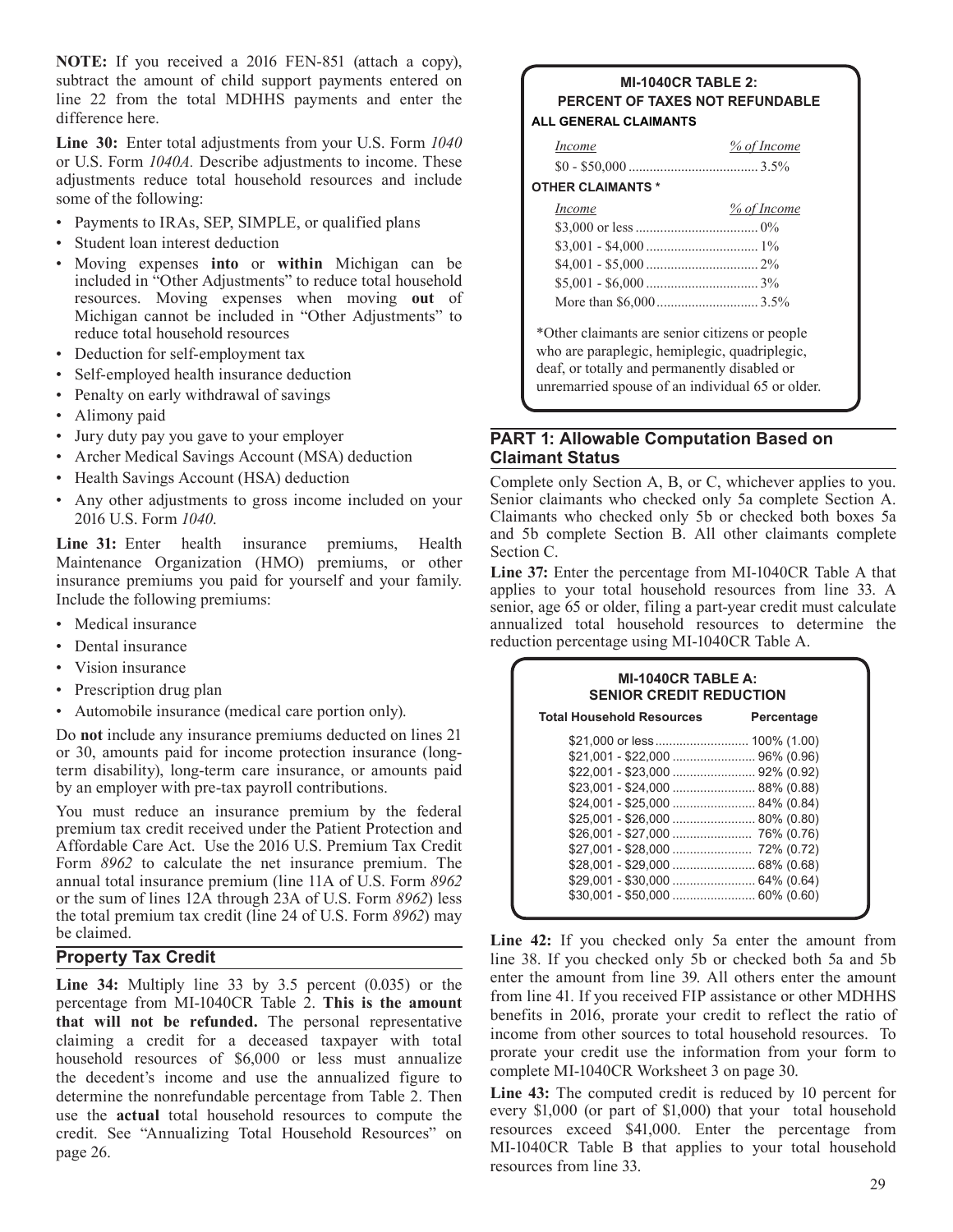**NOTE:** If you received a 2016 FEN-851 (attach a copy), subtract the amount of child support payments entered on line 22 from the total MDHHS payments and enter the difference here.

**Line 30:** Enter total adjustments from your U.S. Form *1040* or U.S. Form *1040A.* Describe adjustments to income. These adjustments reduce total household resources and include some of the following:

- Payments to IRAs, SEP, SIMPLE, or qualified plans
- Student loan interest deduction
- Moving expenses **into** or **within** Michigan can be included in "Other Adjustments" to reduce total household resources. Moving expenses when moving **out** of Michigan cannot be included in "Other Adjustments" to reduce total household resources
- Deduction for self-employment tax
- Self-employed health insurance deduction
- Penalty on early withdrawal of savings
- Alimony paid
- Jury duty pay you gave to your employer
- Archer Medical Savings Account (MSA) deduction
- Health Savings Account (HSA) deduction
- Any other adjustments to gross income included on your 2016 U.S. Form *1040*.

**Line 31:** Enter health insurance premiums, Health Maintenance Organization (HMO) premiums, or other insurance premiums you paid for yourself and your family. Include the following premiums:

- Medical insurance
- Dental insurance
- Vision insurance
- Prescription drug plan
- Automobile insurance (medical care portion only).

Do **not** include any insurance premiums deducted on lines 21 or 30, amounts paid for income protection insurance (long-term disability), long-term care insurance, or amounts paid by an employer with pre-tax payroll contributions.

You must reduce an insurance premium by the federal premium tax credit received under the Patient Protection and Affordable Care Act. Use the 2016 U.S. Premium Tax Credit Form *8962* to calculate the net insurance premium. The annual total insurance premium (line 11A of U.S. Form *8962* or the sum of lines 12A through 23A of U.S. Form *8962*) less the total premium tax credit (line 24 of U.S. Form *8962*) may be claimed.

## Property Tax Credit

**Line 34:** Multiply line 33 by 3.5 percent (0.035) or the percentage from MI-1040CR Table 2. **This is the amount that will not be refunded.** The personal representative claiming a credit for a deceased taxpayer with total household resources of $6,000 or less must annualize the decedent's income and use the annualized figure to determine the nonrefundable percentage from Table 2. Then use the **actual** total household resources to compute the credit. See "Annualizing Total Household Resources" on page 26.

**MI-1040CR TABLE 2: PERCENT OF TAXES NOT REFUNDABLE**

**ALL GENERAL CLAIMANTS**

| *Income* | *% of Income* |
|---|---|
| $0 - $50,000 | 3.5% |

**OTHER CLAIMANTS \***

| *Income* | *% of Income* |
|---|---|
| $3,000 or less | 0% |
| $3,001 - $4,000 | 1% |
| $4,001 - $5,000 | 2% |
| $5,001 - $6,000 | 3% |
| More than $6,000 | 3.5% |

*Other claimants are senior citizens or people who are paraplegic, hemiplegic, quadriplegic, deaf, or totally and permanently disabled or unremarried spouse of an individual 65 or older.

## PART 1: Allowable Computation Based on Claimant Status

Complete only Section A, B, or C, whichever applies to you. Senior claimants who checked only 5a complete Section A. Claimants who checked only 5b or checked both boxes 5a and 5b complete Section B. All other claimants complete Section C.

**Line 37:** Enter the percentage from MI-1040CR Table A that applies to your total household resources from line 33. A senior, age 65 or older, filing a part-year credit must calculate annualized total household resources to determine the reduction percentage using MI-1040CR Table A.

**MI-1040CR TABLE A: SENIOR CREDIT REDUCTION**

| Total Household Resources | Percentage |
|---|---|
| $21,000 or less | 100% (1.00) |
| $21,001 - $22,000 | 96% (0.96) |
| $22,001 - $23,000 | 92% (0.92) |
| $23,001 - $24,000 | 88% (0.88) |
| $24,001 - $25,000 | 84% (0.84) |
| $25,001 - $26,000 | 80% (0.80) |
| $26,001 - $27,000 | 76% (0.76) |
| $27,001 - $28,000 | 72% (0.72) |
| $28,001 - $29,000 | 68% (0.68) |
| $29,001 - $30,000 | 64% (0.64) |
| $30,001 - $50,000 | 60% (0.60) |

**Line 42:** If you checked only 5a enter the amount from line 38. If you checked only 5b or checked both 5a and 5b enter the amount from line 39. All others enter the amount from line 41. If you received FIP assistance or other MDHHS benefits in 2016, prorate your credit to reflect the ratio of income from other sources to total household resources. To prorate your credit use the information from your form to complete MI-1040CR Worksheet 3 on page 30.

**Line 43:** The computed credit is reduced by 10 percent for every $1,000 (or part of $1,000) that your total household resources exceed $41,000. Enter the percentage from MI-1040CR Table B that applies to your total household resources from line 33.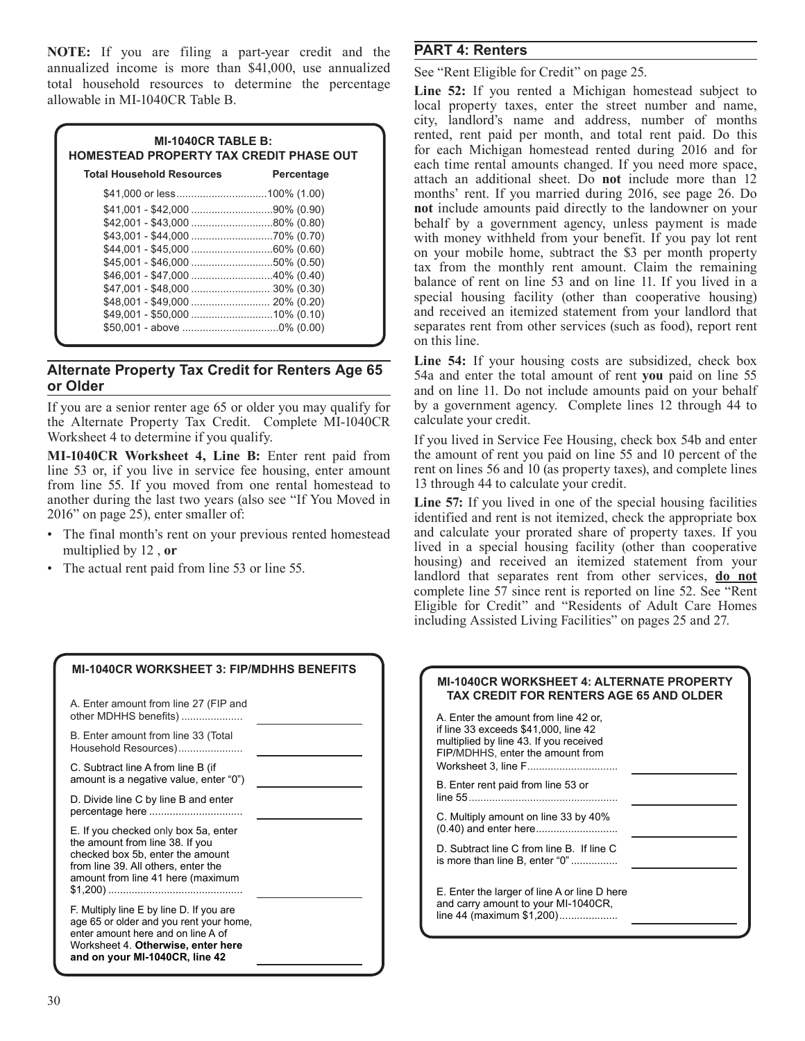**NOTE:** If you are filing a part-year credit and the annualized income is more than $41,000, use annualized total household resources to determine the percentage allowable in MI-1040CR Table B.

**MI-1040CR TABLE B: HOMESTEAD PROPERTY TAX CREDIT PHASE OUT**

| Total Household Resources | Percentage |
|---|---|
| $41,000 or less | 100% (1.00) |
| $41,001 - $42,000 | 90% (0.90) |
| $42,001 - $43,000 | 80% (0.80) |
| $43,001 - $44,000 | 70% (0.70) |
| $44,001 - $45,000 | 60% (0.60) |
| $45,001 - $46,000 | 50% (0.50) |
| $46,001 - $47,000 | 40% (0.40) |
| $47,001 - $48,000 | 30% (0.30) |
| $48,001 - $49,000 | 20% (0.20) |
| $49,001 - $50,000 | 10% (0.10) |
| $50,001 - above | 0% (0.00) |

## Alternate Property Tax Credit for Renters Age 65 or Older

If you are a senior renter age 65 or older you may qualify for the Alternate Property Tax Credit. Complete MI-1040CR Worksheet 4 to determine if you qualify.

**MI-1040CR Worksheet 4, Line B:** Enter rent paid from line 53 or, if you live in service fee housing, enter amount from line 55. If you moved from one rental homestead to another during the last two years (also see "If You Moved in 2016" on page 25), enter smaller of:

- The final month's rent on your previous rented homestead multiplied by 12 , **or**
- The actual rent paid from line 53 or line 55.

**MI-1040CR WORKSHEET 3: FIP/MDHHS BENEFITS**

| | |
|---|---|
| A. Enter amount from line 27 (FIP and other MDHHS benefits) | |
| B. Enter amount from line 33 (Total Household Resources) | |
| C. Subtract line A from line B (if amount is a negative value, enter "0") | |
| D. Divide line C by line B and enter percentage here | |
| E. If you checked only box 5a, enter the amount from line 38. If you checked box 5b, enter the amount from line 39. All others, enter the amount from line 41 here (maximum $1,200) | |
| F. Multiply line E by line D. If you are age 65 or older and you rent your home, enter amount here and on line A of Worksheet 4. **Otherwise, enter here and on your MI-1040CR, line 42** | |

## PART 4: Renters

See "Rent Eligible for Credit" on page 25.

**Line 52:** If you rented a Michigan homestead subject to local property taxes, enter the street number and name, city, landlord's name and address, number of months rented, rent paid per month, and total rent paid. Do this for each Michigan homestead rented during 2016 and for each time rental amounts changed. If you need more space, attach an additional sheet. Do **not** include more than 12 months' rent. If you married during 2016, see page 26. Do **not** include amounts paid directly to the landowner on your behalf by a government agency, unless payment is made with money withheld from your benefit. If you pay lot rent on your mobile home, subtract the $3 per month property tax from the monthly rent amount. Claim the remaining balance of rent on line 53 and on line 11. If you lived in a special housing facility (other than cooperative housing) and received an itemized statement from your landlord that separates rent from other services (such as food), report rent on this line.

**Line 54:** If your housing costs are subsidized, check box 54a and enter the total amount of rent **you** paid on line 55 and on line 11. Do not include amounts paid on your behalf by a government agency. Complete lines 12 through 44 to calculate your credit.

If you lived in Service Fee Housing, check box 54b and enter the amount of rent you paid on line 55 and 10 percent of the rent on lines 56 and 10 (as property taxes), and complete lines 13 through 44 to calculate your credit.

**Line 57:** If you lived in one of the special housing facilities identified and rent is not itemized, check the appropriate box and calculate your prorated share of property taxes. If you lived in a special housing facility (other than cooperative housing) and received an itemized statement from your landlord that separates rent from other services, **do not** complete line 57 since rent is reported on line 52. See "Rent Eligible for Credit" and "Residents of Adult Care Homes including Assisted Living Facilities" on pages 25 and 27.

**MI-1040CR WORKSHEET 4: ALTERNATE PROPERTY TAX CREDIT FOR RENTERS AGE 65 AND OLDER**

| | |
|---|---|
| A. Enter the amount from line 42 or, if line 33 exceeds $41,000, line 42 multiplied by line 43. If you received FIP/MDHHS, enter the amount from Worksheet 3, line F | |
| B. Enter rent paid from line 53 or line 55 | |
| C. Multiply amount on line 33 by 40% (0.40) and enter here | |
| D. Subtract line C from line B. If line C is more than line B, enter "0" | |
| E. Enter the larger of line A or line D here and carry amount to your MI-1040CR, line 44 (maximum $1,200) | |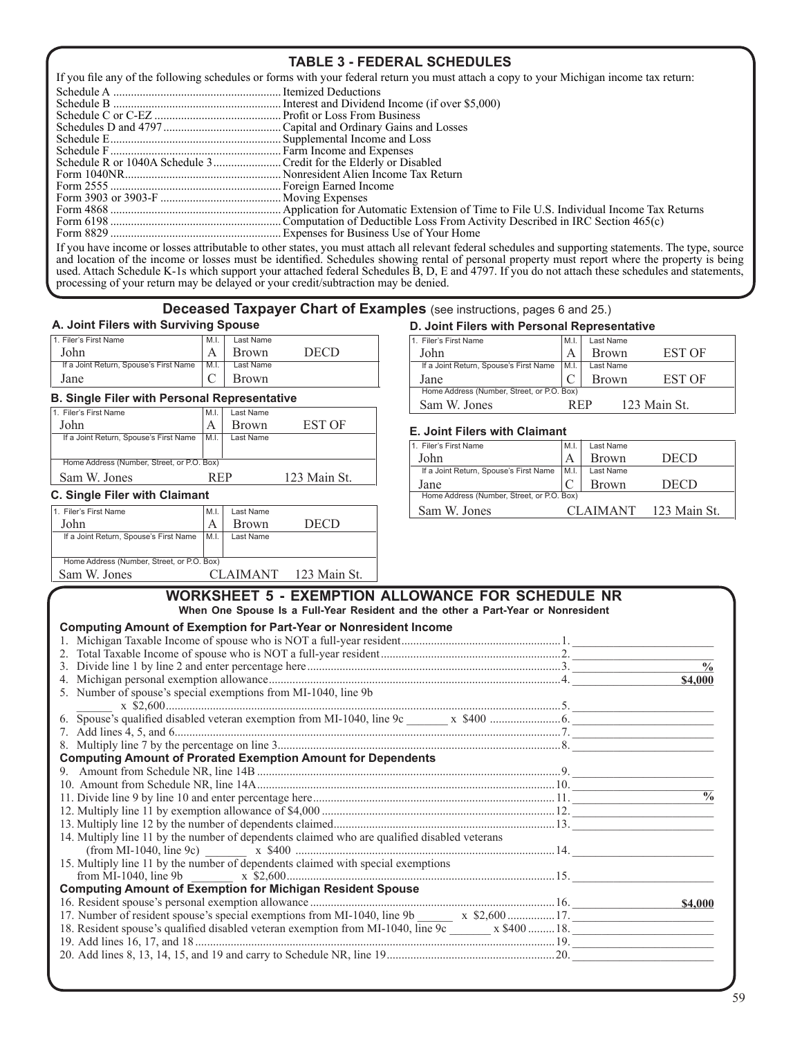## TABLE 3 - FEDERAL SCHEDULES

If you file any of the following schedules or forms with your federal return you must attach a copy to your Michigan income tax return:

| | |
|---|---|
| Schedule A | Itemized Deductions |
| Schedule B | Interest and Dividend Income (if over $5,000) |
| Schedule C or C-EZ | Profit or Loss From Business |
| Schedules D and 4797 | Capital and Ordinary Gains and Losses |
| Schedule E | Supplemental Income and Loss |
| Schedule F | Farm Income and Expenses |
| Schedule R or 1040A Schedule 3 | Credit for the Elderly or Disabled |
| Form 1040NR | Nonresident Alien Income Tax Return |
| Form 2555 | Foreign Earned Income |
| Form 3903 or 3903-F | Moving Expenses |
| Form 4868 | Application for Automatic Extension of Time to File U.S. Individual Income Tax Returns |
| Form 6198 | Computation of Deductible Loss From Activity Described in IRC Section 465(c) |
| Form 8829 | Expenses for Business Use of Your Home |

If you have income or losses attributable to other states, you must attach all relevant federal schedules and supporting statements. The type, source and location of the income or losses must be identified. Schedules showing rental of personal property must report where the property is being used. Attach Schedule K-1s which support your attached federal Schedules B, D, E and 4797. If you do not attach these schedules and statements, processing of your return may be delayed or your credit/subtraction may be denied.

## Deceased Taxpayer Chart of Examples (see instructions, pages 6 and 25.)

### A. Joint Filers with Surviving Spouse

| 1. Filer's First Name | M.I. | Last Name | |
|---|---|---|---|
| John | A | Brown | DECD |
| **If a Joint Return, Spouse's First Name** | **M.I.** | **Last Name** | |
| Jane | C | Brown | |

### B. Single Filer with Personal Representative

| 1. Filer's First Name | M.I. | Last Name | |
|---|---|---|---|
| John | A | Brown | EST OF |
| **If a Joint Return, Spouse's First Name** | **M.I.** | **Last Name** | |
| | | | |
| **Home Address (Number, Street, or P.O. Box)** | | | |
| Sam W. Jones | | REP | 123 Main St. |

### C. Single Filer with Claimant

| 1. Filer's First Name | M.I. | Last Name | |
|---|---|---|---|
| John | A | Brown | DECD |
| **If a Joint Return, Spouse's First Name** | **M.I.** | **Last Name** | |
| | | | |
| **Home Address (Number, Street, or P.O. Box)** | | | |
| Sam W. Jones | | CLAIMANT | 123 Main St. |

### D. Joint Filers with Personal Representative

| 1. Filer's First Name | M.I. | Last Name | |
|---|---|---|---|
| John | A | Brown | EST OF |
| **If a Joint Return, Spouse's First Name** | **M.I.** | **Last Name** | |
| Jane | C | Brown | EST OF |
| **Home Address (Number, Street, or P.O. Box)** | | | |
| Sam W. Jones | | REP | 123 Main St. |

### E. Joint Filers with Claimant

| 1. Filer's First Name | M.I. | Last Name | |
|---|---|---|---|
| John | A | Brown | DECD |
| **If a Joint Return, Spouse's First Name** | **M.I.** | **Last Name** | |
| Jane | C | Brown | DECD |
| **Home Address (Number, Street, or P.O. Box)** | | | |
| Sam W. Jones | | CLAIMANT | 123 Main St. |

## WORKSHEET 5 - EXEMPTION ALLOWANCE FOR SCHEDULE NR

**When One Spouse Is a Full-Year Resident and the other a Part-Year or Nonresident**

### Computing Amount of Exemption for Part-Year or Nonresident Income

1. Michigan Taxable Income of spouse who is NOT a full-year resident ........ 1. ________
2. Total Taxable Income of spouse who is NOT a full-year resident ........ 2. ________
3. Divide line 1 by line 2 and enter percentage here ........ 3. ________ %
4. Michigan personal exemption allowance ........ 4. **$4,000**
5. Number of spouse's special exemptions from MI-1040, line 9b ______ x $2,600 ........ 5. ________
6. Spouse's qualified disabled veteran exemption from MI-1040, line 9c ______ x $400 ........ 6. ________
7. Add lines 4, 5, and 6 ........ 7. ________
8. Multiply line 7 by the percentage on line 3 ........ 8. ________

### Computing Amount of Prorated Exemption Amount for Dependents

9. Amount from Schedule NR, line 14B ........ 9. ________
10. Amount from Schedule NR, line 14A ........ 10. ________
11. Divide line 9 by line 10 and enter percentage here ........ 11. ________ %
12. Multiply line 11 by exemption allowance of $4,000 ........ 12. ________
13. Multiply line 12 by the number of dependents claimed ........ 13. ________
14. Multiply line 11 by the number of dependents claimed who are qualified disabled veterans (from MI-1040, line 9c) ______ x $400 ........ 14. ________
15. Multiply line 11 by the number of dependents claimed with special exemptions from MI-1040, line 9b ______ x $2,600 ........ 15. ________

### Computing Amount of Exemption for Michigan Resident Spouse

16. Resident spouse's personal exemption allowance ........ 16. **$4,000**
17. Number of resident spouse's special exemptions from MI-1040, line 9b ______ x $2,600 ........ 17. ________
18. Resident spouse's qualified disabled veteran exemption from MI-1040, line 9c ______ x $400 ........ 18. ________
19. Add lines 16, 17, and 18 ........ 19. ________
20. Add lines 8, 13, 14, 15, and 19 and carry to Schedule NR, line 19 ........ 20. ________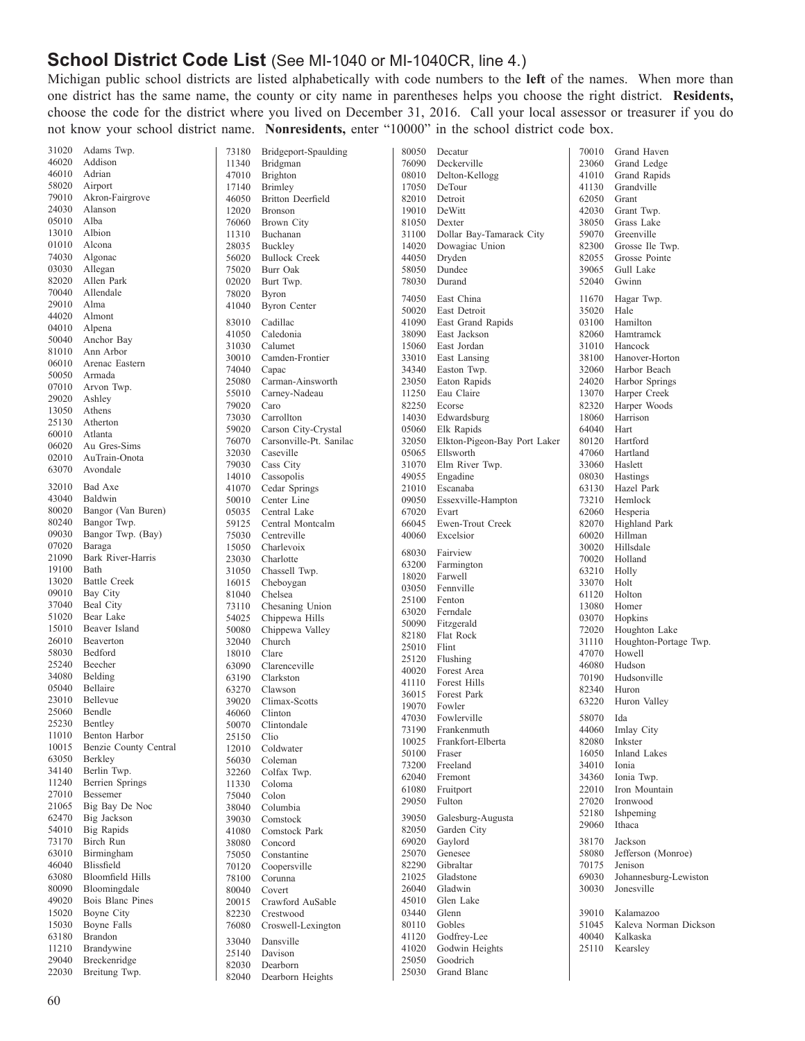## School District Code List (See MI-1040 or MI-1040CR, line 4.)

Michigan public school districts are listed alphabetically with code numbers to the **left** of the names. When more than one district has the same name, the county or city name in parentheses helps you choose the right district. **Residents,** choose the code for the district where you lived on December 31, 2016. Call your local assessor or treasurer if you do not know your school district name. **Nonresidents,** enter "10000" in the school district code box.

31020 Adams Twp.
46020 Addison
46010 Adrian
58020 Airport
79010 Akron-Fairgrove
24030 Alanson
05010 Alba
13010 Albion
01010 Alcona
74030 Algonac
03030 Allegan
82020 Allen Park
70040 Allendale
29010 Alma
44020 Almont
04010 Alpena
50040 Anchor Bay
81010 Ann Arbor
06010 Arenac Eastern
50050 Armada
07010 Arvon Twp.
29020 Ashley
13050 Athens
25130 Atherton
60010 Atlanta
06020 Au Gres-Sims
02010 AuTrain-Onota
63070 Avondale

32010 Bad Axe
43040 Baldwin
80020 Bangor (Van Buren)
80240 Bangor Twp.
09030 Bangor Twp. (Bay)
07020 Baraga
21090 Bark River-Harris
19100 Bath
13020 Battle Creek
09010 Bay City
37040 Beal City
51020 Bear Lake
15010 Beaver Island
26010 Beaverton
58030 Bedford
25240 Beecher
34080 Belding
05040 Bellaire
23010 Bellevue
25060 Bendle
25230 Bentley
11010 Benton Harbor
10015 Benzie County Central
63050 Berkley
34140 Berlin Twp.
11240 Berrien Springs
27010 Bessemer
21065 Big Bay De Noc
62470 Big Jackson
54010 Big Rapids
73170 Birch Run
63010 Birmingham
46040 Blissfield
63080 Bloomfield Hills
80090 Bloomingdale
49020 Bois Blanc Pines
15020 Boyne City
15030 Boyne Falls
63180 Brandon
11210 Brandywine
29040 Breckenridge
22030 Breitung Twp.
73180 Bridgeport-Spaulding
11340 Bridgman
47010 Brighton
17140 Brimley
46050 Britton Deerfield
12020 Bronson
76060 Brown City
11310 Buchanan
28035 Buckley
56020 Bullock Creek
75020 Burr Oak
02020 Burt Twp.
78020 Byron
41040 Byron Center

83010 Cadillac
41050 Caledonia
31030 Calumet
30010 Camden-Frontier
74040 Capac
25080 Carman-Ainsworth
55010 Carney-Nadeau
79020 Caro
73030 Carrollton
59020 Carson City-Crystal
76070 Carsonville-Pt. Sanilac
32030 Caseville
79030 Cass City
14010 Cassopolis
41070 Cedar Springs
50010 Center Line
05035 Central Lake
59125 Central Montcalm
75030 Centreville
15050 Charlevoix
23030 Charlotte
31050 Chassell Twp.
16015 Cheboygan
81040 Chelsea
73110 Chesaning Union
54025 Chippewa Hills
50080 Chippewa Valley
32040 Church
18010 Clare
63090 Clarenceville
63190 Clarkston
63270 Clawson
39020 Climax-Scotts
46060 Clinton
50070 Clintondale
25150 Clio
12010 Coldwater
56030 Coleman
32260 Colfax Twp.
11330 Coloma
75040 Colon
38040 Columbia
39030 Comstock
41080 Comstock Park
38080 Concord
75050 Constantine
70120 Coopersville
78100 Corunna
80040 Covert
20015 Crawford AuSable
82230 Crestwood
76080 Croswell-Lexington

33040 Dansville
25140 Davison
82030 Dearborn
82040 Dearborn Heights
80050 Decatur
76090 Deckerville
08010 Delton-Kellogg
17050 DeTour
82010 Detroit
19010 DeWitt
81050 Dexter
31100 Dollar Bay-Tamarack City
14020 Dowagiac Union
44050 Dryden
58050 Dundee
78030 Durand

74050 East China
50020 East Detroit
41090 East Grand Rapids
38090 East Jackson
15060 East Jordan
33010 East Lansing
34340 Easton Twp.
23050 Eaton Rapids
11250 Eau Claire
82250 Ecorse
14030 Edwardsburg
05060 Elk Rapids
32050 Elkton-Pigeon-Bay Port Laker
05065 Ellsworth
31070 Elm River Twp.
49055 Engadine
21010 Escanaba
09050 Essexville-Hampton
67020 Evart
66045 Ewen-Trout Creek
40060 Excelsior

68030 Fairview
63200 Farmington
18020 Farwell
03050 Fennville
25100 Fenton
63020 Ferndale
50090 Fitzgerald
82180 Flat Rock
25010 Flint
25120 Flushing
40020 Forest Area
41110 Forest Hills
36015 Forest Park
19070 Fowler
47030 Fowlerville
73190 Frankenmuth
10025 Frankfort-Elberta
50100 Fraser
73200 Freeland
62040 Fremont
61080 Fruitport
29050 Fulton

39050 Galesburg-Augusta
82050 Garden City
69020 Gaylord
25070 Genesee
82290 Gibraltar
21025 Gladstone
26040 Gladwin
45010 Glen Lake
03440 Glenn
80110 Gobles
41120 Godfrey-Lee
41020 Godwin Heights
25050 Goodrich
25030 Grand Blanc
70010 Grand Haven
23060 Grand Ledge
41010 Grand Rapids
41130 Grandville
62050 Grant
42030 Grant Twp.
38050 Grass Lake
59070 Greenville
82300 Grosse Ile Twp.
82055 Grosse Pointe
39065 Gull Lake
52040 Gwinn

11670 Hagar Twp.
35020 Hale
03100 Hamilton
82060 Hamtramck
31010 Hancock
38100 Hanover-Horton
32060 Harbor Beach
24020 Harbor Springs
13070 Harper Creek
82320 Harper Woods
18060 Harrison
64040 Hart
80120 Hartford
47060 Hartland
33060 Haslett
08030 Hastings
63130 Hazel Park
73210 Hemlock
62060 Hesperia
82070 Highland Park
60020 Hillman
30020 Hillsdale
70020 Holland
63210 Holly
33070 Holt
61120 Holton
13080 Homer
03070 Hopkins
72020 Houghton Lake
31110 Houghton-Portage Twp.
47070 Howell
46080 Hudson
70190 Hudsonville
82340 Huron
63220 Huron Valley

58070 Ida
44060 Imlay City
82080 Inkster
16050 Inland Lakes
34010 Ionia
34360 Ionia Twp.
22010 Iron Mountain
27020 Ironwood
52180 Ishpeming
29060 Ithaca

38170 Jackson
58080 Jefferson (Monroe)
70175 Jenison
69030 Johannesburg-Lewiston
30030 Jonesville

39010 Kalamazoo
51045 Kaleva Norman Dickson
40040 Kalkaska
25110 Kearsley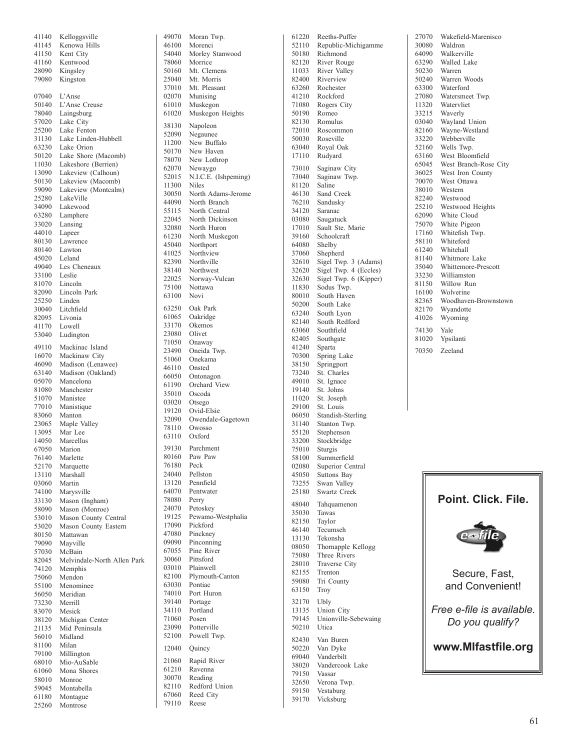41140 Kelloggsville
41145 Kenowa Hills
41150 Kent City
41160 Kentwood
28090 Kingsley
79080 Kingston

07040 L'Anse
50140 L'Anse Creuse
78040 Laingsburg
57020 Lake City
25200 Lake Fenton
31130 Lake Linden-Hubbell
63230 Lake Orion
50120 Lake Shore (Macomb)
11030 Lakeshore (Berrien)
13090 Lakeview (Calhoun)
50130 Lakeview (Macomb)
59090 Lakeview (Montcalm)
25280 LakeVille
34090 Lakewood
63280 Lamphere
33020 Lansing
44010 Lapeer
80130 Lawrence
80140 Lawton
45020 Leland
49040 Les Cheneaux
33100 Leslie
81070 Lincoln
82090 Lincoln Park
25250 Linden
30040 Litchfield
82095 Livonia
41170 Lowell
53040 Ludington

49110 Mackinac Island
16070 Mackinaw City
46090 Madison (Lenawee)
63140 Madison (Oakland)
05070 Mancelona
81080 Manchester
51070 Manistee
77010 Manistique
83060 Manton
23065 Maple Valley
13095 Mar Lee
14050 Marcellus
67050 Marion
76140 Marlette
52170 Marquette
13110 Marshall
03060 Martin
74100 Marysville
33130 Mason (Ingham)
58090 Mason (Monroe)
53010 Mason County Central
53020 Mason County Eastern
80150 Mattawan
79090 Mayville
57030 McBain
82045 Melvindale-North Allen Park
74120 Memphis
75060 Mendon
55100 Menominee
56050 Meridian
73230 Merrill
83070 Mesick
38120 Michigan Center
21135 Mid Peninsula
56010 Midland
81100 Milan
79100 Millington
68010 Mio-AuSable
61060 Mona Shores
58010 Monroe
59045 Montabella
61180 Montague
25260 Montrose

49070 Moran Twp.
46100 Morenci
54040 Morley Stanwood
78060 Morrice
50160 Mt. Clemens
25040 Mt. Morris
37010 Mt. Pleasant
02070 Munising
61010 Muskegon
61020 Muskegon Heights

38130 Napoleon
52090 Negaunee
11200 New Buffalo
50170 New Haven
78070 New Lothrop
62070 Newaygo
52015 N.I.C.E. (Ishpeming)
11300 Niles
30050 North Adams-Jerome
44090 North Branch
55115 North Central
22045 North Dickinson
32080 North Huron
61230 North Muskegon
45040 Northport
41025 Northview
82390 Northville
38140 Northwest
22025 Norway-Vulcan
75100 Nottawa
63100 Novi

63250 Oak Park
61065 Oakridge
33170 Okemos
23080 Olivet
71050 Onaway
23490 Oneida Twp.
51060 Onekama
46110 Onsted
66050 Ontonagon
61190 Orchard View
35010 Oscoda
03020 Otsego
19120 Ovid-Elsie
32090 Owendale-Gagetown
78110 Owosso
63110 Oxford

39130 Parchment
80160 Paw Paw
76180 Peck
24040 Pellston
13120 Pennfield
64070 Pentwater
78080 Perry
24070 Petoskey
19125 Pewamo-Westphalia
17090 Pickford
47080 Pinckney
09090 Pinconning
67055 Pine River
30060 Pittsford
03010 Plainwell
82100 Plymouth-Canton
63030 Pontiac
74010 Port Huron
39140 Portage
34110 Portland
71060 Posen
23090 Potterville
52100 Powell Twp.

12040 Quincy

21060 Rapid River
61210 Ravenna
30070 Reading
82110 Redford Union
67060 Reed City
79110 Reese

61220 Reeths-Puffer
52110 Republic-Michigamme
50180 Richmond
82120 River Rouge
11033 River Valley
82400 Riverview
63260 Rochester
41210 Rockford
71080 Rogers City
50190 Romeo
82130 Romulus
72010 Roscommon
50030 Roseville
63040 Royal Oak
17110 Rudyard

73010 Saginaw City
73040 Saginaw Twp.
81120 Saline
46130 Sand Creek
76210 Sandusky
34120 Saranac
03080 Saugatuck
17010 Sault Ste. Marie
39160 Schoolcraft
64080 Shelby
37060 Shepherd
32610 Sigel Twp. 3 (Adams)
32620 Sigel Twp. 4 (Eccles)
32630 Sigel Twp. 6 (Kipper)
11830 Sodus Twp.
80010 South Haven
50200 South Lake
63240 South Lyon
82140 South Redford
63060 Southfield
82405 Southgate
41240 Sparta
70300 Spring Lake
38150 Springport
73240 St. Charles
49010 St. Ignace
19140 St. Johns
11020 St. Joseph
29100 St. Louis
06050 Standish-Sterling
31140 Stanton Twp.
55120 Stephenson
33200 Stockbridge
75010 Sturgis
58100 Summerfield
02080 Superior Central
45050 Suttons Bay
73255 Swan Valley
25180 Swartz Creek

48040 Tahquamenon
35030 Tawas
82150 Taylor
46140 Tecumseh
13130 Tekonsha
08050 Thornapple Kellogg
75080 Three Rivers
28010 Traverse City
82155 Trenton
59080 Tri County
63150 Troy

32170 Ubly
13135 Union City
79145 Unionville-Sebewaing
50210 Utica

82430 Van Buren
50220 Van Dyke
69040 Vanderbilt
38020 Vandercook Lake
79150 Vassar
32650 Verona Twp.
59150 Vestaburg
39170 Vicksburg

27070 Wakefield-Marenisco
30080 Waldron
64090 Walkerville
63290 Walled Lake
50230 Warren
50240 Warren Woods
63300 Waterford
27080 Watersmeet Twp.
11320 Watervliet
33215 Waverly
03040 Wayland Union
82160 Wayne-Westland
33220 Webberville
52160 Wells Twp.
63160 West Bloomfield
65045 West Branch-Rose City
36025 West Iron County
70070 West Ottawa
38010 Western
82240 Westwood
25210 Westwood Heights
62090 White Cloud
75070 White Pigeon
17160 Whitefish Twp.
58110 Whiteford
61240 Whitehall
81140 Whitmore Lake
35040 Whittemore-Prescott
33230 Williamston
81150 Willow Run
16100 Wolverine
82365 Woodhaven-Brownstown
82170 Wyandotte
41026 Wyoming

74130 Yale
81020 Ypsilanti

70350 Zeeland

**Point. Click. File.**

e-file

Secure, Fast, and Convenient!

*Free e-file is available. Do you qualify?*

**www.MIfastfile.org**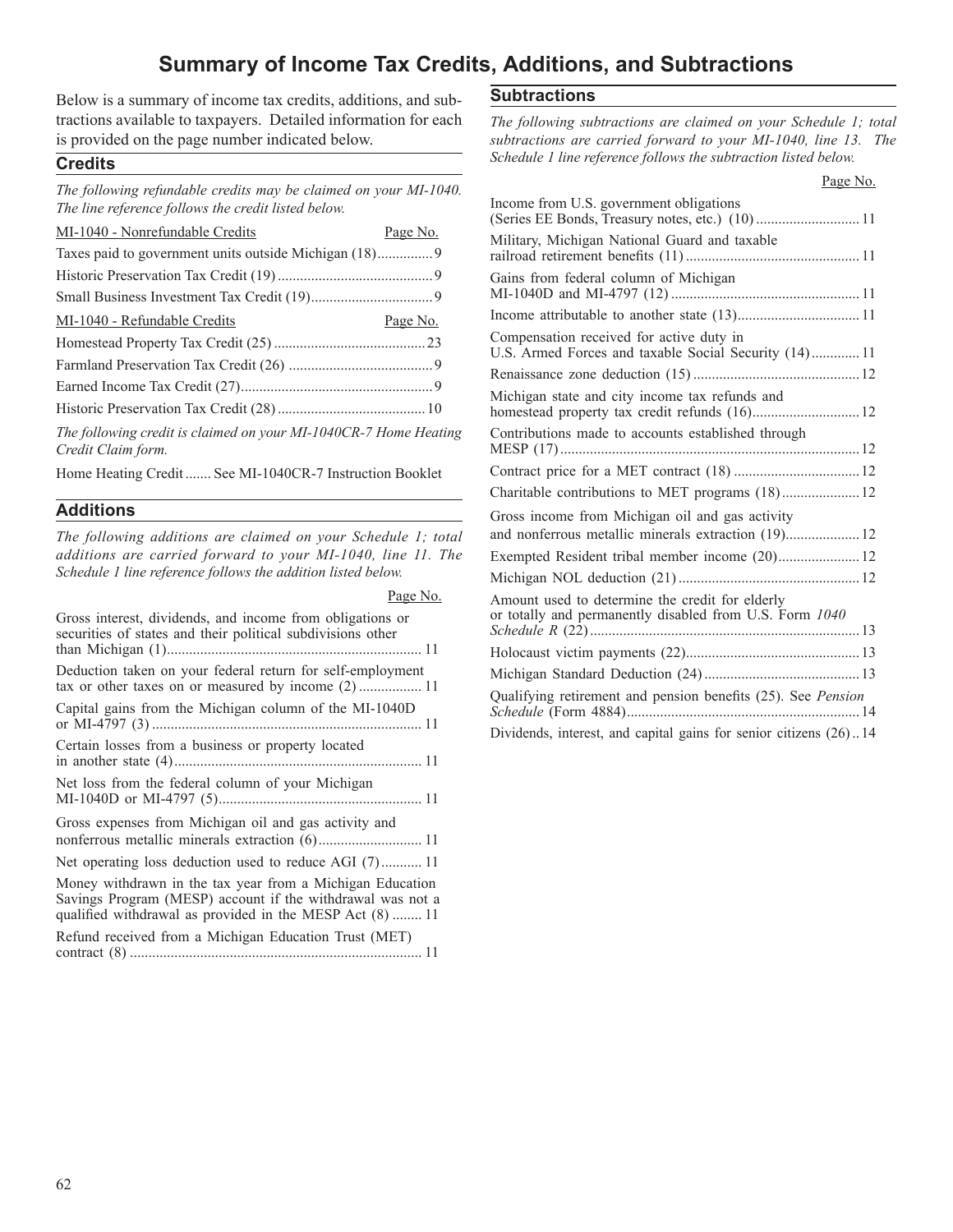# Summary of Income Tax Credits, Additions, and Subtractions

Below is a summary of income tax credits, additions, and subtractions available to taxpayers. Detailed information for each is provided on the page number indicated below.

## Credits

*The following refundable credits may be claimed on your MI-1040. The line reference follows the credit listed below.*

| MI-1040 - Nonrefundable Credits | Page No. |
|---|---|
| Taxes paid to government units outside Michigan (18) | 9 |
| Historic Preservation Tax Credit (19) | 9 |
| Small Business Investment Tax Credit (19) | 9 |

| MI-1040 - Refundable Credits | Page No. |
|---|---|
| Homestead Property Tax Credit (25) | 23 |
| Farmland Preservation Tax Credit (26) | 9 |
| Earned Income Tax Credit (27) | 9 |
| Historic Preservation Tax Credit (28) | 10 |

*The following credit is claimed on your MI-1040CR-7 Home Heating Credit Claim form.*

Home Heating Credit....... See MI-1040CR-7 Instruction Booklet

## Additions

*The following additions are claimed on your Schedule 1; total additions are carried forward to your MI-1040, line 11. The Schedule 1 line reference follows the addition listed below.*

| | Page No. |
|---|---|
| Gross interest, dividends, and income from obligations or securities of states and their political subdivisions other than Michigan (1) | 11 |
| Deduction taken on your federal return for self-employment tax or other taxes on or measured by income (2) | 11 |
| Capital gains from the Michigan column of the MI-1040D or MI-4797 (3) | 11 |
| Certain losses from a business or property located in another state (4) | 11 |
| Net loss from the federal column of your Michigan MI-1040D or MI-4797 (5) | 11 |
| Gross expenses from Michigan oil and gas activity and nonferrous metallic minerals extraction (6) | 11 |
| Net operating loss deduction used to reduce AGI (7) | 11 |
| Money withdrawn in the tax year from a Michigan Education Savings Program (MESP) account if the withdrawal was not a qualified withdrawal as provided in the MESP Act (8) | 11 |
| Refund received from a Michigan Education Trust (MET) contract (8) | 11 |

## Subtractions

*The following subtractions are claimed on your Schedule 1; total subtractions are carried forward to your MI-1040, line 13. The Schedule 1 line reference follows the subtraction listed below.*

| | Page No. |
|---|---|
| Income from U.S. government obligations (Series EE Bonds, Treasury notes, etc.) (10) | 11 |
| Military, Michigan National Guard and taxable railroad retirement benefits (11) | 11 |
| Gains from federal column of Michigan MI-1040D and MI-4797 (12) | 11 |
| Income attributable to another state (13) | 11 |
| Compensation received for active duty in U.S. Armed Forces and taxable Social Security (14) | 11 |
| Renaissance zone deduction (15) | 12 |
| Michigan state and city income tax refunds and homestead property tax credit refunds (16) | 12 |
| Contributions made to accounts established through MESP (17) | 12 |
| Contract price for a MET contract (18) | 12 |
| Charitable contributions to MET programs (18) | 12 |
| Gross income from Michigan oil and gas activity and nonferrous metallic minerals extraction (19) | 12 |
| Exempted Resident tribal member income (20) | 12 |
| Michigan NOL deduction (21) | 12 |
| Amount used to determine the credit for elderly or totally and permanently disabled from U.S. Form *1040 Schedule R* (22) | 13 |
| Holocaust victim payments (22) | 13 |
| Michigan Standard Deduction (24) | 13 |
| Qualifying retirement and pension benefits (25). See *Pension Schedule* (Form 4884) | 14 |
| Dividends, interest, and capital gains for senior citizens (26) | 14 |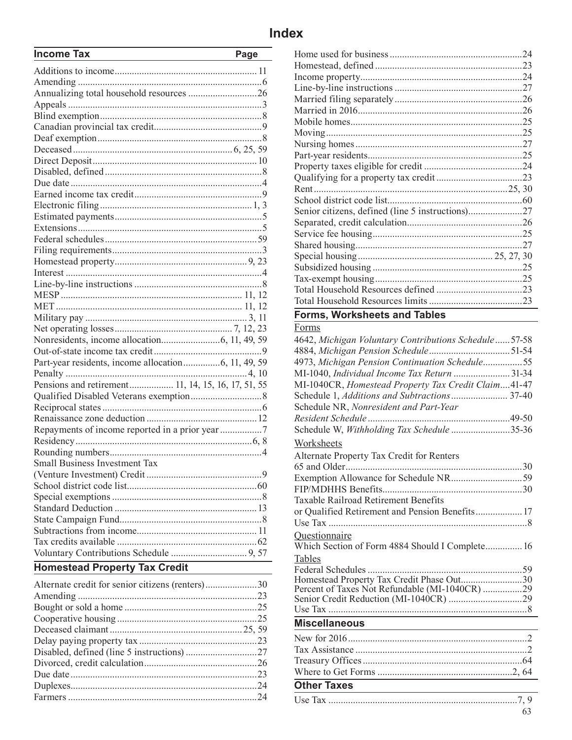# Index

## Income Tax

| Income Tax | Page |
|---|---|
| Additions to income | 11 |
| Amending | 6 |
| Annualizing total household resources | 26 |
| Appeals | 3 |
| Blind exemption | 8 |
| Canadian provincial tax credit | 9 |
| Deaf exemption | 8 |
| Deceased | 6, 25, 59 |
| Direct Deposit | 10 |
| Disabled, defined | 8 |
| Due date | 4 |
| Earned income tax credit | 9 |
| Electronic filing | 1, 3 |
| Estimated payments | 5 |
| Extensions | 5 |
| Federal schedules | 59 |
| Filing requirements | 3 |
| Homestead property | 9, 23 |
| Interest | 4 |
| Line-by-line instructions | 8 |
| MESP | 11, 12 |
| MET | 11, 12 |
| Military pay | 3, 11 |
| Net operating losses | 7, 12, 23 |
| Nonresidents, income allocation | 6, 11, 49, 59 |
| Out-of-state income tax credit | 9 |
| Part-year residents, income allocation | 6, 11, 49, 59 |
| Penalty | 4, 10 |
| Pensions and retirement | 11, 14, 15, 16, 17, 51, 55 |
| Qualified Disabled Veterans exemption | 8 |
| Reciprocal states | 6 |
| Renaissance zone deduction | 12 |
| Repayments of income reported in a prior year | 7 |
| Residency | 6, 8 |
| Rounding numbers | 4 |
| Small Business Investment Tax (Venture Investment) Credit | 9 |
| School district code list | 60 |
| Special exemptions | 8 |
| Standard Deduction | 13 |
| State Campaign Fund | 8 |
| Subtractions from income | 11 |
| Tax credits available | 62 |
| Voluntary Contributions Schedule | 9, 57 |

## Homestead Property Tax Credit

| Entry | Page |
|---|---|
| Alternate credit for senior citizens (renters) | 30 |
| Amending | 23 |
| Bought or sold a home | 25 |
| Cooperative housing | 25 |
| Deceased claimant | 25, 59 |
| Delay paying property tax | 23 |
| Disabled, defined (line 5 instructions) | 27 |
| Divorced, credit calculation | 26 |
| Due date | 23 |
| Duplexes | 24 |
| Farmers | 24 |
| Home used for business | 24 |
| Homestead, defined | 23 |
| Income property | 24 |
| Line-by-line instructions | 27 |
| Married filing separately | 26 |
| Married in 2016 | 26 |
| Mobile homes | 25 |
| Moving | 25 |
| Nursing homes | 27 |
| Part-year residents | 25 |
| Property taxes eligible for credit | 24 |
| Qualifying for a property tax credit | 23 |
| Rent | 25, 30 |
| School district code list | 60 |
| Senior citizens, defined (line 5 instructions) | 27 |
| Separated, credit calculation | 26 |
| Service fee housing | 25 |
| Shared housing | 27 |
| Special housing | 25, 27, 30 |
| Subsidized housing | 25 |
| Tax-exempt housing | 25 |
| Total Household Resources defined | 23 |
| Total Household Resources limits | 23 |

## Forms, Worksheets and Tables

### Forms

| Entry | Page |
|---|---|
| 4642, *Michigan Voluntary Contributions Schedule* | 57-58 |
| 4884, *Michigan Pension Schedule* | 51-54 |
| 4973, *Michigan Pension Continuation Schedule* | 55 |
| MI-1040, *Individual Income Tax Return* | 31-34 |
| MI-1040CR, *Homestead Property Tax Credit Claim* | 41-47 |
| Schedule 1, *Additions and Subtractions* | 37-40 |
| Schedule NR, *Nonresident and Part-Year Resident Schedule* | 49-50 |
| Schedule W, *Withholding Tax Schedule* | 35-36 |

### Worksheets

| Entry | Page |
|---|---|
| Alternate Property Tax Credit for Renters 65 and Older | 30 |
| Exemption Allowance for Schedule NR | 59 |
| FIP/MDHHS Benefits | 30 |
| Taxable Railroad Retirement Benefits or Qualified Retirement and Pension Benefits | 17 |
| Use Tax | 8 |

### Questionnaire

| Entry | Page |
|---|---|
| Which Section of Form 4884 Should I Complete | 16 |

### Tables

| Entry | Page |
|---|---|
| Federal Schedules | 59 |
| Homestead Property Tax Credit Phase Out | 30 |
| Percent of Taxes Not Refundable (MI-1040CR) | 29 |
| Senior Credit Reduction (MI-1040CR) | 29 |
| Use Tax | 8 |

## Miscellaneous

| Entry | Page |
|---|---|
| New for 2016 | 2 |
| Tax Assistance | 2 |
| Treasury Offices | 64 |
| Where to Get Forms | 2, 64 |

## Other Taxes

| Entry | Page |
|---|---|
| Use Tax | 7, 9 |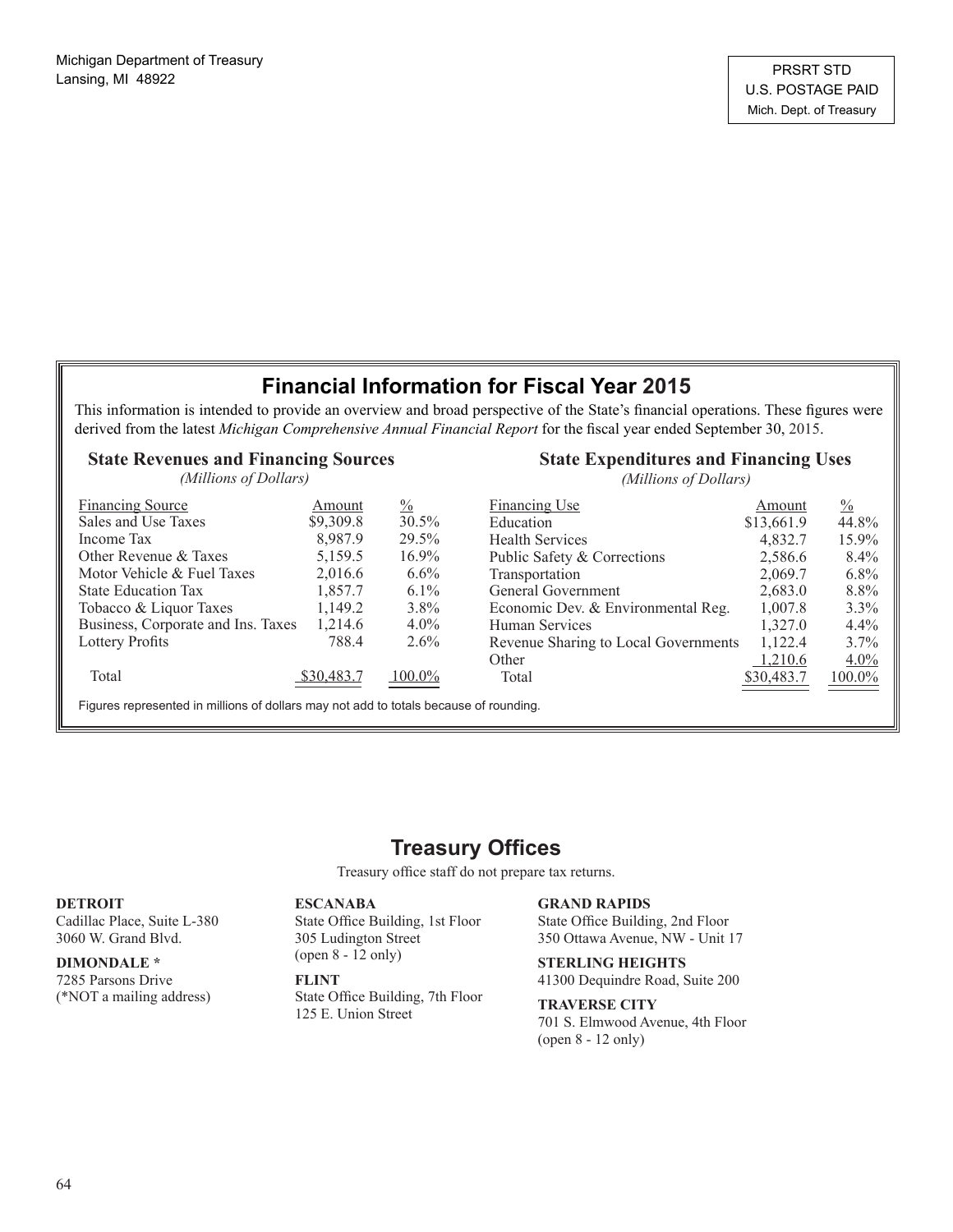Michigan Department of Treasury
Lansing, MI 48922

PRSRT STD
U.S. POSTAGE PAID
Mich. Dept. of Treasury

## Financial Information for Fiscal Year 2015

This information is intended to provide an overview and broad perspective of the State's financial operations. These figures were derived from the latest *Michigan Comprehensive Annual Financial Report* for the fiscal year ended September 30, 2015.

### State Revenues and Financing Sources

*(Millions of Dollars)*

| Financing Source | Amount | % |
|---|---|---|
| Sales and Use Taxes | $9,309.8 | 30.5% |
| Income Tax | 8,987.9 | 29.5% |
| Other Revenue & Taxes | 5,159.5 | 16.9% |
| Motor Vehicle & Fuel Taxes | 2,016.6 | 6.6% |
| State Education Tax | 1,857.7 | 6.1% |
| Tobacco & Liquor Taxes | 1,149.2 | 3.8% |
| Business, Corporate and Ins. Taxes | 1,214.6 | 4.0% |
| Lottery Profits | 788.4 | 2.6% |
| Total | $30,483.7 | 100.0% |

### State Expenditures and Financing Uses

*(Millions of Dollars)*

| Financing Use | Amount | % |
|---|---|---|
| Education | $13,661.9 | 44.8% |
| Health Services | 4,832.7 | 15.9% |
| Public Safety & Corrections | 2,586.6 | 8.4% |
| Transportation | 2,069.7 | 6.8% |
| General Government | 2,683.0 | 8.8% |
| Economic Dev. & Environmental Reg. | 1,007.8 | 3.3% |
| Human Services | 1,327.0 | 4.4% |
| Revenue Sharing to Local Governments | 1,122.4 | 3.7% |
| Other | 1,210.6 | 4.0% |
| Total | $30,483.7 | 100.0% |

Figures represented in millions of dollars may not add to totals because of rounding.

## Treasury Offices

Treasury office staff do not prepare tax returns.

**DETROIT**
Cadillac Place, Suite L-380
3060 W. Grand Blvd.

**DIMONDALE ***
7285 Parsons Drive
(*NOT a mailing address)

**ESCANABA**
State Office Building, 1st Floor
305 Ludington Street
(open 8 - 12 only)

**FLINT**
State Office Building, 7th Floor
125 E. Union Street

**GRAND RAPIDS**
State Office Building, 2nd Floor
350 Ottawa Avenue, NW - Unit 17

**STERLING HEIGHTS**
41300 Dequindre Road, Suite 200

**TRAVERSE CITY**
701 S. Elmwood Avenue, 4th Floor
(open 8 - 12 only)